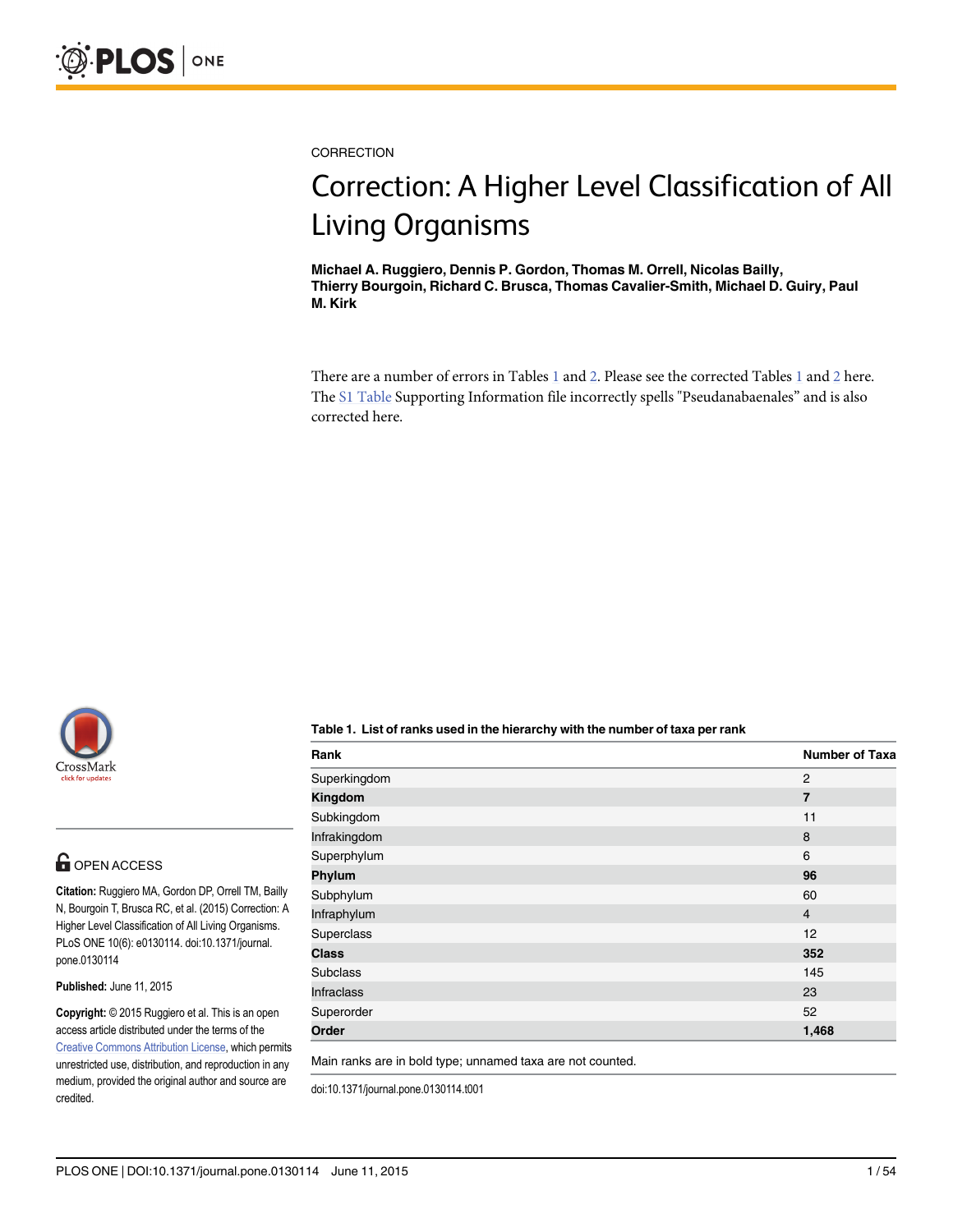CORRECTION

# Correction: A Higher Level Classification of All Living Organisms

**Michael A. Ruggiero, Dennis P. Gordon, Thomas M. Orrell, Nicolas Bailly, Thierry Bourgoin, Richard C. Brusca, Thomas Cavalier-Smith, Michael D. Guiry, Paul M. Kirk**

There are a number of errors in Tables 1 and 2. Please see the corrected Tables 1 and 2 here. The S1 Table Supporting Information file incorrectly spells "Pseudanabaenales" and is also corrected here.

OPEN ACCESS

**Citation:** Ruggiero MA, Gordon DP, Orrell TM, Bailly N, Bourgoin T, Brusca RC, et al. (2015) Correction: A Higher Level Classification of All Living Organisms. PLoS ONE 10(6): e0130114. doi:10.1371/journal.pone.0130114

**Published:** June 11, 2015

**Copyright:** © 2015 Ruggiero et al. This is an open access article distributed under the terms of the Creative Commons Attribution License, which permits unrestricted use, distribution, and reproduction in any medium, provided the original author and source are credited.

**Table 1. List of ranks used in the hierarchy with the number of taxa per rank**

| Rank | Number of Taxa |
| --- | --- |
| Superkingdom | 2 |
| **Kingdom** | **7** |
| Subkingdom | 11 |
| Infrakingdom | 8 |
| Superphylum | 6 |
| **Phylum** | **96** |
| Subphylum | 60 |
| Infraphylum | 4 |
| Superclass | 12 |
| **Class** | **352** |
| Subclass | 145 |
| Infraclass | 23 |
| Superorder | 52 |
| **Order** | **1,468** |

Main ranks are in bold type; unnamed taxa are not counted.

doi:10.1371/journal.pone.0130114.t001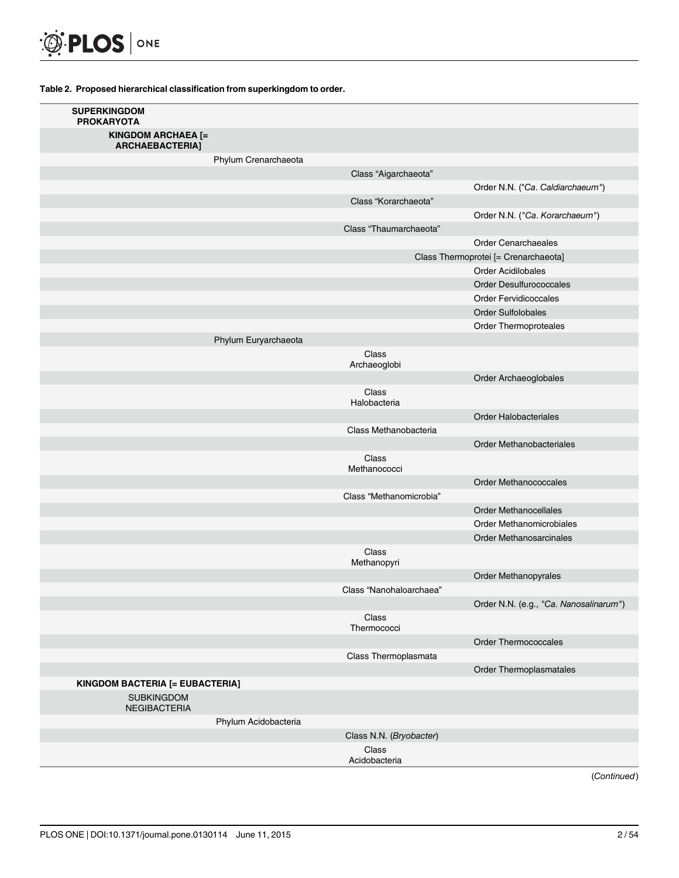**Table 2. Proposed hierarchical classification from superkingdom to order.**

| | | | | |
|---|---|---|---|---|
| **SUPERKINGDOM PROKARYOTA** | | | | |
| **KINGDOM ARCHAEA [= ARCHAEBACTERIA]** | | | | |
| | | Phylum Crenarchaeota | | |
| | | | Class "Aigarchaeota" | |
| | | | | Order N.N. ("*Ca. Caldiarchaeum*") |
| | | | Class "Korarchaeota" | |
| | | | | Order N.N. ("*Ca. Korarchaeum*") |
| | | | Class "Thaumarchaeota" | |
| | | | | Order Cenarchaeales |
| | | | Class Thermoprotei [= Crenarchaeota] | |
| | | | | Order Acidilobales |
| | | | | Order Desulfurococcales |
| | | | | Order Fervidicoccales |
| | | | | Order Sulfolobales |
| | | | | Order Thermoproteales |
| | | Phylum Euryarchaeota | | |
| | | | Class Archaeoglobi | |
| | | | | Order Archaeoglobales |
| | | | Class Halobacteria | |
| | | | | Order Halobacteriales |
| | | | Class Methanobacteria | |
| | | | | Order Methanobacteriales |
| | | | Class Methanococci | |
| | | | | Order Methanococcales |
| | | | Class "Methanomicrobia" | |
| | | | | Order Methanocellales |
| | | | | Order Methanomicrobiales |
| | | | | Order Methanosarcinales |
| | | | Class Methanopyri | |
| | | | | Order Methanopyrales |
| | | | Class "Nanohaloarchaea" | |
| | | | | Order N.N. (e.g., "*Ca. Nanosalinarum*") |
| | | | Class Thermococci | |
| | | | | Order Thermococcales |
| | | | Class Thermoplasmata | |
| | | | | Order Thermoplasmatales |
| **KINGDOM BACTERIA [= EUBACTERIA]** | | | | |
| | SUBKINGDOM NEGIBACTERIA | | | |
| | | Phylum Acidobacteria | | |
| | | | Class N.N. (*Bryobacter*) | |
| | | | Class Acidobacteria | |

(*Continued*)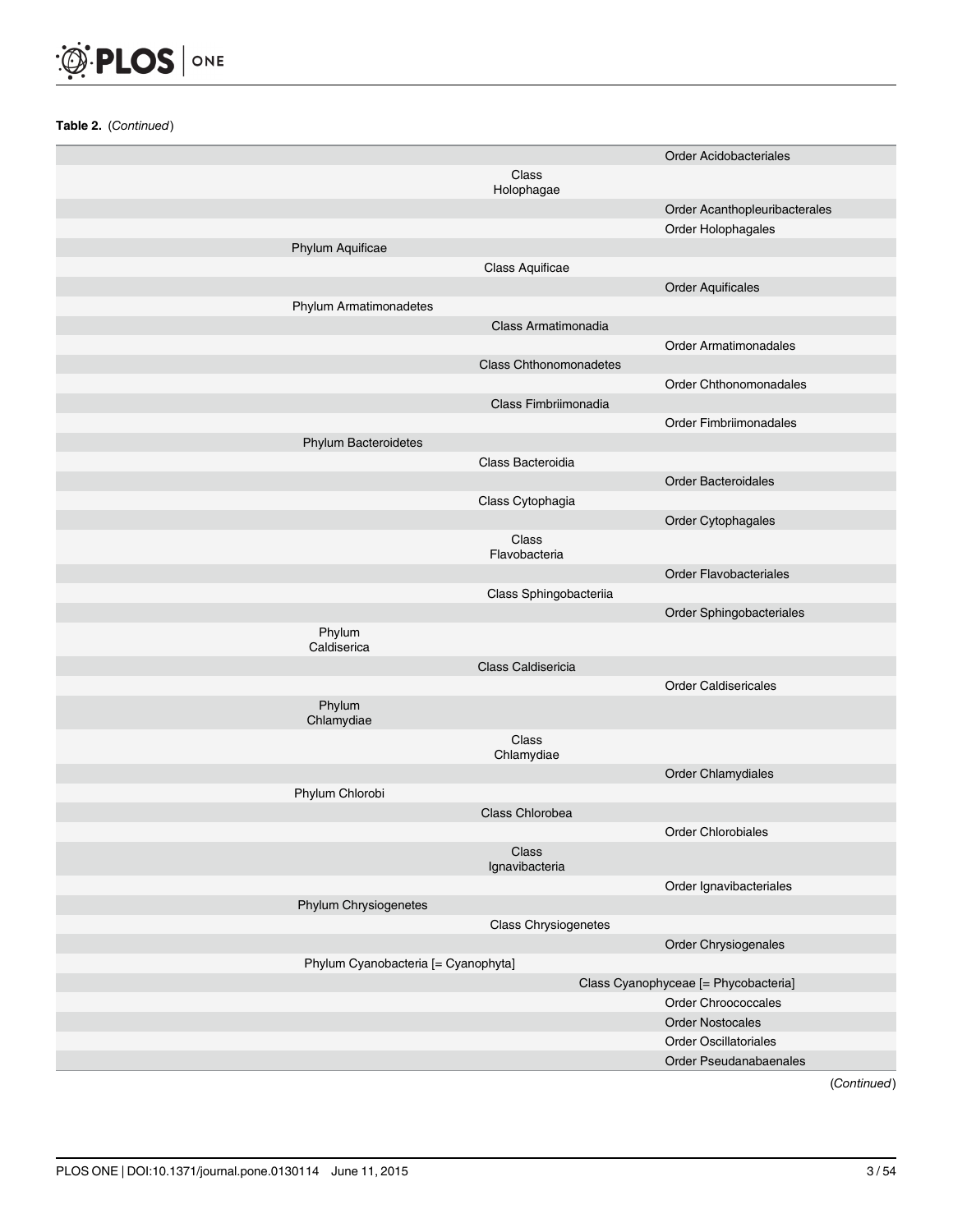**Table 2.** (*Continued*)

| | | | |
|---|---|---|---|
| | | | Order Acidobacteriales |
| | | Class Holophagae | |
| | | | Order Acanthopleuribacterales |
| | | | Order Holophagales |
| | Phylum Aquificae | | |
| | | Class Aquificae | |
| | | | Order Aquificales |
| | Phylum Armatimonadetes | | |
| | | Class Armatimonadia | |
| | | | Order Armatimonadales |
| | | Class Chthonomonadetes | |
| | | | Order Chthonomonadales |
| | | Class Fimbriimonadia | |
| | | | Order Fimbriimonadales |
| | Phylum Bacteroidetes | | |
| | | Class Bacteroidia | |
| | | | Order Bacteroidales |
| | | Class Cytophagia | |
| | | | Order Cytophagales |
| | | Class Flavobacteria | |
| | | | Order Flavobacteriales |
| | | Class Sphingobacteriia | |
| | | | Order Sphingobacteriales |
| | Phylum Caldiserica | | |
| | | Class Caldisericia | |
| | | | Order Caldisericales |
| | Phylum Chlamydiae | | |
| | | Class Chlamydiae | |
| | | | Order Chlamydiales |
| | Phylum Chlorobi | | |
| | | Class Chlorobea | |
| | | | Order Chlorobiales |
| | | Class Ignavibacteria | |
| | | | Order Ignavibacteriales |
| | Phylum Chrysiogenetes | | |
| | | Class Chrysiogenetes | |
| | | | Order Chrysiogenales |
| | Phylum Cyanobacteria [= Cyanophyta] | | |
| | | Class Cyanophyceae [= Phycobacteria] | |
| | | | Order Chroococcales |
| | | | Order Nostocales |
| | | | Order Oscillatoriales |
| | | | Order Pseudanabaenales |

(*Continued*)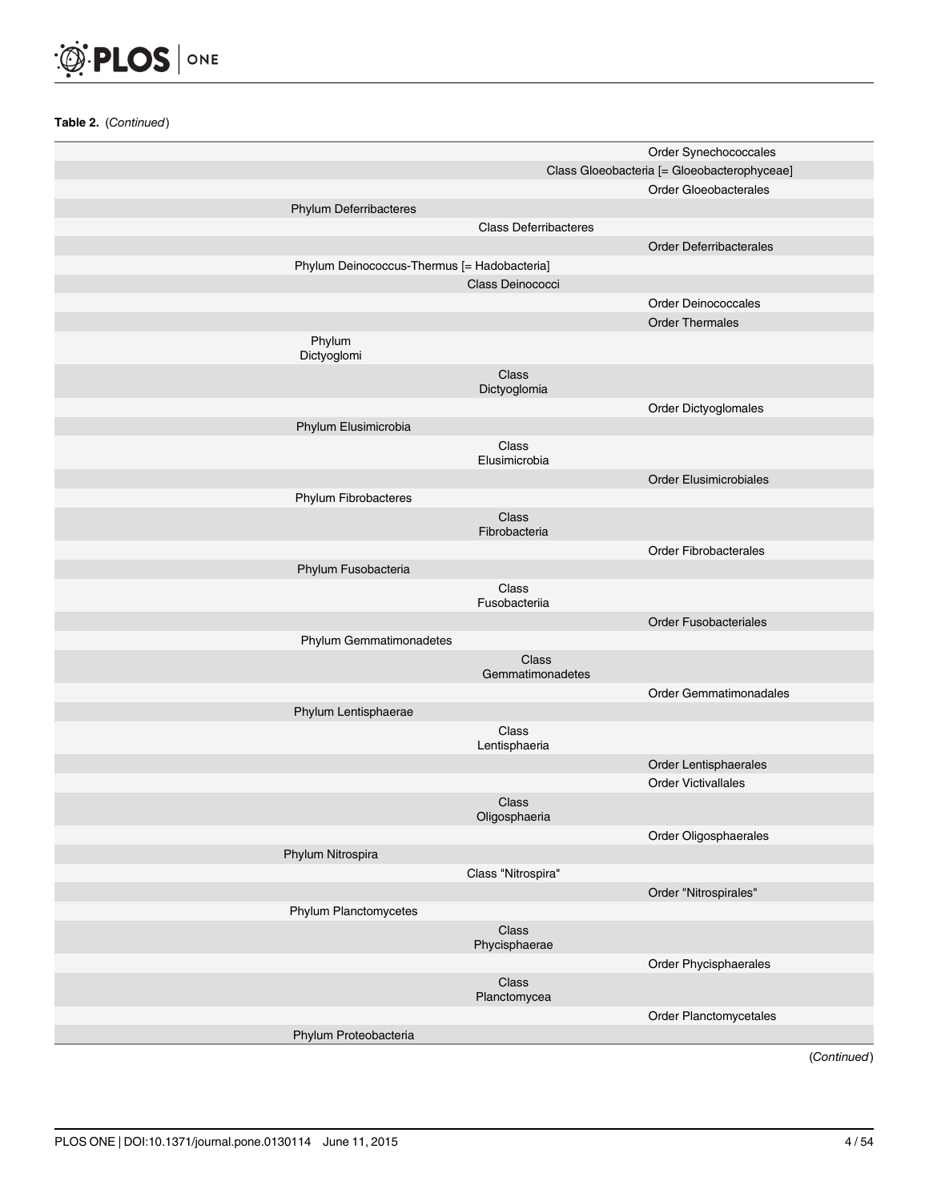**Table 2.** (*Continued*)

| | | | |
|---|---|---|---|
| | | | Order Synechococcales |
| | | Class Gloeobacteria [= Gloeobacterophyceae] | |
| | | | Order Gloeobacterales |
| | Phylum Deferribacteres | | |
| | | Class Deferribacteres | |
| | | | Order Deferribacterales |
| | Phylum Deinococcus-Thermus [= Hadobacteria] | | |
| | | Class Deinococci | |
| | | | Order Deinococcales |
| | | | Order Thermales |
| | Phylum Dictyoglomi | | |
| | | Class Dictyoglomia | |
| | | | Order Dictyoglomales |
| | Phylum Elusimicrobia | | |
| | | Class Elusimicrobia | |
| | | | Order Elusimicrobiales |
| | Phylum Fibrobacteres | | |
| | | Class Fibrobacteria | |
| | | | Order Fibrobacterales |
| | Phylum Fusobacteria | | |
| | | Class Fusobacteriia | |
| | | | Order Fusobacteriales |
| | Phylum Gemmatimonadetes | | |
| | | Class Gemmatimonadetes | |
| | | | Order Gemmatimonadales |
| | Phylum Lentisphaerae | | |
| | | Class Lentisphaeria | |
| | | | Order Lentisphaerales |
| | | | Order Victivallales |
| | | Class Oligosphaeria | |
| | | | Order Oligosphaerales |
| | Phylum Nitrospira | | |
| | | Class "Nitrospira" | |
| | | | Order "Nitrospirales" |
| | Phylum Planctomycetes | | |
| | | Class Phycisphaerae | |
| | | | Order Phycisphaerales |
| | | Class Planctomycea | |
| | | | Order Planctomycetales |
| | Phylum Proteobacteria | | |

(*Continued*)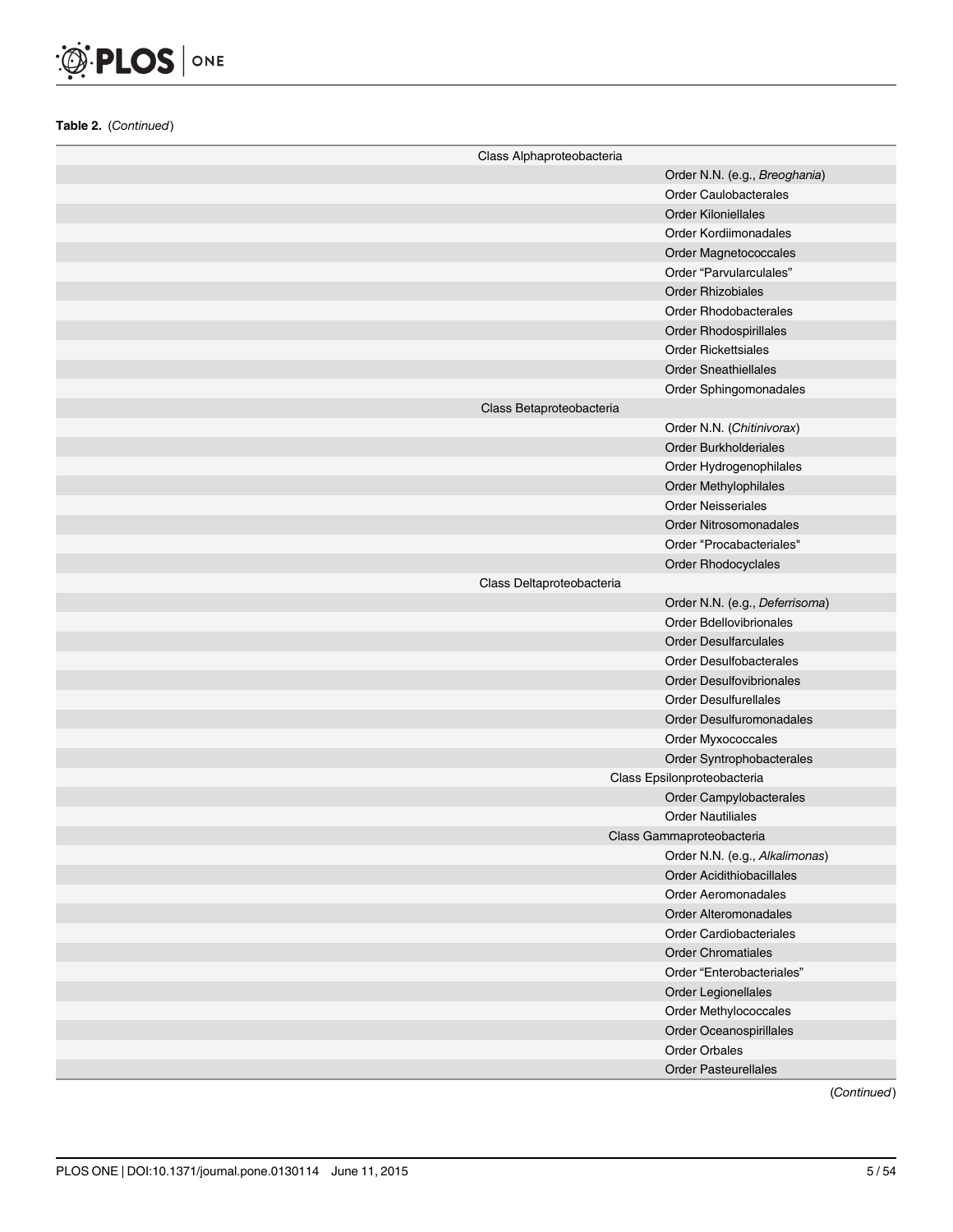**Table 2.** (*Continued*)

| | | |
|---|---|---|
| | Class Alphaproteobacteria | |
| | | Order N.N. (e.g., *Breoghania*) |
| | | Order Caulobacterales |
| | | Order Kiloniellales |
| | | Order Kordiimonadales |
| | | Order Magnetococcales |
| | | Order "Parvularculales" |
| | | Order Rhizobiales |
| | | Order Rhodobacterales |
| | | Order Rhodospirillales |
| | | Order Rickettsiales |
| | | Order Sneathiellales |
| | | Order Sphingomonadales |
| | Class Betaproteobacteria | |
| | | Order N.N. (*Chitinivorax*) |
| | | Order Burkholderiales |
| | | Order Hydrogenophilales |
| | | Order Methylophilales |
| | | Order Neisseriales |
| | | Order Nitrosomonadales |
| | | Order "Procabacteriales" |
| | | Order Rhodocyclales |
| | Class Deltaproteobacteria | |
| | | Order N.N. (e.g., *Deferrisoma*) |
| | | Order Bdellovibrionales |
| | | Order Desulfarculales |
| | | Order Desulfobacterales |
| | | Order Desulfovibrionales |
| | | Order Desulfurellales |
| | | Order Desulfuromonadales |
| | | Order Myxococcales |
| | | Order Syntrophobacterales |
| | Class Epsilonproteobacteria | |
| | | Order Campylobacterales |
| | | Order Nautiliales |
| | Class Gammaproteobacteria | |
| | | Order N.N. (e.g., *Alkalimonas*) |
| | | Order Acidithiobacillales |
| | | Order Aeromonadales |
| | | Order Alteromonadales |
| | | Order Cardiobacteriales |
| | | Order Chromatiales |
| | | Order "Enterobacteriales" |
| | | Order Legionellales |
| | | Order Methylococcales |
| | | Order Oceanospirillales |
| | | Order Orbales |
| | | Order Pasteurellales |

(*Continued*)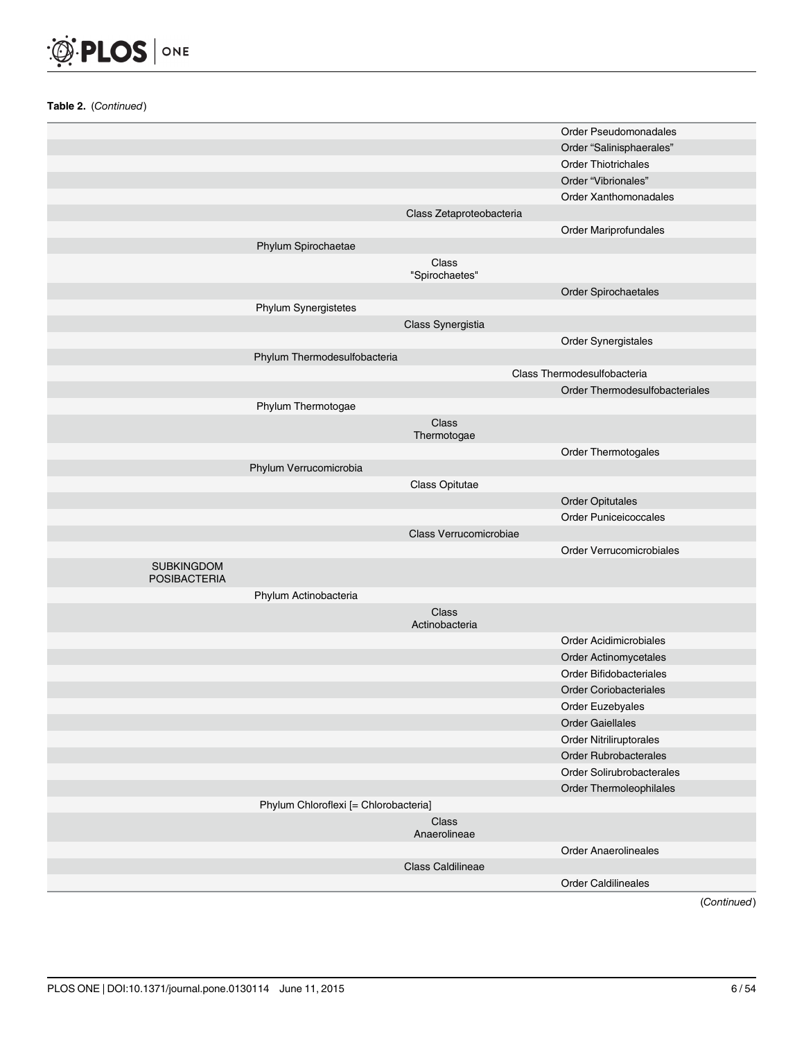**Table 2.** (*Continued*)

| | | | |
|---|---|---|---|
| | | | Order Pseudomonadales |
| | | | Order "Salinisphaerales" |
| | | | Order Thiotrichales |
| | | | Order "Vibrionales" |
| | | | Order Xanthomonadales |
| | | Class Zetaproteobacteria | |
| | | | Order Mariprofundales |
| | Phylum Spirochaetae | | |
| | | Class "Spirochaetes" | |
| | | | Order Spirochaetales |
| | Phylum Synergistetes | | |
| | | Class Synergistia | |
| | | | Order Synergistales |
| | Phylum Thermodesulfobacteria | | |
| | | Class Thermodesulfobacteria | |
| | | | Order Thermodesulfobacteriales |
| | Phylum Thermotogae | | |
| | | Class Thermotogae | |
| | | | Order Thermotogales |
| | Phylum Verrucomicrobia | | |
| | | Class Opitutae | |
| | | | Order Opitutales |
| | | | Order Puniceicoccales |
| | | Class Verrucomicrobiae | |
| | | | Order Verrucomicrobiales |
| SUBKINGDOM POSIBACTERIA | | | |
| | Phylum Actinobacteria | | |
| | | Class Actinobacteria | |
| | | | Order Acidimicrobiales |
| | | | Order Actinomycetales |
| | | | Order Bifidobacteriales |
| | | | Order Coriobacteriales |
| | | | Order Euzebyales |
| | | | Order Gaiellales |
| | | | Order Nitriliruptorales |
| | | | Order Rubrobacterales |
| | | | Order Solirubrobacterales |
| | | | Order Thermoleophilales |
| | Phylum Chloroflexi [= Chlorobacteria] | | |
| | | Class Anaerolineae | |
| | | | Order Anaerolineales |
| | | Class Caldilineae | |
| | | | Order Caldilineales |

(*Continued*)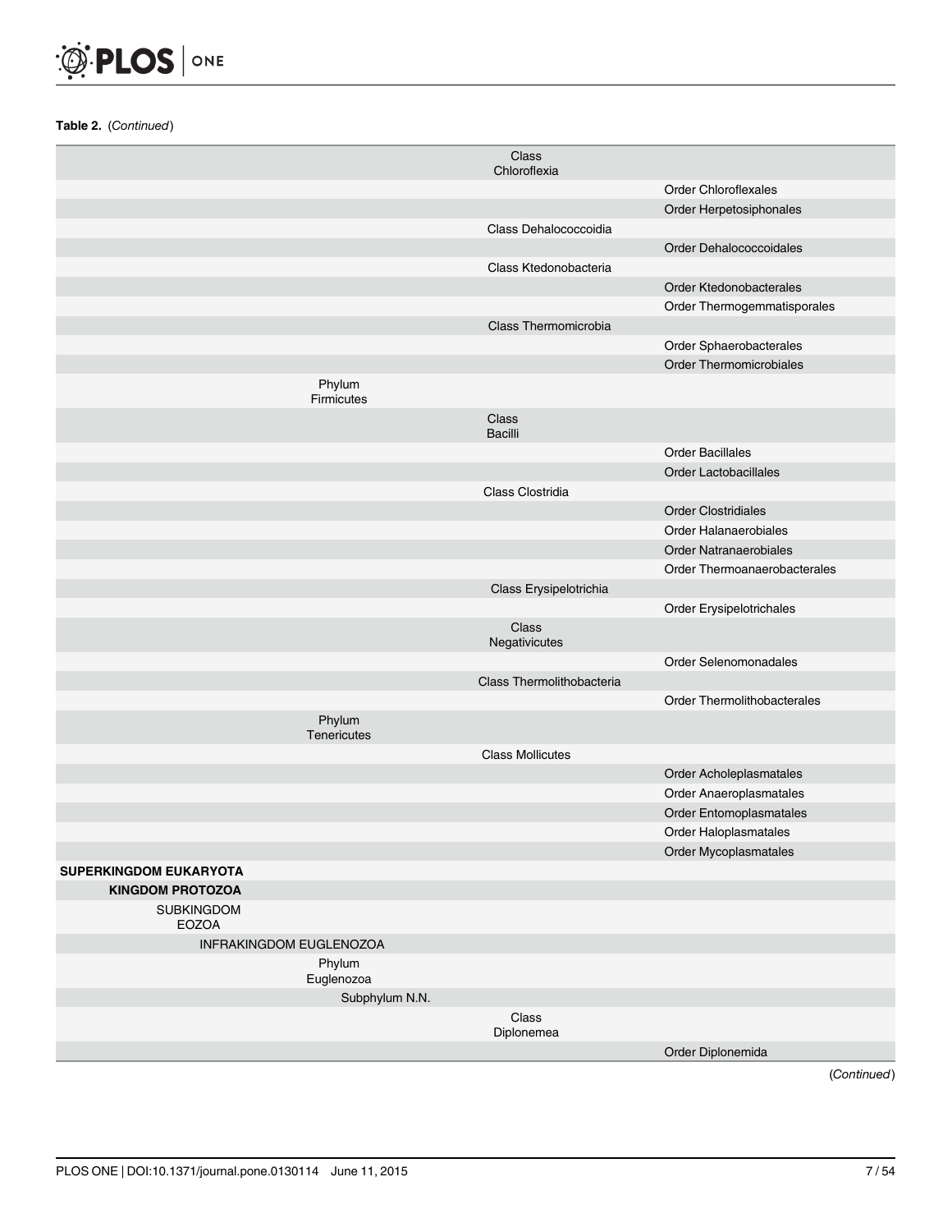**Table 2.** (*Continued*)

| | | | | |
|---|---|---|---|---|
| | | | Class Chloroflexia | |
| | | | | Order Chloroflexales |
| | | | | Order Herpetosiphonales |
| | | | Class Dehalococcoidia | |
| | | | | Order Dehalococcoidales |
| | | | Class Ktedonobacteria | |
| | | | | Order Ktedonobacterales |
| | | | | Order Thermogemmatisporales |
| | | | Class Thermomicrobia | |
| | | | | Order Sphaerobacterales |
| | | | | Order Thermomicrobiales |
| | | Phylum Firmicutes | | |
| | | | Class Bacilli | |
| | | | | Order Bacillales |
| | | | | Order Lactobacillales |
| | | | Class Clostridia | |
| | | | | Order Clostridiales |
| | | | | Order Halanaerobiales |
| | | | | Order Natranaerobiales |
| | | | | Order Thermoanaerobacterales |
| | | | Class Erysipelotrichia | |
| | | | | Order Erysipelotrichales |
| | | | Class Negativicutes | |
| | | | | Order Selenomonadales |
| | | | Class Thermolithobacteria | |
| | | | | Order Thermolithobacterales |
| | | Phylum Tenericutes | | |
| | | | Class Mollicutes | |
| | | | | Order Acholeplasmatales |
| | | | | Order Anaeroplasmatales |
| | | | | Order Entomoplasmatales |
| | | | | Order Haloplasmatales |
| | | | | Order Mycoplasmatales |
| **SUPERKINGDOM EUKARYOTA** | | | | |
| **KINGDOM PROTOZOA** | | | | |
| SUBKINGDOM EOZOA | | | | |
| | INFRAKINGDOM EUGLENOZOA | | | |
| | | Phylum Euglenozoa | | |
| | | Subphylum N.N. | | |
| | | | Class Diplonemea | |
| | | | | Order Diplonemida |

(*Continued*)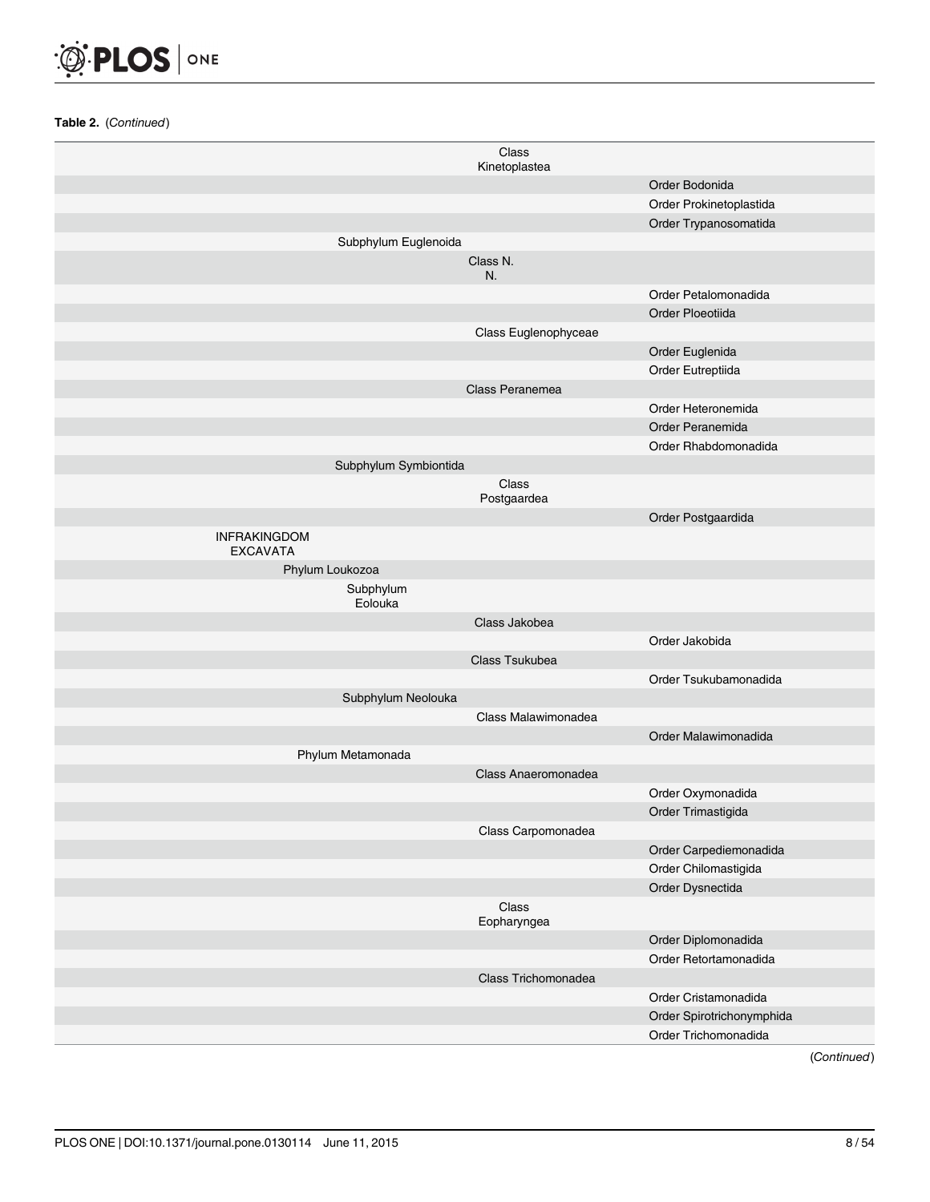**Table 2.** (*Continued*)

| | | | | |
|---|---|---|---|---|
| | | | Class Kinetoplastea | |
| | | | | Order Bodonida |
| | | | | Order Prokinetoplastida |
| | | | | Order Trypanosomatida |
| | | Subphylum Euglenoida | | |
| | | | Class N. N. | |
| | | | | Order Petalomonadida |
| | | | | Order Ploeotiida |
| | | | Class Euglenophyceae | |
| | | | | Order Euglenida |
| | | | | Order Eutreptiida |
| | | | Class Peranemea | |
| | | | | Order Heteronemida |
| | | | | Order Peranemida |
| | | | | Order Rhabdomonadida |
| | | Subphylum Symbiontida | | |
| | | | Class Postgaardea | |
| | | | | Order Postgaardida |
| INFRAKINGDOM EXCAVATA | | | | |
| | Phylum Loukozoa | | | |
| | | Subphylum Eolouka | | |
| | | | Class Jakobea | |
| | | | | Order Jakobida |
| | | | Class Tsukubea | |
| | | | | Order Tsukubamonadida |
| | | Subphylum Neolouka | | |
| | | | Class Malawimonadea | |
| | | | | Order Malawimonadida |
| | Phylum Metamonada | | | |
| | | | Class Anaeromonadea | |
| | | | | Order Oxymonadida |
| | | | | Order Trimastigida |
| | | | Class Carpomonadea | |
| | | | | Order Carpediemonadida |
| | | | | Order Chilomastigida |
| | | | | Order Dysnectida |
| | | | Class Eopharyngea | |
| | | | | Order Diplomonadida |
| | | | | Order Retortamonadida |
| | | | Class Trichomonadea | |
| | | | | Order Cristamonadida |
| | | | | Order Spirotrichonymphida |
| | | | | Order Trichomonadida |

(*Continued*)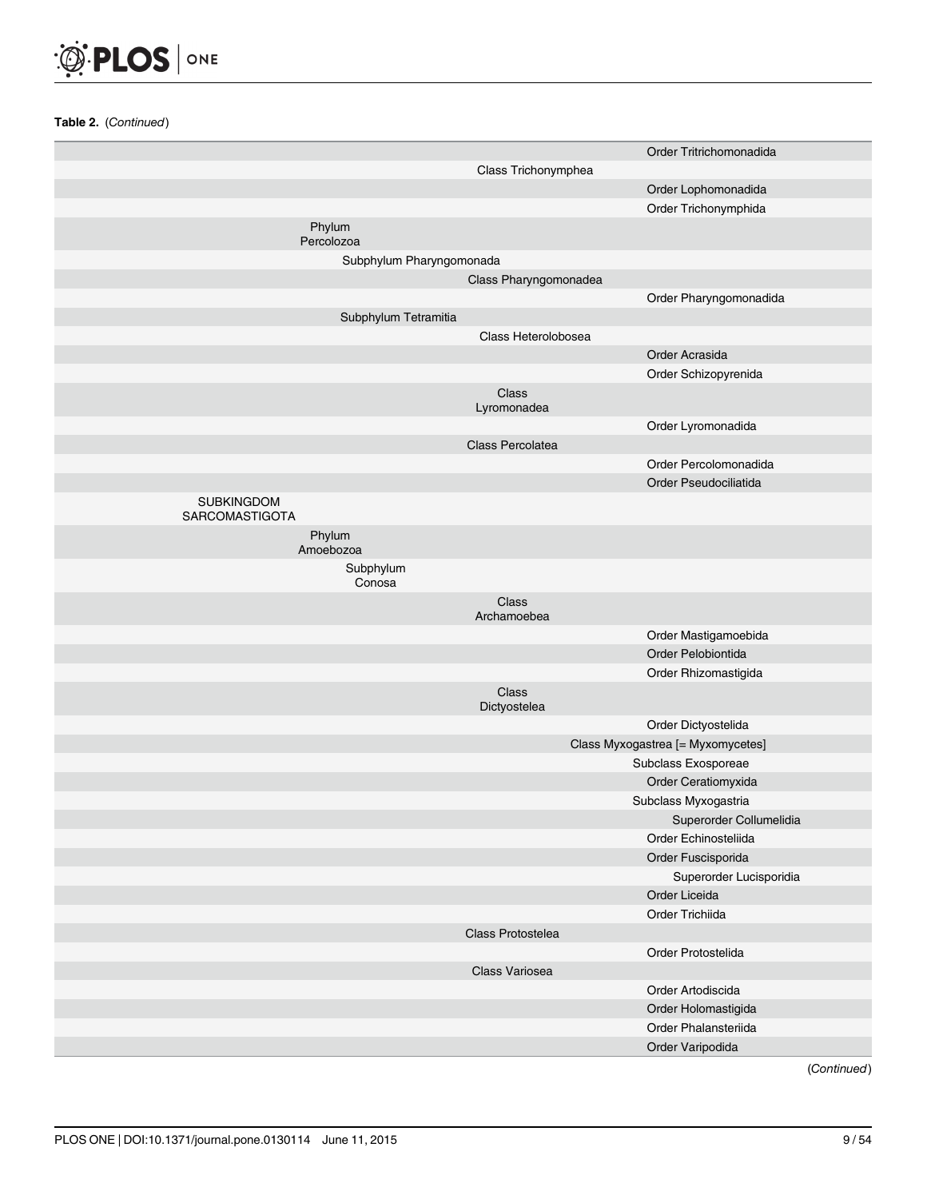**Table 2.** (*Continued*)

| | | | | |
|---|---|---|---|---|
| | | | | Order Tritrichomonadida |
| | | | Class Trichonymphea | |
| | | | | Order Lophomonadida |
| | | | | Order Trichonymphida |
| | Phylum Percolozoa | | | |
| | | Subphylum Pharyngomonada | | |
| | | | Class Pharyngomonadea | |
| | | | | Order Pharyngomonadida |
| | | Subphylum Tetramitia | | |
| | | | Class Heterolobosea | |
| | | | | Order Acrasida |
| | | | | Order Schizopyrenida |
| | | | Class Lyromonadea | |
| | | | | Order Lyromonadida |
| | | | Class Percolatea | |
| | | | | Order Percolomonadida |
| | | | | Order Pseudociliatida |
| SUBKINGDOM SARCOMASTIGOTA | | | | |
| | Phylum Amoebozoa | | | |
| | | Subphylum Conosa | | |
| | | | Class Archamoebea | |
| | | | | Order Mastigamoebida |
| | | | | Order Pelobiontida |
| | | | | Order Rhizomastigida |
| | | | Class Dictyostelea | |
| | | | | Order Dictyostelida |
| | | | Class Myxogastrea [= Myxomycetes] | |
| | | | | Subclass Exosporeae |
| | | | | Order Ceratiomyxida |
| | | | | Subclass Myxogastria |
| | | | | Superorder Collumelidia |
| | | | | Order Echinosteliida |
| | | | | Order Fuscisporida |
| | | | | Superorder Lucisporidia |
| | | | | Order Liceida |
| | | | | Order Trichiida |
| | | | Class Protostelea | |
| | | | | Order Protostelida |
| | | | Class Variosea | |
| | | | | Order Artodiscida |
| | | | | Order Holomastigida |
| | | | | Order Phalansteriida |
| | | | | Order Varipodida |

(*Continued*)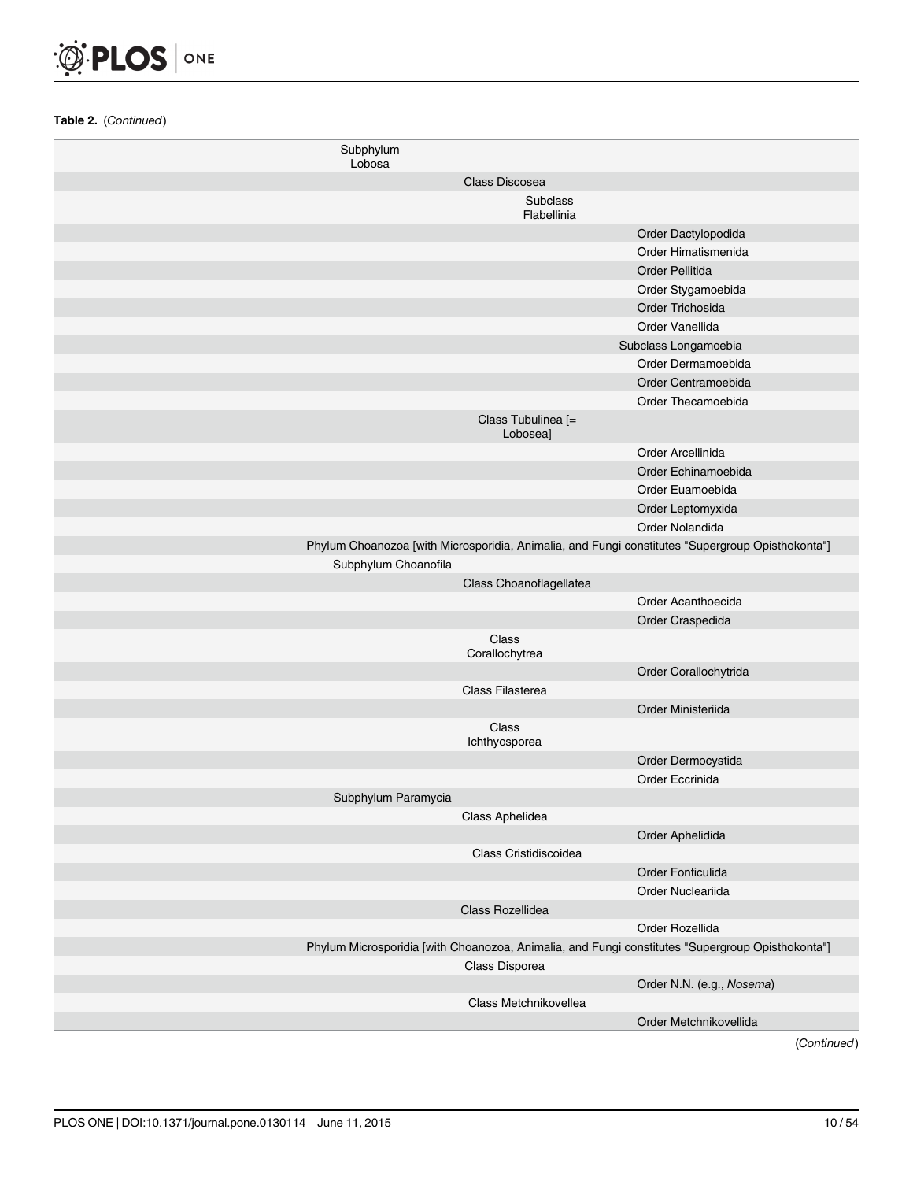**Table 2.** (*Continued*)

| | | | |
|---|---|---|---|
| Subphylum Lobosa | | | |
| | Class Discosea | | |
| | | Subclass Flabellinia | |
| | | | Order Dactylopodida |
| | | | Order Himatismenida |
| | | | Order Pellitida |
| | | | Order Stygamoebida |
| | | | Order Trichosida |
| | | | Order Vanellida |
| | | Subclass Longamoebia | |
| | | | Order Dermamoebida |
| | | | Order Centramoebida |
| | | | Order Thecamoebida |
| | Class Tubulinea [= Lobosea] | | |
| | | | Order Arcellinida |
| | | | Order Echinamoebida |
| | | | Order Euamoebida |
| | | | Order Leptomyxida |
| | | | Order Nolandida |
| Phylum Choanozoa [with Microsporidia, Animalia, and Fungi constitutes "Supergroup Opisthokonta"] | | | |
| Subphylum Choanofila | | | |
| | Class Choanoflagellatea | | |
| | | | Order Acanthoecida |
| | | | Order Craspedida |
| | Class Corallochytrea | | |
| | | | Order Corallochytrida |
| | Class Filasterea | | |
| | | | Order Ministeriida |
| | Class Ichthyosporea | | |
| | | | Order Dermocystida |
| | | | Order Eccrinida |
| Subphylum Paramycia | | | |
| | Class Aphelidea | | |
| | | | Order Aphelidida |
| | Class Cristidiscoidea | | |
| | | | Order Fonticulida |
| | | | Order Nucleariida |
| | Class Rozellidea | | |
| | | | Order Rozellida |
| Phylum Microsporidia [with Choanozoa, Animalia, and Fungi constitutes "Supergroup Opisthokonta"] | | | |
| | Class Disporea | | |
| | | | Order N.N. (e.g., *Nosema*) |
| | Class Metchnikovellea | | |
| | | | Order Metchnikovellida |

(*Continued*)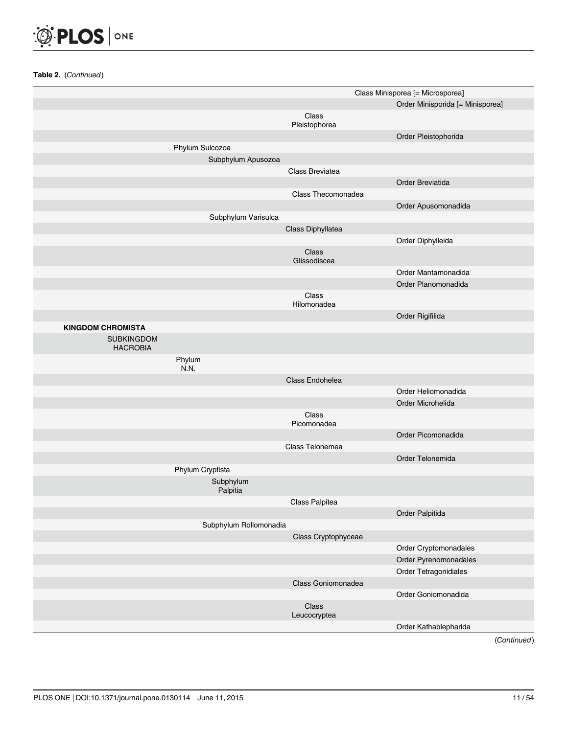**Table 2.** (*Continued*)

| | | | | |
|---|---|---|---|---|
| | | | Class Minisporea [= Microsporea] | |
| | | | | Order Minisporida [= Minisporea] |
| | | | Class Pleistophorea | |
| | | | | Order Pleistophorida |
| | Phylum Sulcozoa | | | |
| | | Subphylum Apusozoa | | |
| | | | Class Breviatea | |
| | | | | Order Breviatida |
| | | | Class Thecomonadea | |
| | | | | Order Apusomonadida |
| | | Subphylum Varisulca | | |
| | | | Class Diphyllatea | |
| | | | | Order Diphylleida |
| | | | Class Glissodiscea | |
| | | | | Order Mantamonadida |
| | | | | Order Planomonadida |
| | | | Class Hilomonadea | |
| | | | | Order Rigifilida |
| **KINGDOM CHROMISTA** | | | | |
| SUBKINGDOM HACROBIA | | | | |
| | Phylum N.N. | | | |
| | | | Class Endohelea | |
| | | | | Order Heliomonadida |
| | | | | Order Microhelida |
| | | | Class Picomonadea | |
| | | | | Order Picomonadida |
| | | | Class Telonemea | |
| | | | | Order Telonemida |
| | Phylum Cryptista | | | |
| | | Subphylum Palpitia | | |
| | | | Class Palpitea | |
| | | | | Order Palpitida |
| | | Subphylum Rollomonadia | | |
| | | | Class Cryptophyceae | |
| | | | | Order Cryptomonadales |
| | | | | Order Pyrenomonadales |
| | | | | Order Tetragonidiales |
| | | | Class Goniomonadea | |
| | | | | Order Goniomonadida |
| | | | Class Leucocryptea | |
| | | | | Order Kathablepharida |

(*Continued*)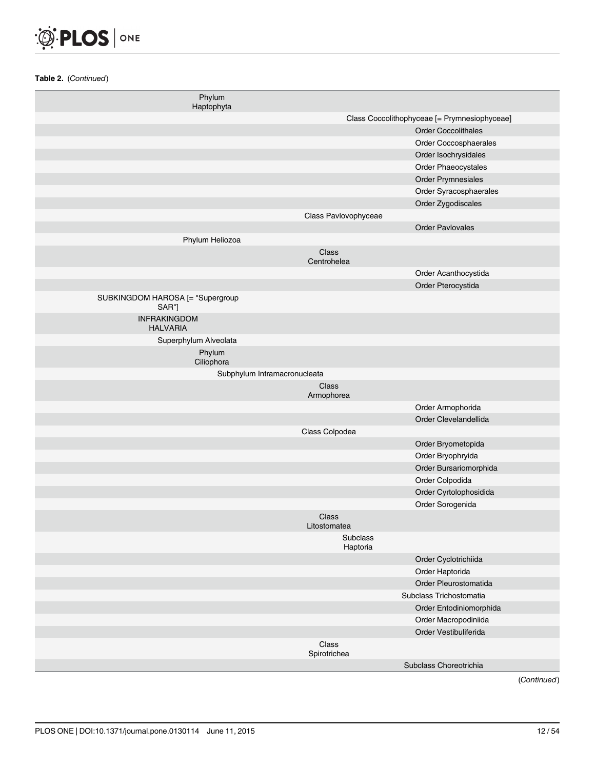**Table 2.** (*Continued*)

| | | | |
|---|---|---|---|
| Phylum Haptophyta | | | |
| | | Class Coccolithophyceae [= Prymnesiophyceae] | |
| | | | Order Coccolithales |
| | | | Order Coccosphaerales |
| | | | Order Isochrysidales |
| | | | Order Phaeocystales |
| | | | Order Prymnesiales |
| | | | Order Syracosphaerales |
| | | | Order Zygodiscales |
| | | Class Pavlovophyceae | |
| | | | Order Pavlovales |
| Phylum Heliozoa | | | |
| | | Class Centrohelea | |
| | | | Order Acanthocystida |
| | | | Order Pterocystida |
| SUBKINGDOM HAROSA [= "Supergroup SAR"] | | | |
| INFRAKINGDOM HALVARIA | | | |
| Superphylum Alveolata | | | |
| Phylum Ciliophora | | | |
| | Subphylum Intramacronucleata | | |
| | | Class Armophorea | |
| | | | Order Armophorida |
| | | | Order Clevelandellida |
| | | Class Colpodea | |
| | | | Order Bryometopida |
| | | | Order Bryophryida |
| | | | Order Bursariomorphida |
| | | | Order Colpodida |
| | | | Order Cyrtolophosidida |
| | | | Order Sorogenida |
| | | Class Litostomatea | |
| | | Subclass Haptoria | |
| | | | Order Cyclotrichiida |
| | | | Order Haptorida |
| | | | Order Pleurostomatida |
| | | | Subclass Trichostomatia |
| | | | Order Entodiniomorphida |
| | | | Order Macropodiniida |
| | | | Order Vestibuliferida |
| | | Class Spirotrichea | |
| | | | Subclass Choreotrichia |

(*Continued*)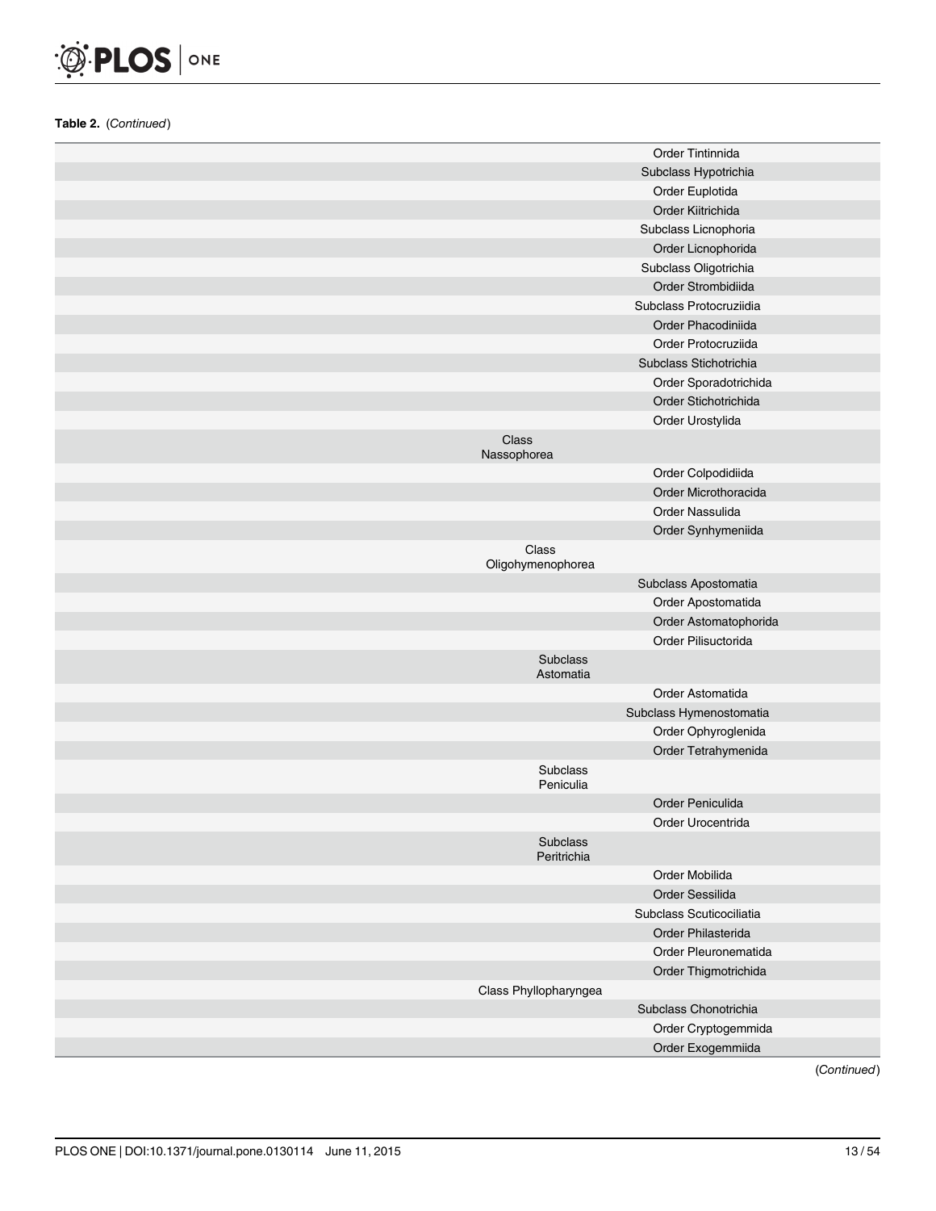**Table 2.** (*Continued*)

| | | |
|---|---|---|
| | | Order Tintinnida |
| | | Subclass Hypotrichia |
| | | Order Euplotida |
| | | Order Kiitrichida |
| | | Subclass Licnophoria |
| | | Order Licnophorida |
| | | Subclass Oligotrichia |
| | | Order Strombidiida |
| | | Subclass Protocruziidia |
| | | Order Phacodiniida |
| | | Order Protocruziida |
| | | Subclass Stichotrichia |
| | | Order Sporadotrichida |
| | | Order Stichotrichida |
| | | Order Urostylida |
| | Class Nassophorea | |
| | | Order Colpodidiida |
| | | Order Microthoracida |
| | | Order Nassulida |
| | | Order Synhymeniida |
| | Class Oligohymenophorea | |
| | | Subclass Apostomatia |
| | | Order Apostomatida |
| | | Order Astomatophorida |
| | | Order Pilisuctorida |
| | Subclass Astomatia | |
| | | Order Astomatida |
| | | Subclass Hymenostomatia |
| | | Order Ophyroglenida |
| | | Order Tetrahymenida |
| | Subclass Peniculia | |
| | | Order Peniculida |
| | | Order Urocentrida |
| | Subclass Peritrichia | |
| | | Order Mobilida |
| | | Order Sessilida |
| | | Subclass Scuticociliatia |
| | | Order Philasterida |
| | | Order Pleuronematida |
| | | Order Thigmotrichida |
| | Class Phyllopharyngea | |
| | | Subclass Chonotrichia |
| | | Order Cryptogemmida |
| | | Order Exogemmiida |

(*Continued*)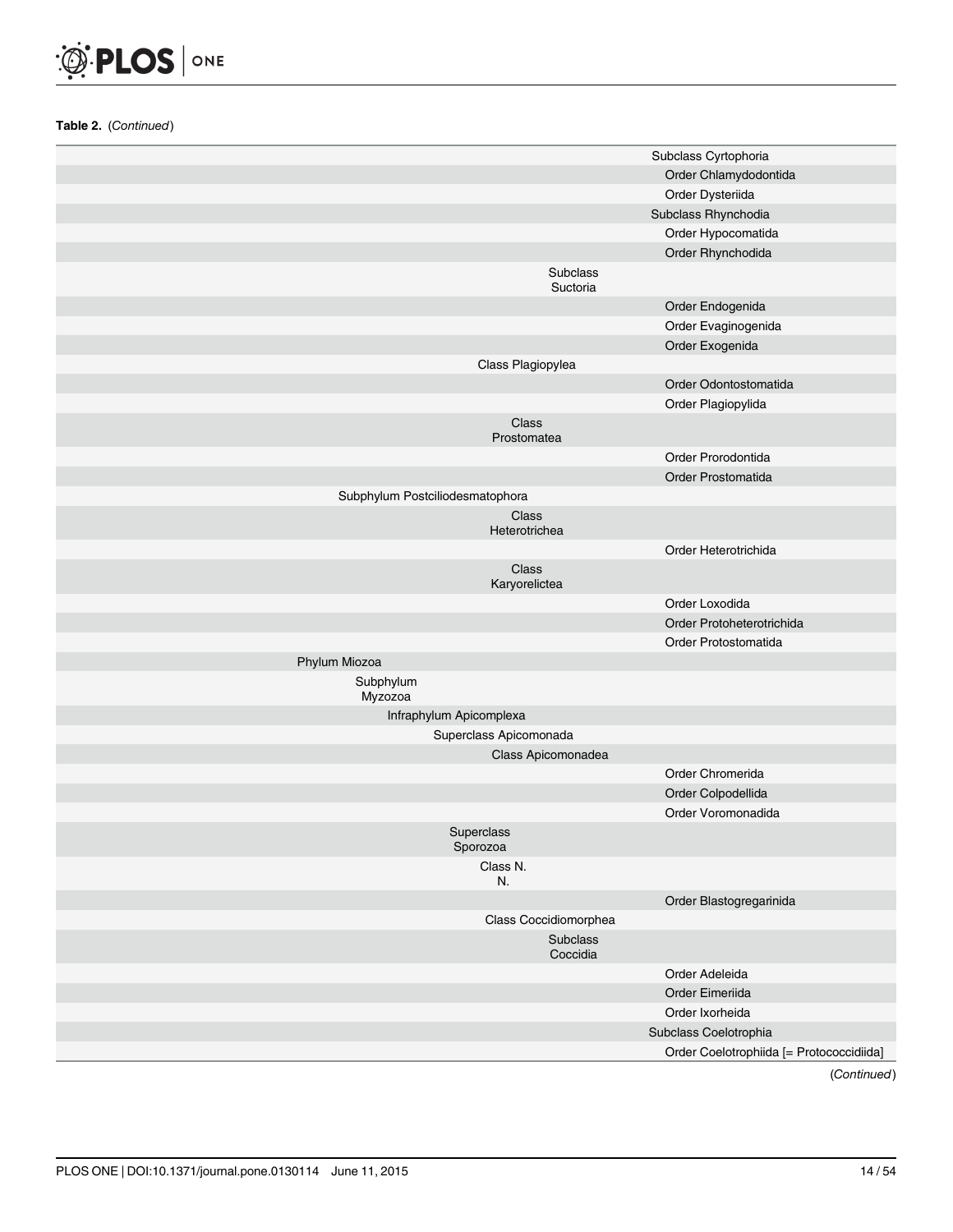**Table 2.** (*Continued*)

| | | | | |
|---|---|---|---|---|
| | | | | Subclass Cyrtophoria |
| | | | | Order Chlamydodontida |
| | | | | Order Dysteriida |
| | | | | Subclass Rhynchodia |
| | | | | Order Hypocomatida |
| | | | | Order Rhynchodida |
| | | | Subclass Suctoria | |
| | | | | Order Endogenida |
| | | | | Order Evaginogenida |
| | | | | Order Exogenida |
| | | Class Plagiopylea | | |
| | | | | Order Odontostomatida |
| | | | | Order Plagiopylida |
| | | Class Prostomatea | | |
| | | | | Order Prorodontida |
| | | | | Order Prostomatida |
| | Subphylum Postciliodesmatophora | | | |
| | | Class Heterotrichea | | |
| | | | | Order Heterotrichida |
| | | Class Karyorelictea | | |
| | | | | Order Loxodida |
| | | | | Order Protoheterotrichida |
| | | | | Order Protostomatida |
| Phylum Miozoa | | | | |
| | Subphylum Myzozoa | | | |
| | Infraphylum Apicomplexa | | | |
| | Superclass Apicomonada | | | |
| | | Class Apicomonadea | | |
| | | | | Order Chromerida |
| | | | | Order Colpodellida |
| | | | | Order Voromonadida |
| | Superclass Sporozoa | | | |
| | | Class N. N. | | |
| | | | | Order Blastogregarinida |
| | | Class Coccidiomorphea | | |
| | | | Subclass Coccidia | |
| | | | | Order Adeleida |
| | | | | Order Eimeriida |
| | | | | Order Ixorheida |
| | | | | Subclass Coelotrophia |
| | | | | Order Coelotrophiida [= Protococcidiida] |

(*Continued*)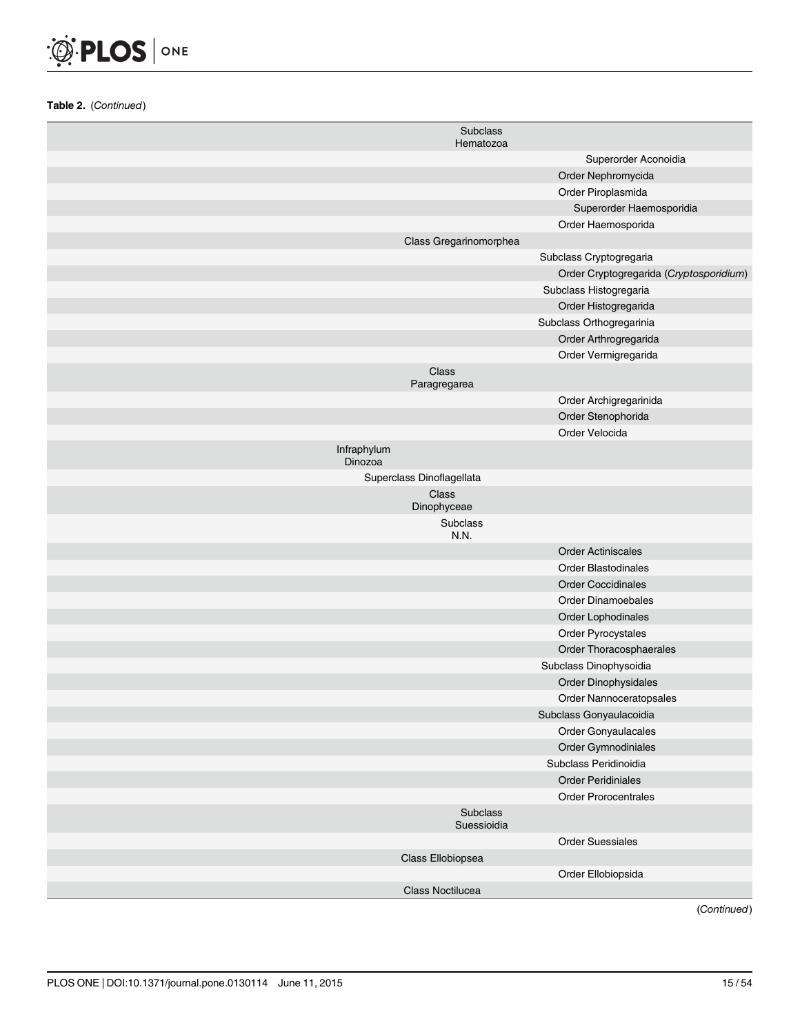**Table 2.** (*Continued*)

| | | | | |
|---|---|---|---|---|
| | | Subclass Hematozoa | | |
| | | | | Superorder Aconoidia |
| | | | | Order Nephromycida |
| | | | | Order Piroplasmida |
| | | | | Superorder Haemosporidia |
| | | | | Order Haemosporida |
| | | Class Gregarinomorphea | | |
| | | | | Subclass Cryptogregaria |
| | | | | Order Cryptogregarida (*Cryptosporidium*) |
| | | | | Subclass Histogregaria |
| | | | | Order Histogregarida |
| | | | | Subclass Orthogregarinia |
| | | | | Order Arthrogregarida |
| | | | | Order Vermigregarida |
| | | Class Paragregarea | | |
| | | | | Order Archigregarinida |
| | | | | Order Stenophorida |
| | | | | Order Velocida |
| | Infraphylum Dinozoa | | | |
| | | Superclass Dinoflagellata | | |
| | | Class Dinophyceae | | |
| | | Subclass N.N. | | |
| | | | | Order Actiniscales |
| | | | | Order Blastodinales |
| | | | | Order Coccidinales |
| | | | | Order Dinamoebales |
| | | | | Order Lophodinales |
| | | | | Order Pyrocystales |
| | | | | Order Thoracosphaerales |
| | | | | Subclass Dinophysoidia |
| | | | | Order Dinophysidales |
| | | | | Order Nannoceratopsales |
| | | | | Subclass Gonyaulacoidia |
| | | | | Order Gonyaulacales |
| | | | | Order Gymnodiniales |
| | | | | Subclass Peridinoidia |
| | | | | Order Peridiniales |
| | | | | Order Prorocentrales |
| | | Subclass Suessioidia | | |
| | | | | Order Suessiales |
| | | Class Ellobiopsea | | |
| | | | | Order Ellobiopsida |
| | | Class Noctilucea | | |

(*Continued*)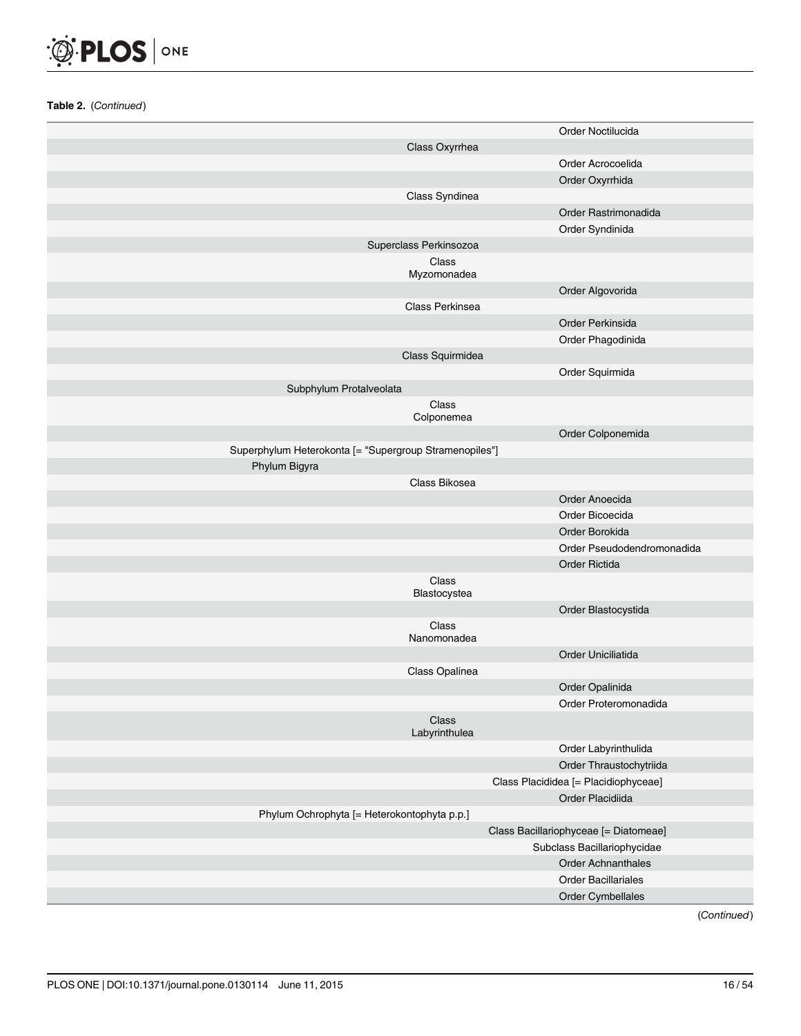**Table 2.** (*Continued*)

| | | | | |
|---|---|---|---|---|
| | | | | Order Noctilucida |
| | | Class Oxyrrhea | | |
| | | | | Order Acrocoelida |
| | | | | Order Oxyrrhida |
| | | Class Syndinea | | |
| | | | | Order Rastrimonadida |
| | | | | Order Syndinida |
| | | Superclass Perkinsozoa | | |
| | | Class Myzomonadea | | |
| | | | | Order Algovorida |
| | | Class Perkinsea | | |
| | | | | Order Perkinsida |
| | | | | Order Phagodinida |
| | | Class Squirmidea | | |
| | | | | Order Squirmida |
| | Subphylum Protalveolata | | | |
| | | Class Colponemea | | |
| | | | | Order Colponemida |
| Superphylum Heterokonta [= "Supergroup Stramenopiles"] | | | | |
| | Phylum Bigyra | | | |
| | | Class Bikosea | | |
| | | | | Order Anoecida |
| | | | | Order Bicoecida |
| | | | | Order Borokida |
| | | | | Order Pseudodendromonadida |
| | | | | Order Rictida |
| | | Class Blastocystea | | |
| | | | | Order Blastocystida |
| | | Class Nanomonadea | | |
| | | | | Order Uniciliatida |
| | | Class Opalinea | | |
| | | | | Order Opalinida |
| | | | | Order Proteromonadida |
| | | Class Labyrinthulea | | |
| | | | | Order Labyrinthulida |
| | | | | Order Thraustochytriida |
| | | Class Placididea [= Placidiophyceae] | | |
| | | | | Order Placidiida |
| | Phylum Ochrophyta [= Heterokontophyta p.p.] | | | |
| | | Class Bacillariophyceae [= Diatomeae] | | |
| | | | Subclass Bacillariophycidae | |
| | | | | Order Achnanthales |
| | | | | Order Bacillariales |
| | | | | Order Cymbellales |

(*Continued*)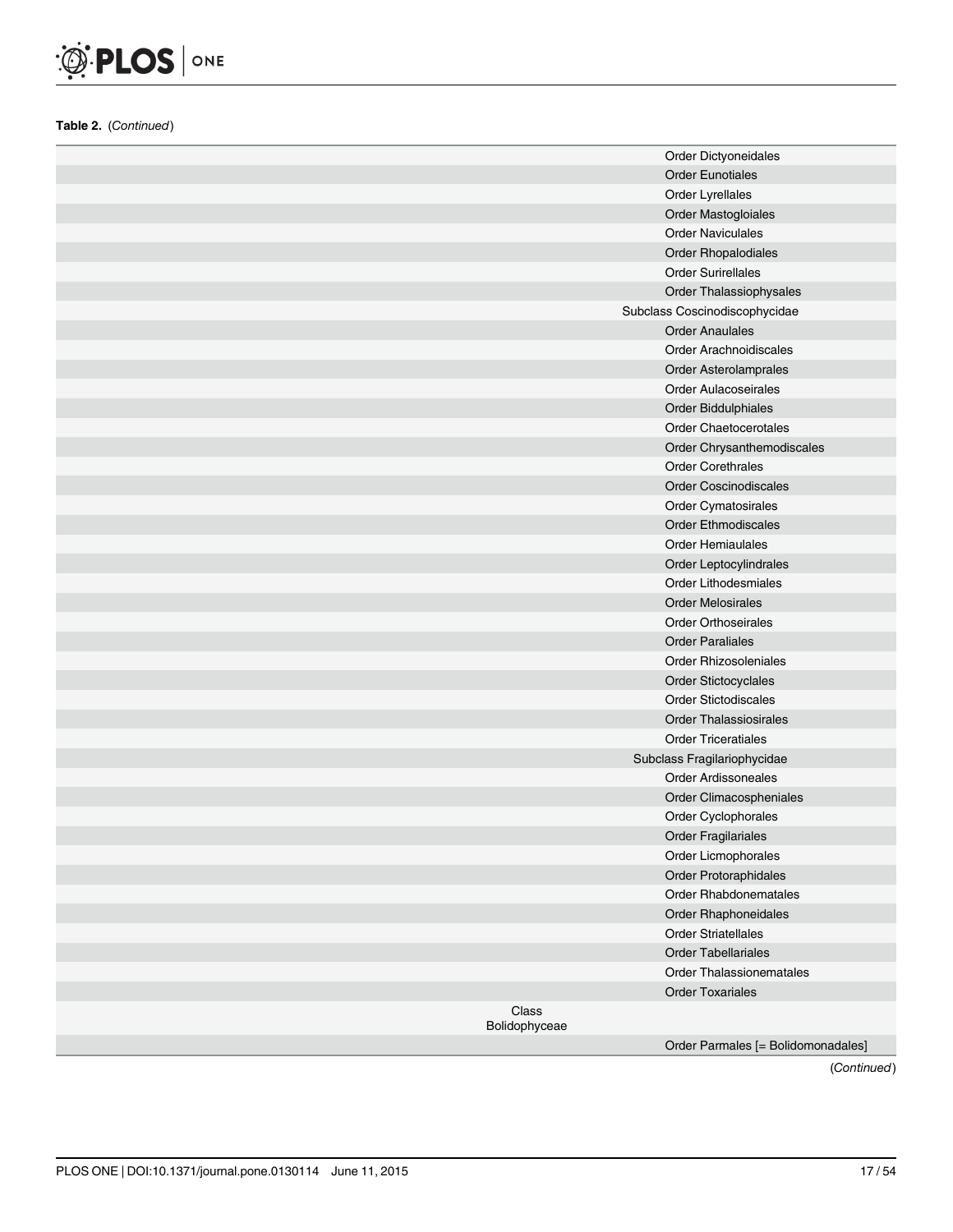**Table 2.** (*Continued*)

| | | |
|---|---|---|
| | | Order Dictyoneidales |
| | | Order Eunotiales |
| | | Order Lyrellales |
| | | Order Mastogloiales |
| | | Order Naviculales |
| | | Order Rhopalodiales |
| | | Order Surirellales |
| | | Order Thalassiophysales |
| | Subclass Coscinodiscophycidae | |
| | | Order Anaulales |
| | | Order Arachnoidiscales |
| | | Order Asterolamprales |
| | | Order Aulacoseirales |
| | | Order Biddulphiales |
| | | Order Chaetocerotales |
| | | Order Chrysanthemodiscales |
| | | Order Corethrales |
| | | Order Coscinodiscales |
| | | Order Cymatosirales |
| | | Order Ethmodiscales |
| | | Order Hemiaulales |
| | | Order Leptocylindrales |
| | | Order Lithodesmiales |
| | | Order Melosirales |
| | | Order Orthoseirales |
| | | Order Paraliales |
| | | Order Rhizosoleniales |
| | | Order Stictocyclales |
| | | Order Stictodiscales |
| | | Order Thalassiosirales |
| | | Order Triceratiales |
| | Subclass Fragilariophycidae | |
| | | Order Ardissoneales |
| | | Order Climacospheniales |
| | | Order Cyclophorales |
| | | Order Fragilariales |
| | | Order Licmophorales |
| | | Order Protoraphidales |
| | | Order Rhabdonematales |
| | | Order Rhaphoneidales |
| | | Order Striatellales |
| | | Order Tabellariales |
| | | Order Thalassionematales |
| | | Order Toxariales |
| Class Bolidophyceae | | |
| | | Order Parmales [= Bolidomonadales] |

(*Continued*)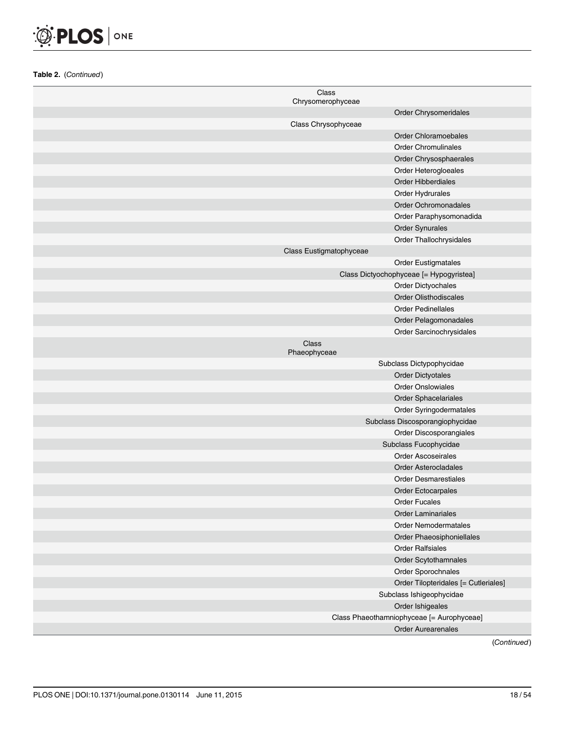**Table 2.** (*Continued*)

| | | |
|---|---|---|
| | Class Chrysomerophyceae | |
| | | Order Chrysomeridales |
| | Class Chrysophyceae | |
| | | Order Chloramoebales |
| | | Order Chromulinales |
| | | Order Chrysosphaerales |
| | | Order Heterogloeales |
| | | Order Hibberdiales |
| | | Order Hydrurales |
| | | Order Ochromonadales |
| | | Order Paraphysomonadida |
| | | Order Synurales |
| | | Order Thallochrysidales |
| | Class Eustigmatophyceae | |
| | | Order Eustigmatales |
| | | Class Dictyochophyceae [= Hypogyristea] |
| | | Order Dictyochales |
| | | Order Olisthodiscales |
| | | Order Pedinellales |
| | | Order Pelagomonadales |
| | | Order Sarcinochrysidales |
| | Class Phaeophyceae | |
| | | Subclass Dictypophycidae |
| | | Order Dictyotales |
| | | Order Onslowiales |
| | | Order Sphacelariales |
| | | Order Syringodermatales |
| | | Subclass Discosporangiophycidae |
| | | Order Discosporangiales |
| | | Subclass Fucophycidae |
| | | Order Ascoseirales |
| | | Order Asterocladales |
| | | Order Desmarestiales |
| | | Order Ectocarpales |
| | | Order Fucales |
| | | Order Laminariales |
| | | Order Nemodermatales |
| | | Order Phaeosiphoniellales |
| | | Order Ralfsiales |
| | | Order Scytothamnales |
| | | Order Sporochnales |
| | | Order Tilopteridales [= Cutleriales] |
| | | Subclass Ishigeophycidae |
| | | Order Ishigeales |
| | | Class Phaeothamniophyceae [= Aurophyceae] |
| | | Order Aurearenales |

(*Continued*)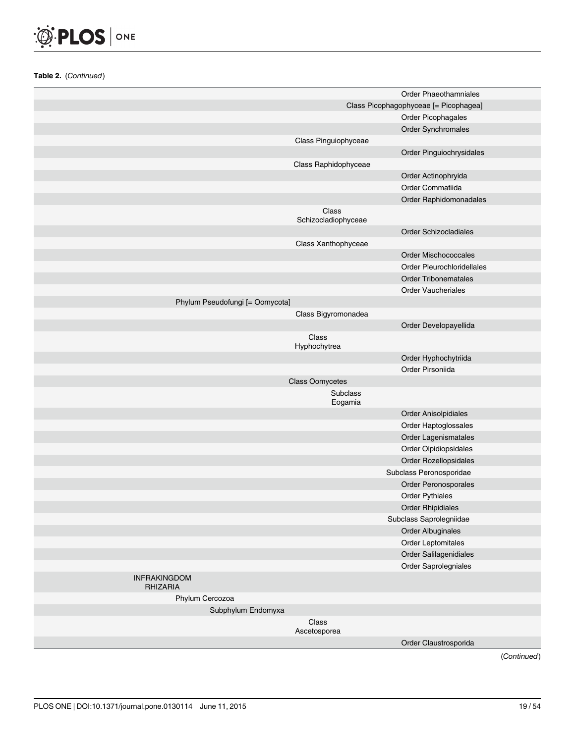**Table 2.** (*Continued*)

| | | | | | | |
|---|---|---|---|---|---|---|
| | | | | | | Order Phaeothamniales |
| | | | | | Class Picophagophyceae [= Picophagea] | |
| | | | | | | Order Picophagales |
| | | | | | | Order Synchromales |
| | | | | Class Pinguiophyceae | | |
| | | | | | | Order Pinguiochrysidales |
| | | | | Class Raphidophyceae | | |
| | | | | | | Order Actinophryida |
| | | | | | | Order Commatiida |
| | | | | | | Order Raphidomonadales |
| | | | | Class Schizocladiophyceae | | |
| | | | | | | Order Schizocladiales |
| | | | | Class Xanthophyceae | | |
| | | | | | | Order Mischococcales |
| | | | | | | Order Pleurochloridellales |
| | | | | | | Order Tribonematales |
| | | | | | | Order Vaucheriales |
| | | Phylum Pseudofungi [= Oomycota] | | | | |
| | | | | Class Bigyromonadea | | |
| | | | | | | Order Developayellida |
| | | | | Class Hyphochytrea | | |
| | | | | | | Order Hyphochytriida |
| | | | | | | Order Pirsoniida |
| | | | | Class Oomycetes | | |
| | | | | | Subclass Eogamia | |
| | | | | | | Order Anisolpidiales |
| | | | | | | Order Haptoglossales |
| | | | | | | Order Lagenismatales |
| | | | | | | Order Olpidiopsidales |
| | | | | | | Order Rozellopsidales |
| | | | | | Subclass Peronosporidae | |
| | | | | | | Order Peronosporales |
| | | | | | | Order Pythiales |
| | | | | | | Order Rhipidiales |
| | | | | | Subclass Saprolegniidae | |
| | | | | | | Order Albuginales |
| | | | | | | Order Leptomitales |
| | | | | | | Order Salilagenidiales |
| | | | | | | Order Saprolegniales |
| | INFRAKINGDOM RHIZARIA | | | | | |
| | | Phylum Cercozoa | | | | |
| | | | Subphylum Endomyxa | | | |
| | | | | Class Ascetosporea | | |
| | | | | | | Order Claustrosporida |

(*Continued*)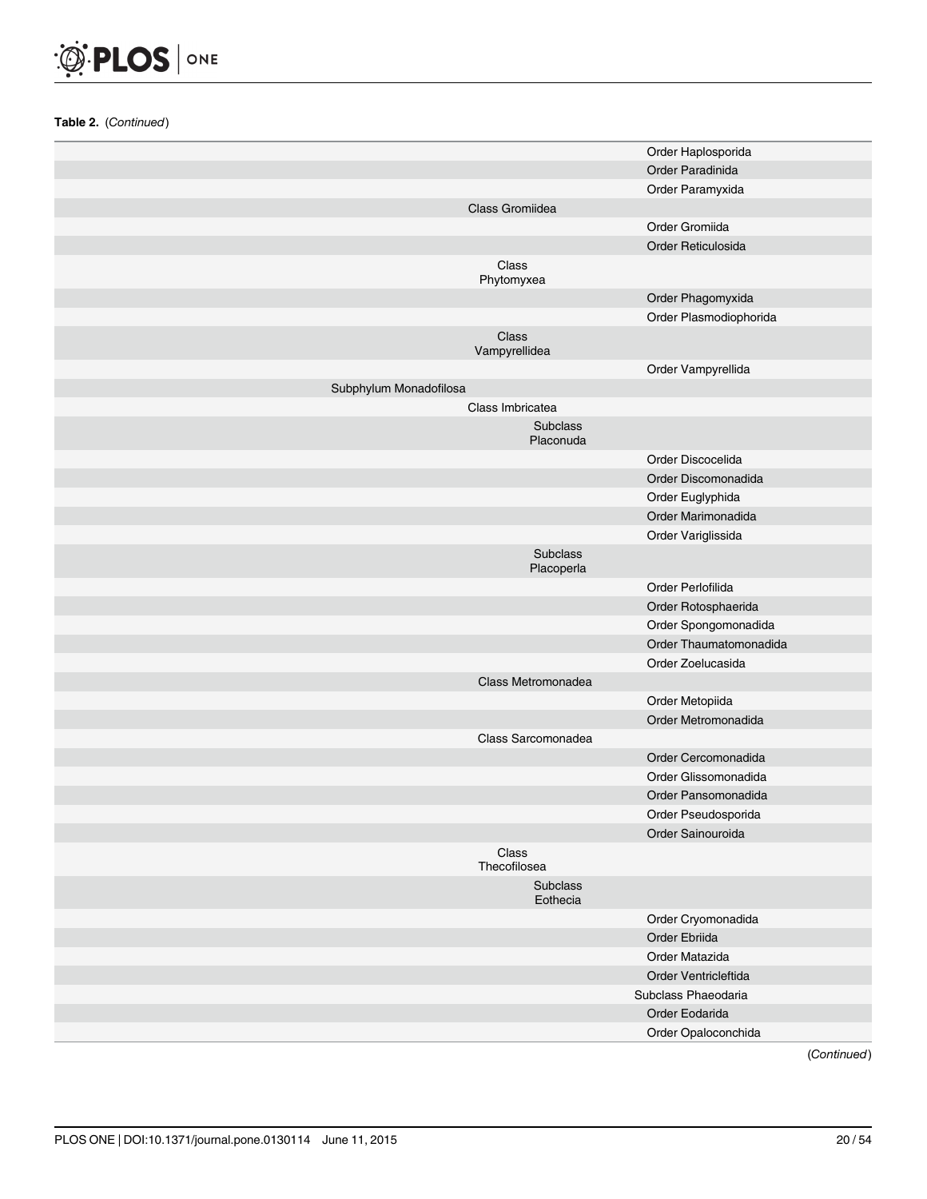**Table 2.** (*Continued*)

| | | | |
|---|---|---|---|
| | | | Order Haplosporida |
| | | | Order Paradinida |
| | | | Order Paramyxida |
| | Class Gromiidea | | |
| | | | Order Gromiida |
| | | | Order Reticulosida |
| | Class Phytomyxea | | |
| | | | Order Phagomyxida |
| | | | Order Plasmodiophorida |
| | Class Vampyrellidea | | |
| | | | Order Vampyrellida |
| Subphylum Monadofilosa | | | |
| | Class Imbricatea | | |
| | | Subclass Placonuda | |
| | | | Order Discocelida |
| | | | Order Discomonadida |
| | | | Order Euglyphida |
| | | | Order Marimonadida |
| | | | Order Variglissida |
| | | Subclass Placoperla | |
| | | | Order Perlofilida |
| | | | Order Rotosphaerida |
| | | | Order Spongomonadida |
| | | | Order Thaumatomonadida |
| | | | Order Zoelucasida |
| | Class Metromonadea | | |
| | | | Order Metopiida |
| | | | Order Metromonadida |
| | Class Sarcomonadea | | |
| | | | Order Cercomonadida |
| | | | Order Glissomonadida |
| | | | Order Pansomonadida |
| | | | Order Pseudosporida |
| | | | Order Sainouroida |
| | Class Thecofilosea | | |
| | | Subclass Eothecia | |
| | | | Order Cryomonadida |
| | | | Order Ebriida |
| | | | Order Matazida |
| | | | Order Ventricleftida |
| | | | Subclass Phaeodaria |
| | | | Order Eodarida |
| | | | Order Opaloconchida |

(*Continued*)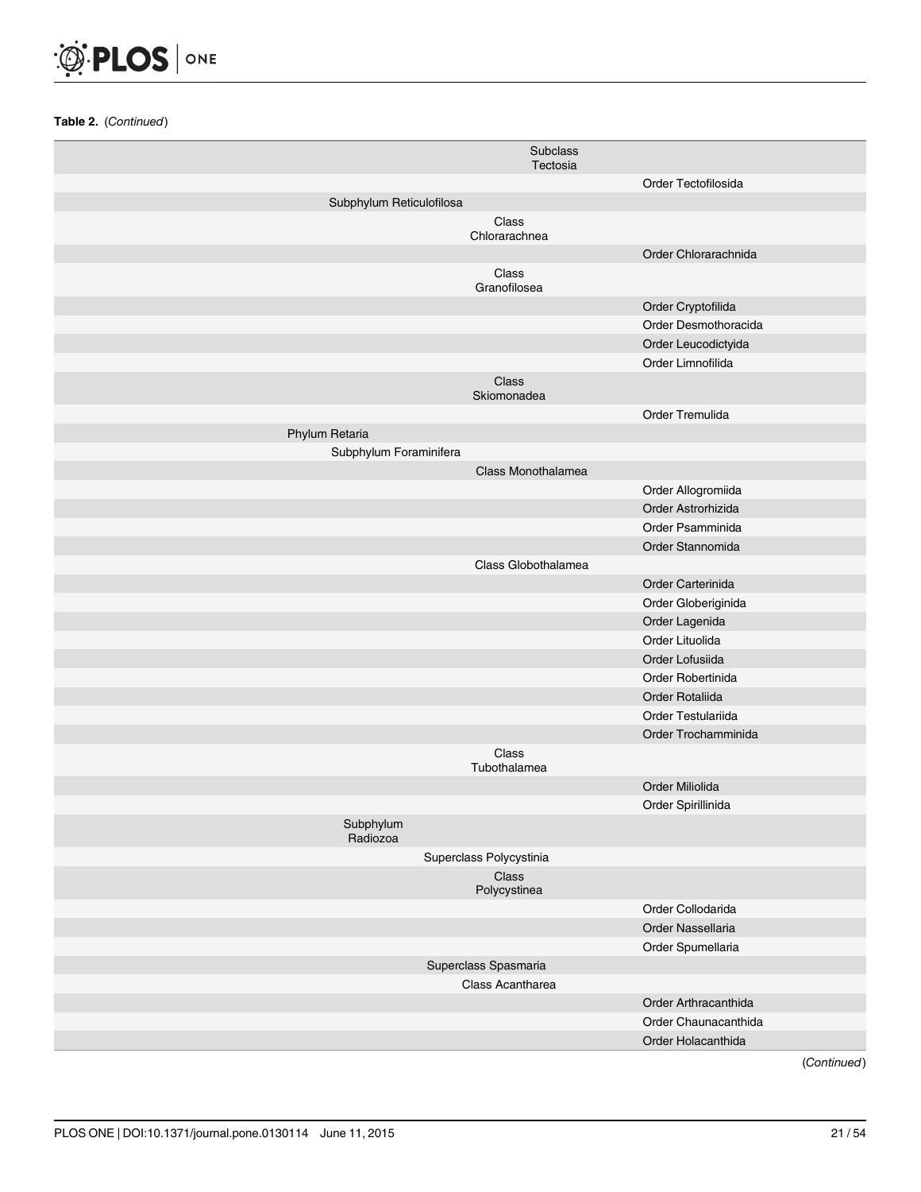**Table 2.** (*Continued*)

| | | | |
|---|---|---|---|
| | | Subclass Tectosia | |
| | | | Order Tectofilosida |
| | Subphylum Reticulofilosa | | |
| | | Class Chlorarachnea | |
| | | | Order Chlorarachnida |
| | | Class Granofilosea | |
| | | | Order Cryptofilida |
| | | | Order Desmothoracida |
| | | | Order Leucodictyida |
| | | | Order Limnofilida |
| | | Class Skiomonadea | |
| | | | Order Tremulida |
| Phylum Retaria | | | |
| | Subphylum Foraminifera | | |
| | | Class Monothalamea | |
| | | | Order Allogromiida |
| | | | Order Astrorhizida |
| | | | Order Psamminida |
| | | | Order Stannomida |
| | | Class Globothalamea | |
| | | | Order Carterinida |
| | | | Order Globeriginida |
| | | | Order Lagenida |
| | | | Order Lituolida |
| | | | Order Lofusiida |
| | | | Order Robertinida |
| | | | Order Rotaliida |
| | | | Order Testulariida |
| | | | Order Trochamminida |
| | | Class Tubothalamea | |
| | | | Order Miliolida |
| | | | Order Spirillinida |
| | Subphylum Radiozoa | | |
| | | Superclass Polycystinia | |
| | | Class Polycystinea | |
| | | | Order Collodarida |
| | | | Order Nassellaria |
| | | | Order Spumellaria |
| | | Superclass Spasmaria | |
| | | Class Acantharea | |
| | | | Order Arthracanthida |
| | | | Order Chaunacanthida |
| | | | Order Holacanthida |

(*Continued*)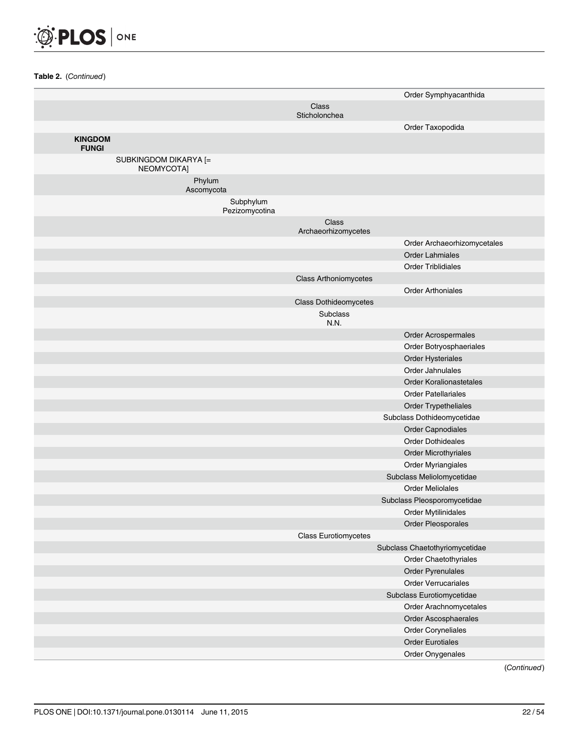**Table 2.** (*Continued*)

| | | | | | |
|---|---|---|---|---|---|
| | | | | | Order Symphyacanthida |
| | | | | Class Sticholonchea | |
| | | | | | Order Taxopodida |
| **KINGDOM FUNGI** | | | | | |
| | SUBKINGDOM DIKARYA [= NEOMYCOTA] | | | | |
| | | Phylum Ascomycota | | | |
| | | | Subphylum Pezizomycotina | | |
| | | | | Class Archaeorhizomycetes | |
| | | | | | Order Archaeorhizomycetales |
| | | | | | Order Lahmiales |
| | | | | | Order Triblidiales |
| | | | | Class Arthoniomycetes | |
| | | | | | Order Arthoniales |
| | | | | Class Dothideomycetes | |
| | | | | Subclass N.N. | |
| | | | | | Order Acrospermales |
| | | | | | Order Botryosphaeriales |
| | | | | | Order Hysteriales |
| | | | | | Order Jahnulales |
| | | | | | Order Koralionastetales |
| | | | | | Order Patellariales |
| | | | | | Order Trypetheliales |
| | | | | | Subclass Dothideomycetidae |
| | | | | | Order Capnodiales |
| | | | | | Order Dothideales |
| | | | | | Order Microthyriales |
| | | | | | Order Myriangiales |
| | | | | | Subclass Meliolomycetidae |
| | | | | | Order Meliolales |
| | | | | | Subclass Pleosporomycetidae |
| | | | | | Order Mytilinidales |
| | | | | | Order Pleosporales |
| | | | | Class Eurotiomycetes | |
| | | | | | Subclass Chaetothyriomycetidae |
| | | | | | Order Chaetothyriales |
| | | | | | Order Pyrenulales |
| | | | | | Order Verrucariales |
| | | | | | Subclass Eurotiomycetidae |
| | | | | | Order Arachnomycetales |
| | | | | | Order Ascosphaerales |
| | | | | | Order Coryneliales |
| | | | | | Order Eurotiales |
| | | | | | Order Onygenales |

(*Continued*)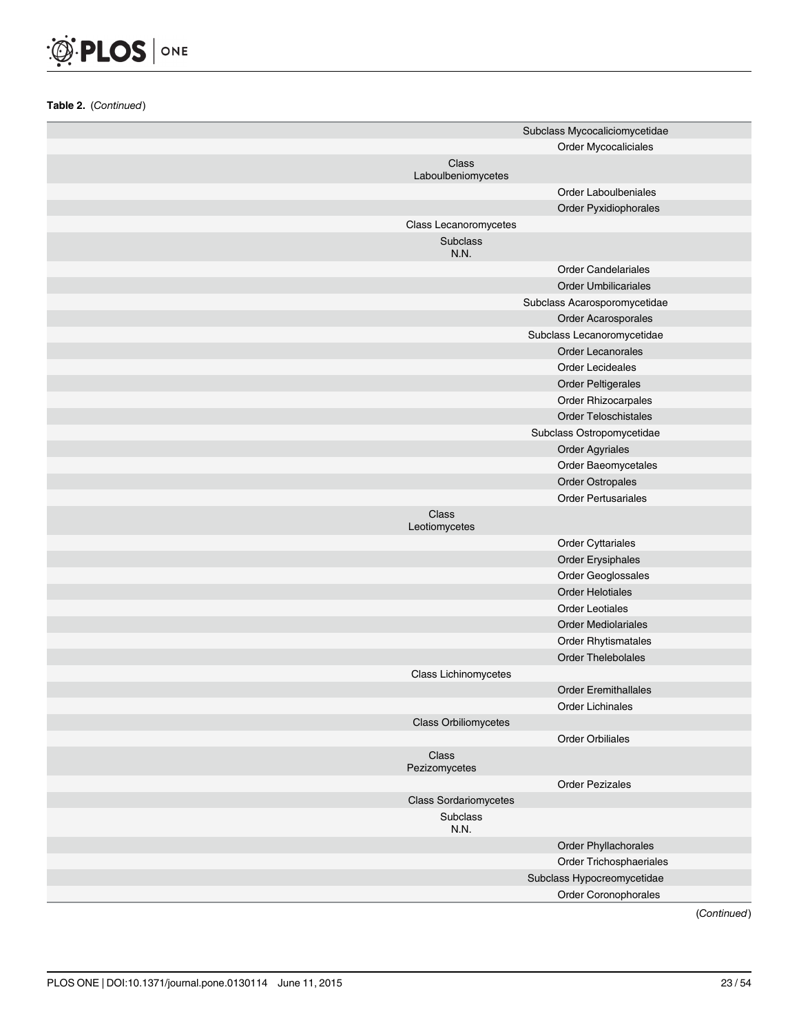**Table 2.** (*Continued*)

| | | |
|---|---|---|
| | | Subclass Mycocaliciomycetidae |
| | | Order Mycocaliciales |
| | Class Laboulbeniomycetes | |
| | | Order Laboulbeniales |
| | | Order Pyxidiophorales |
| | Class Lecanoromycetes | |
| | Subclass N.N. | |
| | | Order Candelariales |
| | | Order Umbilicariales |
| | | Subclass Acarosporomycetidae |
| | | Order Acarosporales |
| | | Subclass Lecanoromycetidae |
| | | Order Lecanorales |
| | | Order Lecideales |
| | | Order Peltigerales |
| | | Order Rhizocarpales |
| | | Order Teloschistales |
| | | Subclass Ostropomycetidae |
| | | Order Agyriales |
| | | Order Baeomycetales |
| | | Order Ostropales |
| | | Order Pertusariales |
| | Class Leotiomycetes | |
| | | Order Cyttariales |
| | | Order Erysiphales |
| | | Order Geoglossales |
| | | Order Helotiales |
| | | Order Leotiales |
| | | Order Mediolariales |
| | | Order Rhytismatales |
| | | Order Thelebolales |
| | Class Lichinomycetes | |
| | | Order Eremithallales |
| | | Order Lichinales |
| | Class Orbiliomycetes | |
| | | Order Orbiliales |
| | Class Pezizomycetes | |
| | | Order Pezizales |
| | Class Sordariomycetes | |
| | Subclass N.N. | |
| | | Order Phyllachorales |
| | | Order Trichosphaeriales |
| | | Subclass Hypocreomycetidae |
| | | Order Coronophorales |

(*Continued*)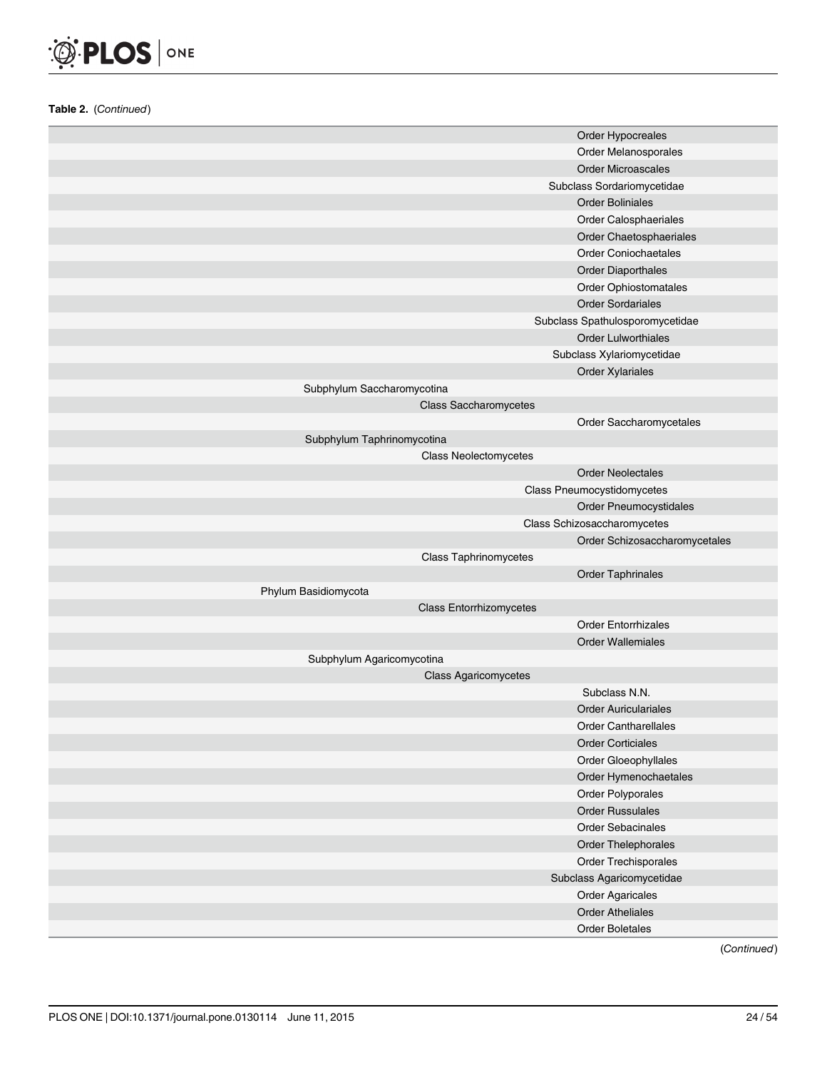**Table 2.** (*Continued*)

| | | | | |
|---|---|---|---|---|
| | | | | Order Hypocreales |
| | | | | Order Melanosporales |
| | | | | Order Microascales |
| | | | Subclass Sordariomycetidae | |
| | | | | Order Boliniales |
| | | | | Order Calosphaeriales |
| | | | | Order Chaetosphaeriales |
| | | | | Order Coniochaetales |
| | | | | Order Diaporthales |
| | | | | Order Ophiostomatales |
| | | | | Order Sordariales |
| | | | Subclass Spathulosporomycetidae | |
| | | | | Order Lulworthiales |
| | | | Subclass Xylariomycetidae | |
| | | | | Order Xylariales |
| | Subphylum Saccharomycotina | | | |
| | | Class Saccharomycetes | | |
| | | | | Order Saccharomycetales |
| | Subphylum Taphrinomycotina | | | |
| | | Class Neolectomycetes | | |
| | | | | Order Neolectales |
| | | Class Pneumocystidomycetes | | |
| | | | | Order Pneumocystidales |
| | | Class Schizosaccharomycetes | | |
| | | | | Order Schizosaccharomycetales |
| | | Class Taphrinomycetes | | |
| | | | | Order Taphrinales |
| Phylum Basidiomycota | | | | |
| | | Class Entorrhizomycetes | | |
| | | | | Order Entorrhizales |
| | | | | Order Wallemiales |
| | Subphylum Agaricomycotina | | | |
| | | Class Agaricomycetes | | |
| | | | Subclass N.N. | |
| | | | | Order Auriculariales |
| | | | | Order Cantharellales |
| | | | | Order Corticiales |
| | | | | Order Gloeophyllales |
| | | | | Order Hymenochaetales |
| | | | | Order Polyporales |
| | | | | Order Russulales |
| | | | | Order Sebacinales |
| | | | | Order Thelephorales |
| | | | | Order Trechisporales |
| | | | Subclass Agaricomycetidae | |
| | | | | Order Agaricales |
| | | | | Order Atheliales |
| | | | | Order Boletales |

(*Continued*)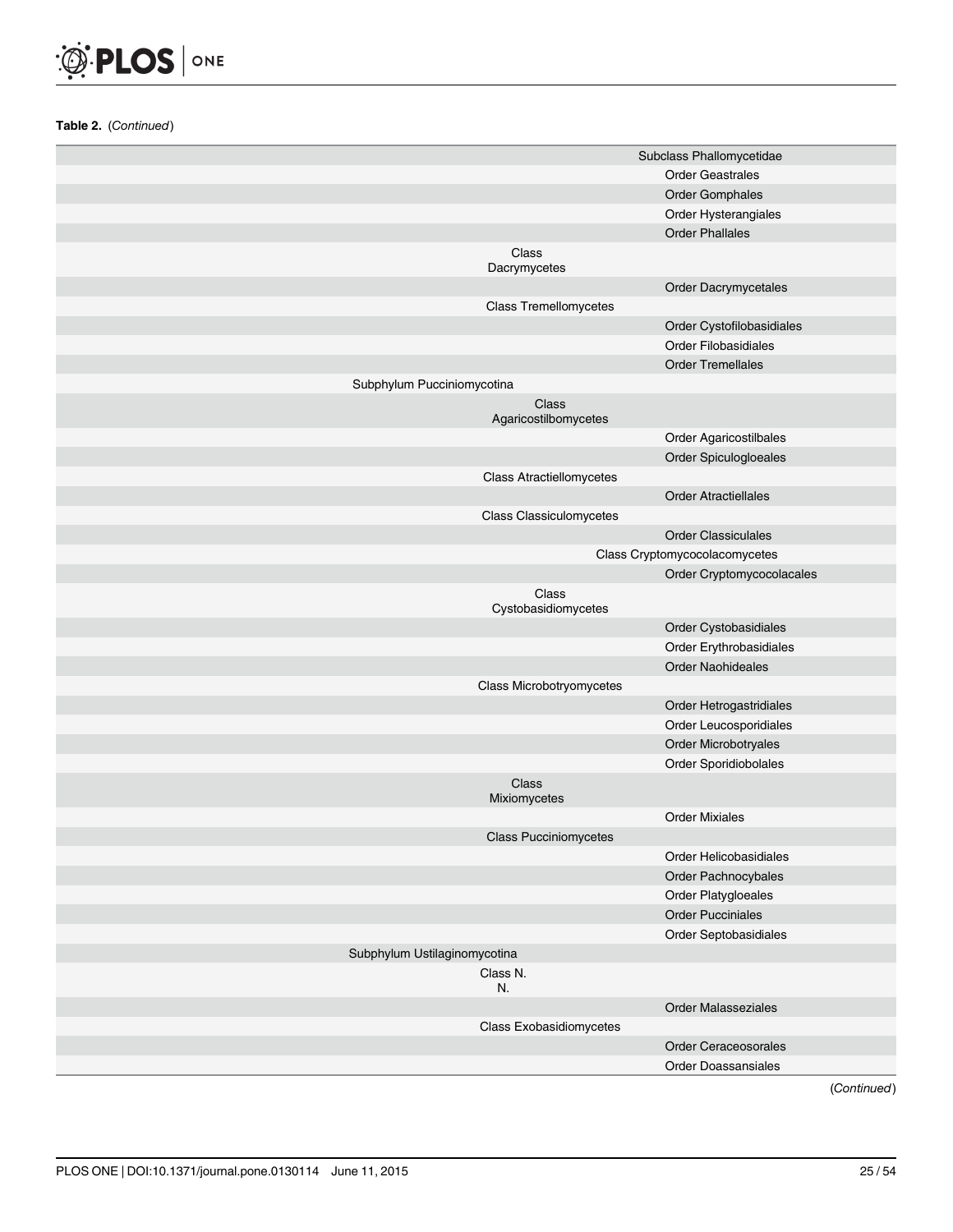**Table 2.** (*Continued*)

| | | | |
|---|---|---|---|
| | | Subclass Phallomycetidae | |
| | | | Order Geastrales |
| | | | Order Gomphales |
| | | | Order Hysterangiales |
| | | | Order Phallales |
| | Class Dacrymycetes | | |
| | | | Order Dacrymycetales |
| | Class Tremellomycetes | | |
| | | | Order Cystofilobasidiales |
| | | | Order Filobasidiales |
| | | | Order Tremellales |
| Subphylum Pucciniomycotina | | | |
| | Class Agaricostilbomycetes | | |
| | | | Order Agaricostilbales |
| | | | Order Spiculogloeales |
| | Class Atractiellomycetes | | |
| | | | Order Atractiellales |
| | Class Classiculomycetes | | |
| | | | Order Classiculales |
| | | Class Cryptomycocolacomycetes | |
| | | | Order Cryptomycocolacales |
| | Class Cystobasidiomycetes | | |
| | | | Order Cystobasidiales |
| | | | Order Erythrobasidiales |
| | | | Order Naohideales |
| | Class Microbotryomycetes | | |
| | | | Order Hetrogastridiales |
| | | | Order Leucosporidiales |
| | | | Order Microbotryales |
| | | | Order Sporidiobolales |
| | Class Mixiomycetes | | |
| | | | Order Mixiales |
| | Class Pucciniomycetes | | |
| | | | Order Helicobasidiales |
| | | | Order Pachnocybales |
| | | | Order Platygloeales |
| | | | Order Pucciniales |
| | | | Order Septobasidiales |
| Subphylum Ustilaginomycotina | | | |
| | Class N. N. | | |
| | | | Order Malasseziales |
| | Class Exobasidiomycetes | | |
| | | | Order Ceraceosorales |
| | | | Order Doassansiales |

(*Continued*)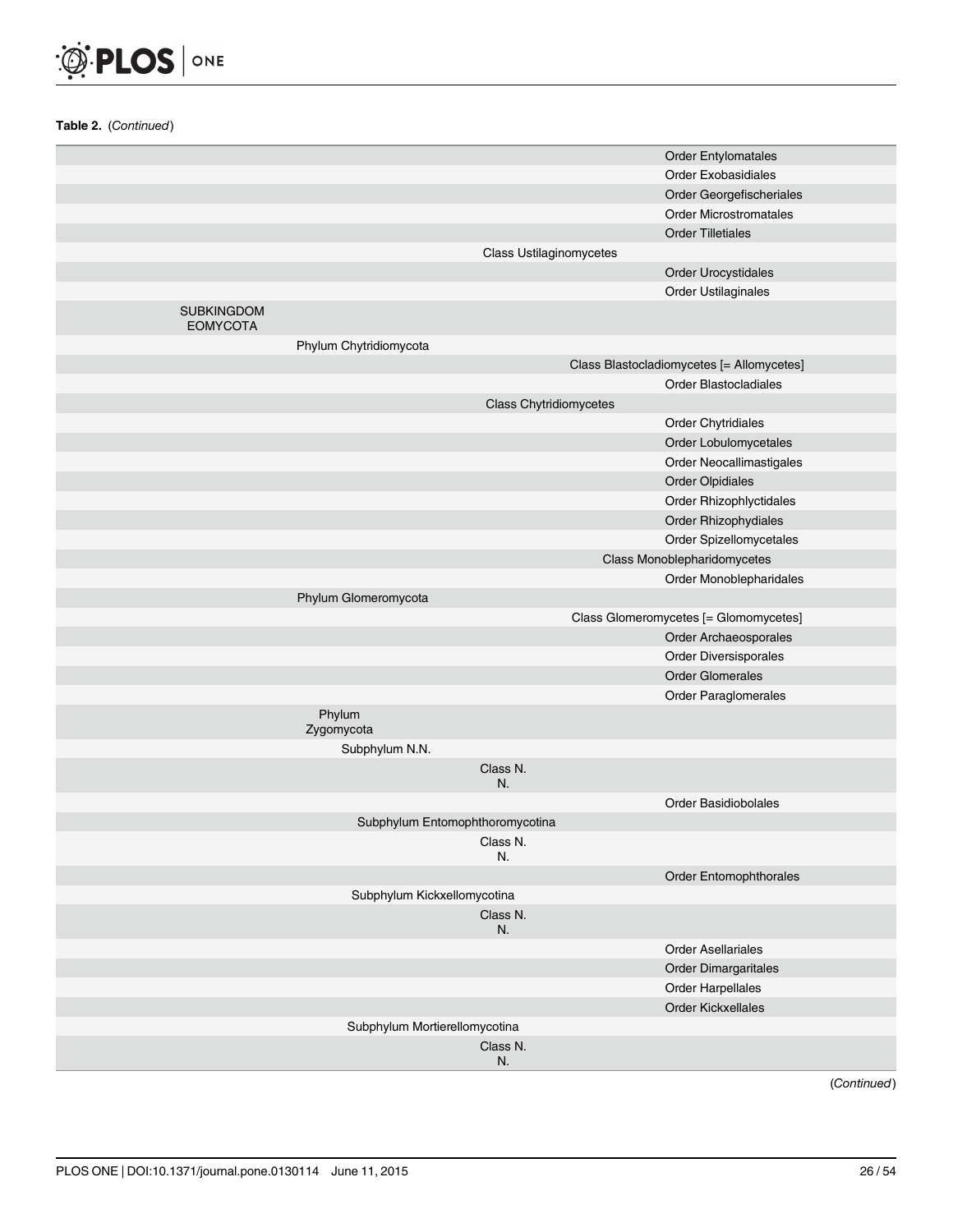**Table 2.** (*Continued*)

| | | | | |
|---|---|---|---|---|
| | | | | Order Entylomatales |
| | | | | Order Exobasidiales |
| | | | | Order Georgefischeriales |
| | | | | Order Microstromatales |
| | | | | Order Tilletiales |
| | | | Class Ustilaginomycetes | |
| | | | | Order Urocystidales |
| | | | | Order Ustilaginales |
| SUBKINGDOM EOMYCOTA | | | | |
| | Phylum Chytridiomycota | | | |
| | | | Class Blastocladiomycetes [= Allomycetes] | |
| | | | | Order Blastocladiales |
| | | | Class Chytridiomycetes | |
| | | | | Order Chytridiales |
| | | | | Order Lobulomycetales |
| | | | | Order Neocallimastigales |
| | | | | Order Olpidiales |
| | | | | Order Rhizophlyctidales |
| | | | | Order Rhizophydiales |
| | | | | Order Spizellomycetales |
| | | | Class Monoblepharidomycetes | |
| | | | | Order Monoblepharidales |
| | Phylum Glomeromycota | | | |
| | | | Class Glomeromycetes [= Glomomycetes] | |
| | | | | Order Archaeosporales |
| | | | | Order Diversisporales |
| | | | | Order Glomerales |
| | | | | Order Paraglomerales |
| | Phylum Zygomycota | | | |
| | | Subphylum N.N. | | |
| | | | Class N. N. | |
| | | | | Order Basidiobolales |
| | | Subphylum Entomophthoromycotina | | |
| | | | Class N. N. | |
| | | | | Order Entomophthorales |
| | | Subphylum Kickxellomycotina | | |
| | | | Class N. N. | |
| | | | | Order Asellariales |
| | | | | Order Dimargaritales |
| | | | | Order Harpellales |
| | | | | Order Kickxellales |
| | | Subphylum Mortierellomycotina | | |
| | | | Class N. N. | |

(*Continued*)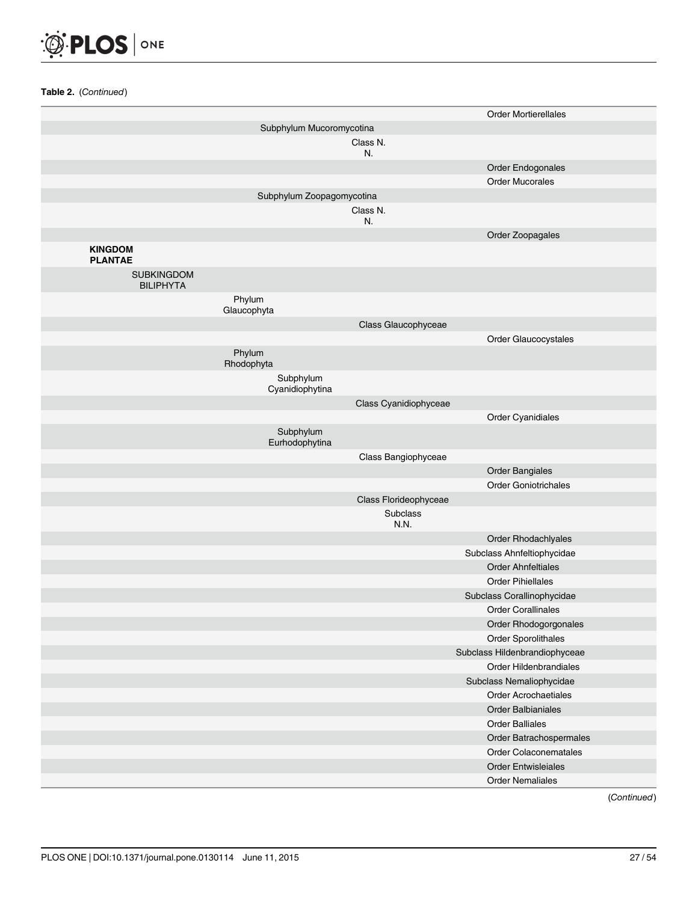**Table 2.** (*Continued*)

| | | | | | |
|---|---|---|---|---|---|
| | | | | | Order Mortierellales |
| | | Subphylum Mucoromycotina | | | |
| | | | Class N. N. | | |
| | | | | | Order Endogonales |
| | | | | | Order Mucorales |
| | | Subphylum Zoopagomycotina | | | |
| | | | Class N. N. | | |
| | | | | | Order Zoopagales |
| **KINGDOM PLANTAE** | | | | | |
| | SUBKINGDOM BILIPHYTA | | | | |
| | | Phylum Glaucophyta | | | |
| | | | Class Glaucophyceae | | |
| | | | | | Order Glaucocystales |
| | | Phylum Rhodophyta | | | |
| | | Subphylum Cyanidiophytina | | | |
| | | | Class Cyanidiophyceae | | |
| | | | | | Order Cyanidiales |
| | | Subphylum Eurhodophytina | | | |
| | | | Class Bangiophyceae | | |
| | | | | | Order Bangiales |
| | | | | | Order Goniotrichales |
| | | | Class Florideophyceae | | |
| | | | | Subclass N.N. | |
| | | | | | Order Rhodachlyales |
| | | | | Subclass Ahnfeltiophycidae | |
| | | | | | Order Ahnfeltiales |
| | | | | | Order Pihiellales |
| | | | | Subclass Corallinophycidae | |
| | | | | | Order Corallinales |
| | | | | | Order Rhodogorgonales |
| | | | | | Order Sporolithales |
| | | | | Subclass Hildenbrandiophyceae | |
| | | | | | Order Hildenbrandiales |
| | | | | Subclass Nemaliophycidae | |
| | | | | | Order Acrochaetiales |
| | | | | | Order Balbianiales |
| | | | | | Order Balliales |
| | | | | | Order Batrachospermales |
| | | | | | Order Colaconematales |
| | | | | | Order Entwisleiales |
| | | | | | Order Nemaliales |

(*Continued*)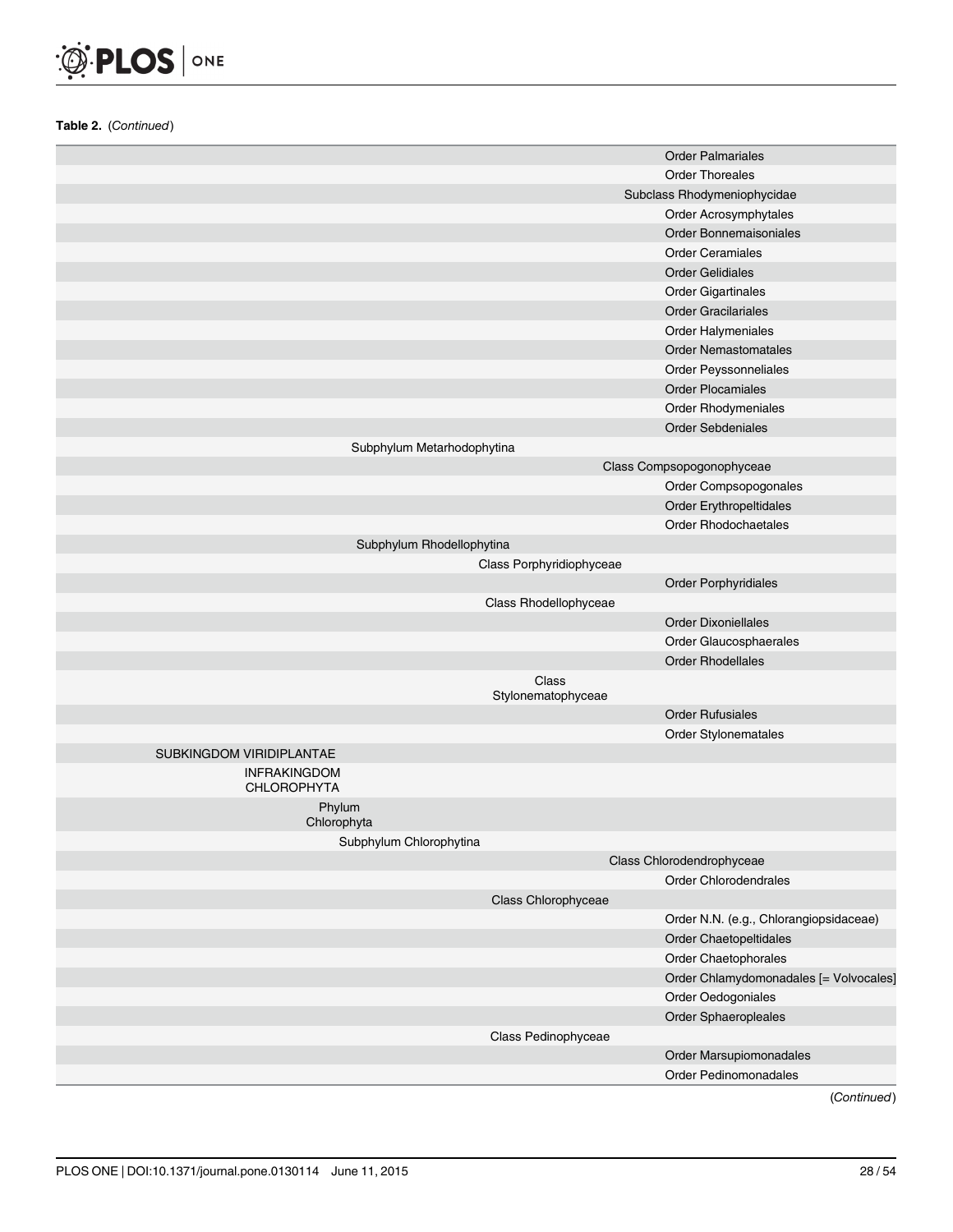**Table 2.** (*Continued*)

| | | | | | | |
|---|---|---|---|---|---|---|
| | | | | | | Order Palmariales |
| | | | | | | Order Thoreales |
| | | | | | Subclass Rhodymeniophycidae | |
| | | | | | | Order Acrosymphytales |
| | | | | | | Order Bonnemaisoniales |
| | | | | | | Order Ceramiales |
| | | | | | | Order Gelidiales |
| | | | | | | Order Gigartinales |
| | | | | | | Order Gracilariales |
| | | | | | | Order Halymeniales |
| | | | | | | Order Nemastomatales |
| | | | | | | Order Peyssonneliales |
| | | | | | | Order Plocamiales |
| | | | | | | Order Rhodymeniales |
| | | | | | | Order Sebdeniales |
| | | | Subphylum Metarhodophytina | | | |
| | | | | | Class Compsopogonophyceae | |
| | | | | | | Order Compsopogonales |
| | | | | | | Order Erythropeltidales |
| | | | | | | Order Rhodochaetales |
| | | | Subphylum Rhodellophytina | | | |
| | | | | Class Porphyridiophyceae | | |
| | | | | | | Order Porphyridiales |
| | | | | Class Rhodellophyceae | | |
| | | | | | | Order Dixoniellales |
| | | | | | | Order Glaucosphaerales |
| | | | | | | Order Rhodellales |
| | | | | Class Stylonematophyceae | | |
| | | | | | | Order Rufusiales |
| | | | | | | Order Stylonematales |
| SUBKINGDOM VIRIDIPLANTAE | | | | | | |
| | INFRAKINGDOM CHLOROPHYTA | | | | | |
| | | Phylum Chlorophyta | | | | |
| | | | Subphylum Chlorophytina | | | |
| | | | | | Class Chlorodendrophyceae | |
| | | | | | | Order Chlorodendrales |
| | | | | Class Chlorophyceae | | |
| | | | | | | Order N.N. (e.g., Chlorangiopsidaceae) |
| | | | | | | Order Chaetopeltidales |
| | | | | | | Order Chaetophorales |
| | | | | | | Order Chlamydomonadales [= Volvocales] |
| | | | | | | Order Oedogoniales |
| | | | | | | Order Sphaeropleales |
| | | | | Class Pedinophyceae | | |
| | | | | | | Order Marsupiomonadales |
| | | | | | | Order Pedinomonadales |

(*Continued*)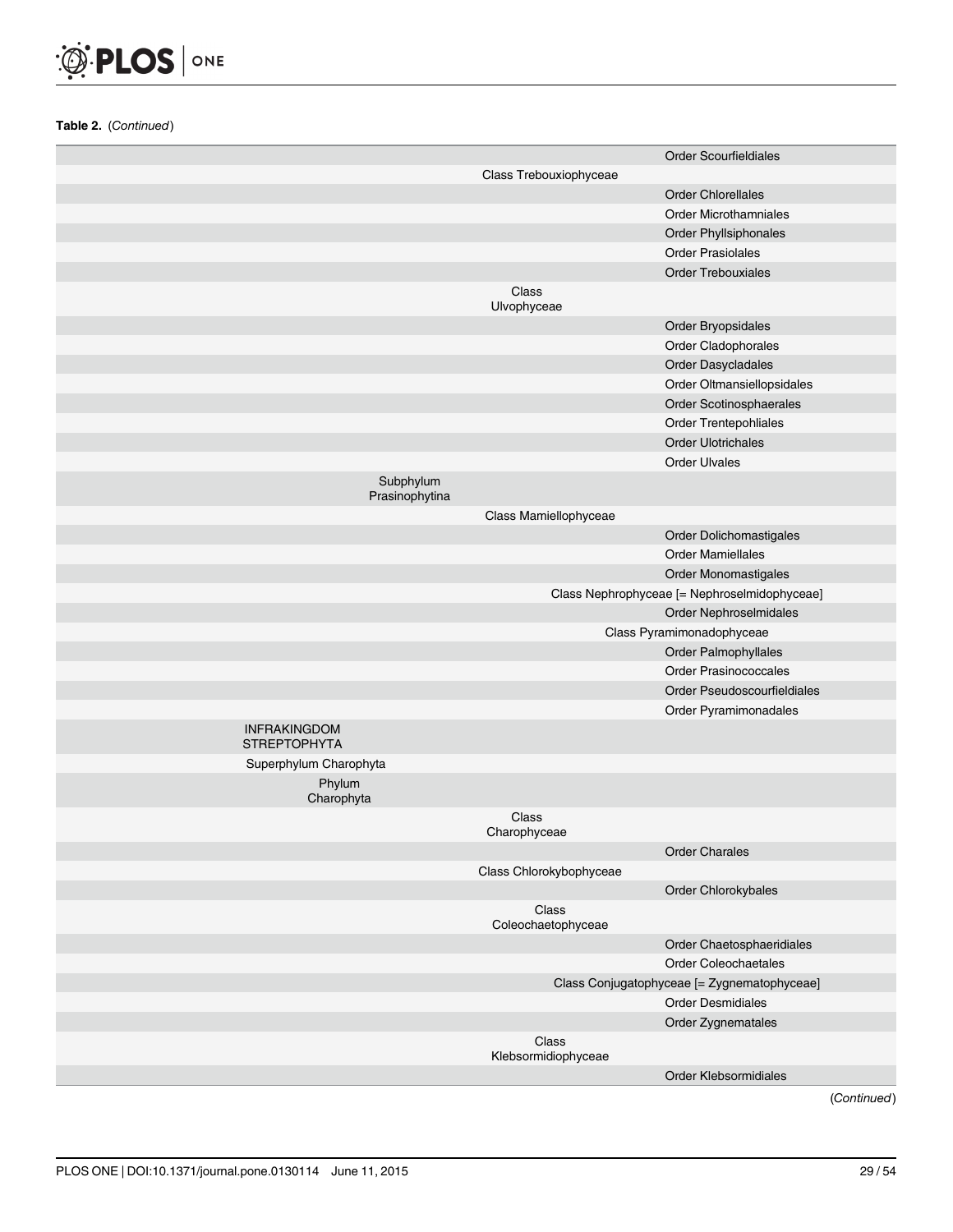**Table 2.** (*Continued*)

| | | | |
|---|---|---|---|
| | | | Order Scourfieldiales |
| | | Class Trebouxiophyceae | |
| | | | Order Chlorellales |
| | | | Order Microthamniales |
| | | | Order Phyllsiphonales |
| | | | Order Prasiolales |
| | | | Order Trebouxiales |
| | | Class Ulvophyceae | |
| | | | Order Bryopsidales |
| | | | Order Cladophorales |
| | | | Order Dasycladales |
| | | | Order Oltmansiellopsidales |
| | | | Order Scotinosphaerales |
| | | | Order Trentepohliales |
| | | | Order Ulotrichales |
| | | | Order Ulvales |
| | Subphylum Prasinophytina | | |
| | | Class Mamiellophyceae | |
| | | | Order Dolichomastigales |
| | | | Order Mamiellales |
| | | | Order Monomastigales |
| | | Class Nephrophyceae [= Nephroselmidophyceae] | |
| | | | Order Nephroselmidales |
| | | Class Pyramimonadophyceae | |
| | | | Order Palmophyllales |
| | | | Order Prasinococcales |
| | | | Order Pseudoscourfieldiales |
| | | | Order Pyramimonadales |
| INFRAKINGDOM STREPTOPHYTA | | | |
| Superphylum Charophyta | | | |
| Phylum Charophyta | | | |
| | | Class Charophyceae | |
| | | | Order Charales |
| | | Class Chlorokybophyceae | |
| | | | Order Chlorokybales |
| | | Class Coleochaetophyceae | |
| | | | Order Chaetosphaeridiales |
| | | | Order Coleochaetales |
| | | Class Conjugatophyceae [= Zygnematophyceae] | |
| | | | Order Desmidiales |
| | | | Order Zygnematales |
| | | Class Klebsormidiophyceae | |
| | | | Order Klebsormidiales |

(*Continued*)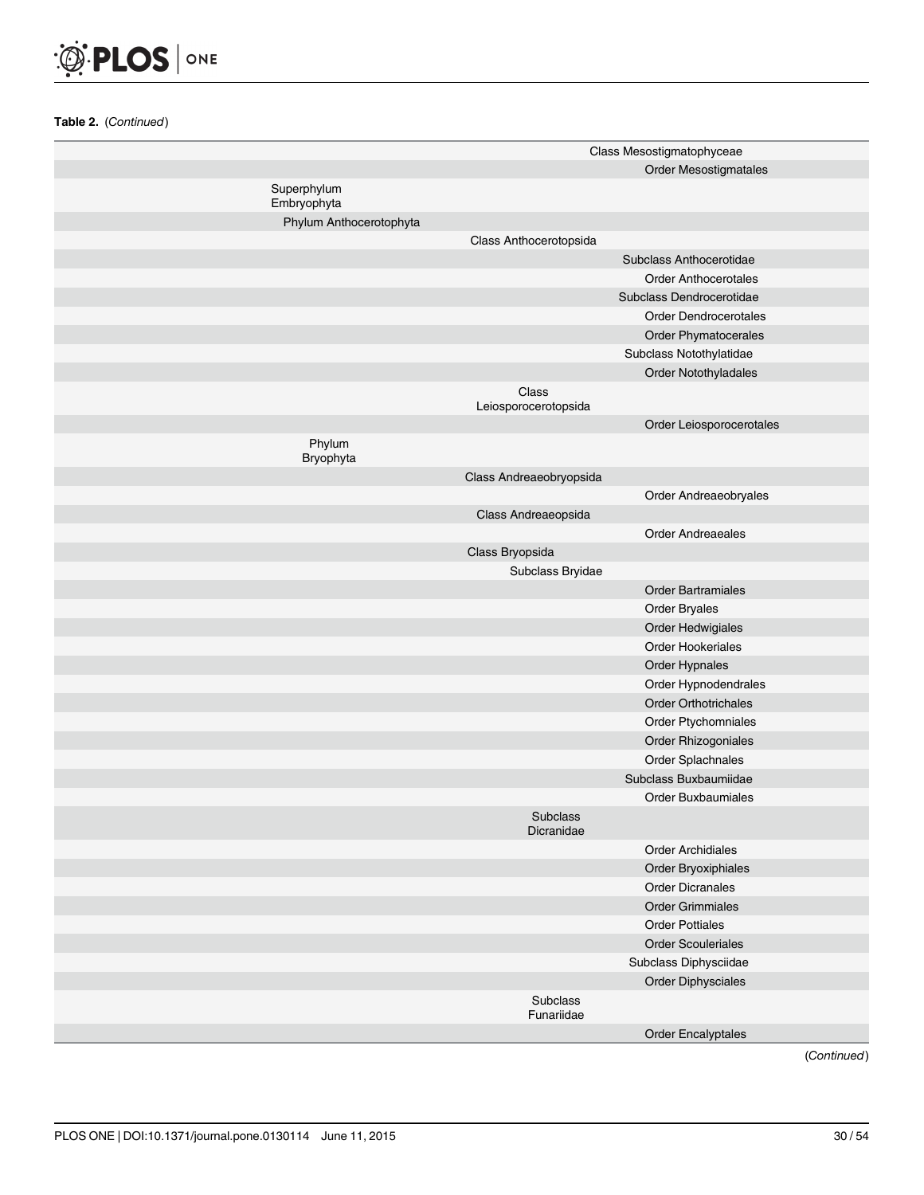**Table 2.** (*Continued*)

| | | | |
|---|---|---|---|
| | | Class Mesostigmatophyceae | |
| | | | Order Mesostigmatales |
| Superphylum Embryophyta | | | |
| Phylum Anthocerotophyta | | | |
| | Class Anthocerotopsida | | |
| | | Subclass Anthocerotidae | |
| | | | Order Anthocerotales |
| | | Subclass Dendrocerotidae | |
| | | | Order Dendrocerotales |
| | | | Order Phymatocerales |
| | | Subclass Notothylatidae | |
| | | | Order Notothyladales |
| | Class Leiosporocerotopsida | | |
| | | | Order Leiosporocerotales |
| Phylum Bryophyta | | | |
| | Class Andreaeobryopsida | | |
| | | | Order Andreaeobryales |
| | Class Andreaeopsida | | |
| | | | Order Andreaeales |
| | Class Bryopsida | | |
| | Subclass Bryidae | | |
| | | | Order Bartramiales |
| | | | Order Bryales |
| | | | Order Hedwigiales |
| | | | Order Hookeriales |
| | | | Order Hypnales |
| | | | Order Hypnodendrales |
| | | | Order Orthotrichales |
| | | | Order Ptychomniales |
| | | | Order Rhizogoniales |
| | | | Order Splachnales |
| | | Subclass Buxbaumiidae | |
| | | | Order Buxbaumiales |
| | Subclass Dicranidae | | |
| | | | Order Archidiales |
| | | | Order Bryoxiphiales |
| | | | Order Dicranales |
| | | | Order Grimmiales |
| | | | Order Pottiales |
| | | | Order Scouleriales |
| | | Subclass Diphysciidae | |
| | | | Order Diphysciales |
| | Subclass Funariidae | | |
| | | | Order Encalyptales |

(*Continued*)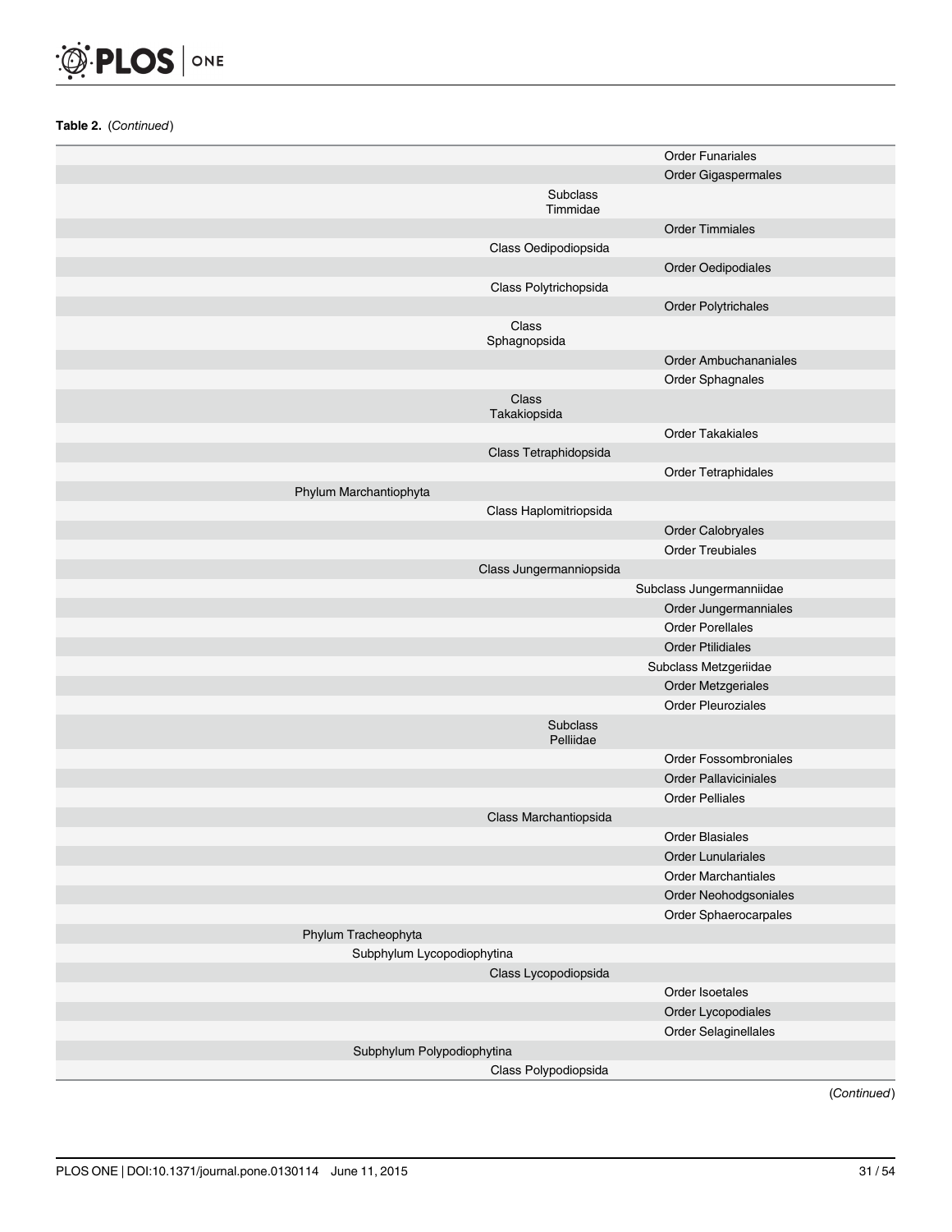**Table 2.** (*Continued*)

| | | | | |
|---|---|---|---|---|
| | | | | Order Funariales |
| | | | | Order Gigaspermales |
| | | | Subclass Timmidae | |
| | | | | Order Timmiales |
| | | Class Oedipodiopsida | | |
| | | | | Order Oedipodiales |
| | | Class Polytrichopsida | | |
| | | | | Order Polytrichales |
| | | Class Sphagnopsida | | |
| | | | | Order Ambuchananiales |
| | | | | Order Sphagnales |
| | | Class Takakiopsida | | |
| | | | | Order Takakiales |
| | | Class Tetraphidopsida | | |
| | | | | Order Tetraphidales |
| Phylum Marchantiophyta | | | | |
| | | Class Haplomitriopsida | | |
| | | | | Order Calobryales |
| | | | | Order Treubiales |
| | | Class Jungermanniopsida | | |
| | | | Subclass Jungermanniidae | |
| | | | | Order Jungermanniales |
| | | | | Order Porellales |
| | | | | Order Ptilidiales |
| | | | Subclass Metzgeriidae | |
| | | | | Order Metzgeriales |
| | | | | Order Pleuroziales |
| | | | Subclass Pelliidae | |
| | | | | Order Fossombroniales |
| | | | | Order Pallaviciniales |
| | | | | Order Pelliales |
| | | Class Marchantiopsida | | |
| | | | | Order Blasiales |
| | | | | Order Lunulariales |
| | | | | Order Marchantiales |
| | | | | Order Neohodgsoniales |
| | | | | Order Sphaerocarpales |
| Phylum Tracheophyta | | | | |
| | Subphylum Lycopodiophytina | | | |
| | | Class Lycopodiopsida | | |
| | | | | Order Isoetales |
| | | | | Order Lycopodiales |
| | | | | Order Selaginellales |
| | Subphylum Polypodiophytina | | | |
| | | Class Polypodiopsida | | |

(*Continued*)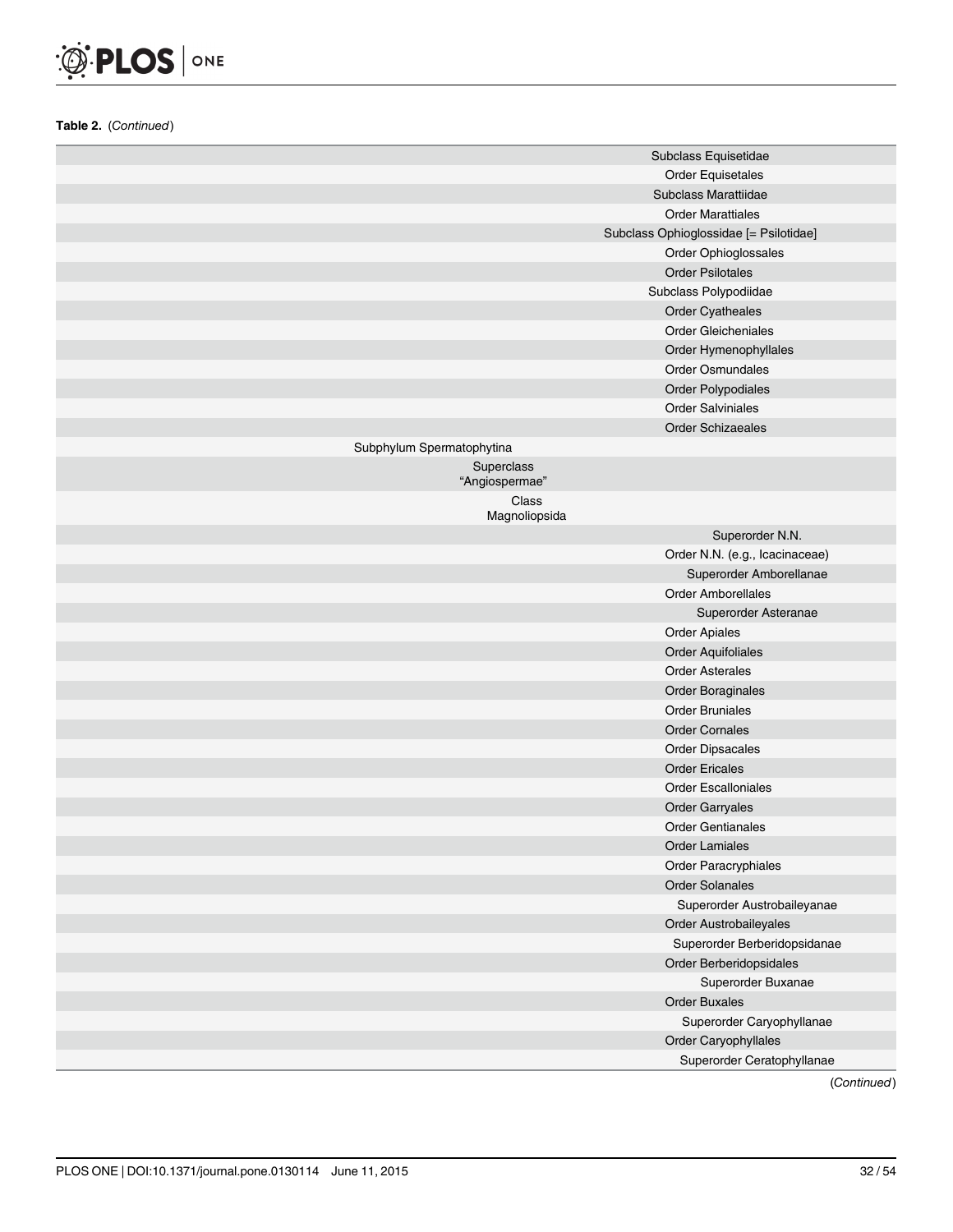**Table 2.** (*Continued*)

| | | |
|---|---|---|
| | | Subclass Equisetidae |
| | | Order Equisetales |
| | | Subclass Marattiidae |
| | | Order Marattiales |
| | | Subclass Ophioglossidae [= Psilotidae] |
| | | Order Ophioglossales |
| | | Order Psilotales |
| | | Subclass Polypodiidae |
| | | Order Cyatheales |
| | | Order Gleicheniales |
| | | Order Hymenophyllales |
| | | Order Osmundales |
| | | Order Polypodiales |
| | | Order Salviniales |
| | | Order Schizaeales |
| | Subphylum Spermatophytina | |
| | Superclass "Angiospermae" | |
| | Class Magnoliopsida | |
| | | Superorder N.N. |
| | | Order N.N. (e.g., Icacinaceae) |
| | | Superorder Amborellanae |
| | | Order Amborellales |
| | | Superorder Asteranae |
| | | Order Apiales |
| | | Order Aquifoliales |
| | | Order Asterales |
| | | Order Boraginales |
| | | Order Bruniales |
| | | Order Cornales |
| | | Order Dipsacales |
| | | Order Ericales |
| | | Order Escalloniales |
| | | Order Garryales |
| | | Order Gentianales |
| | | Order Lamiales |
| | | Order Paracryphiales |
| | | Order Solanales |
| | | Superorder Austrobaileyanae |
| | | Order Austrobaileyales |
| | | Superorder Berberidopsidanae |
| | | Order Berberidopsidales |
| | | Superorder Buxanae |
| | | Order Buxales |
| | | Superorder Caryophyllanae |
| | | Order Caryophyllales |
| | | Superorder Ceratophyllanae |

(*Continued*)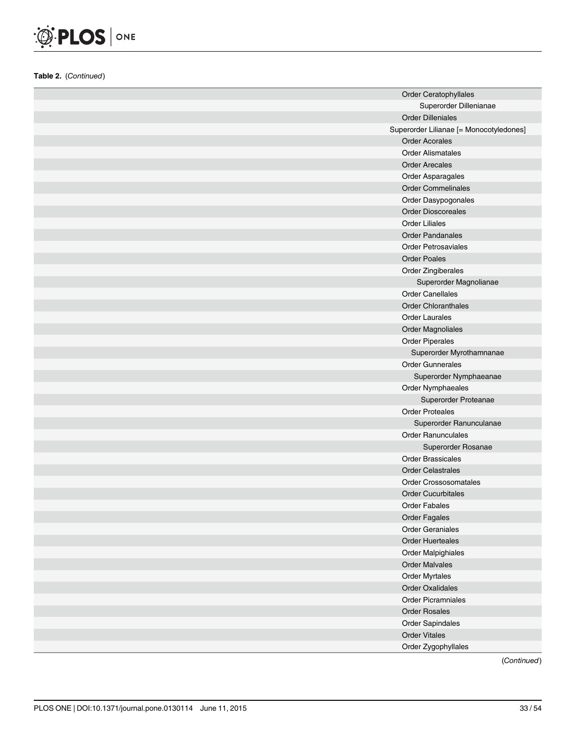**Table 2.** (*Continued*)

| | |
|---|---|
| | Order Ceratophyllales |
| | Superorder Dillenianae |
| | Order Dilleniales |
| | Superorder Lilianae [= Monocotyledones] |
| | Order Acorales |
| | Order Alismatales |
| | Order Arecales |
| | Order Asparagales |
| | Order Commelinales |
| | Order Dasypogonales |
| | Order Dioscoreales |
| | Order Liliales |
| | Order Pandanales |
| | Order Petrosaviales |
| | Order Poales |
| | Order Zingiberales |
| | Superorder Magnolianae |
| | Order Canellales |
| | Order Chloranthales |
| | Order Laurales |
| | Order Magnoliales |
| | Order Piperales |
| | Superorder Myrothamnanae |
| | Order Gunnerales |
| | Superorder Nymphaeanae |
| | Order Nymphaeales |
| | Superorder Proteanae |
| | Order Proteales |
| | Superorder Ranunculanae |
| | Order Ranunculales |
| | Superorder Rosanae |
| | Order Brassicales |
| | Order Celastrales |
| | Order Crossosomatales |
| | Order Cucurbitales |
| | Order Fabales |
| | Order Fagales |
| | Order Geraniales |
| | Order Huerteales |
| | Order Malpighiales |
| | Order Malvales |
| | Order Myrtales |
| | Order Oxalidales |
| | Order Picramniales |
| | Order Rosales |
| | Order Sapindales |
| | Order Vitales |
| | Order Zygophyllales |

(*Continued*)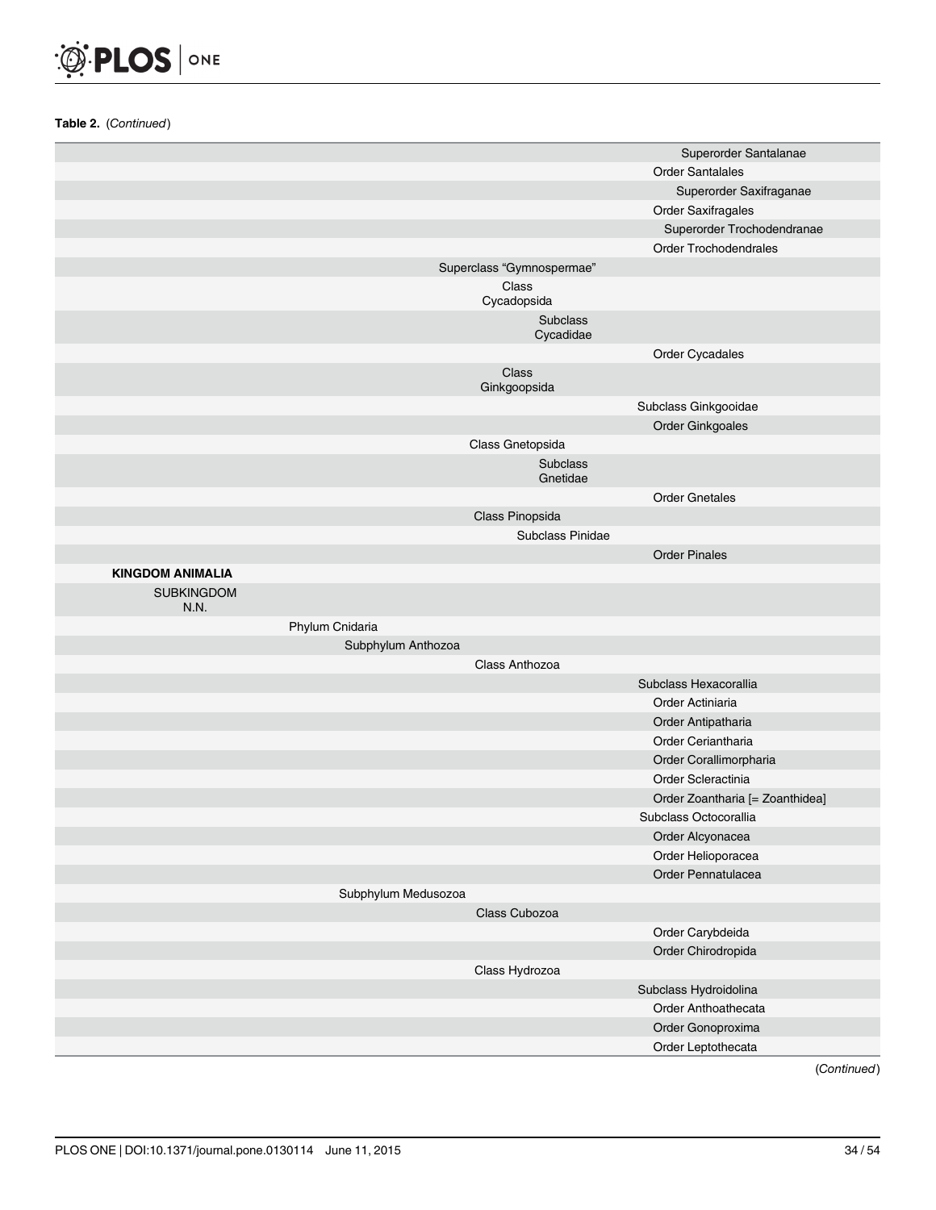**Table 2.** (*Continued*)

| Kingdom | Subkingdom | Phylum | Subphylum | Class | Subclass | Order |
|---|---|---|---|---|---|---|
| | | | | | | Superorder Santalanae |
| | | | | | | Order Santalales |
| | | | | | | Superorder Saxifraganae |
| | | | | | | Order Saxifragales |
| | | | | | | Superorder Trochodendranae |
| | | | | | | Order Trochodendrales |
| | | | | Superclass "Gymnospermae" | | |
| | | | | Class Cycadopsida | | |
| | | | | | Subclass Cycadidae | |
| | | | | | | Order Cycadales |
| | | | | Class Ginkgoopsida | | |
| | | | | | | Subclass Ginkgooidae |
| | | | | | | Order Ginkgoales |
| | | | | Class Gnetopsida | | |
| | | | | | Subclass Gnetidae | |
| | | | | | | Order Gnetales |
| | | | | Class Pinopsida | | |
| | | | | | Subclass Pinidae | |
| | | | | | | Order Pinales |
| **KINGDOM ANIMALIA** | | | | | | |
| | SUBKINGDOM N.N. | | | | | |
| | | Phylum Cnidaria | | | | |
| | | | Subphylum Anthozoa | | | |
| | | | | Class Anthozoa | | |
| | | | | | | Subclass Hexacorallia |
| | | | | | | Order Actiniaria |
| | | | | | | Order Antipatharia |
| | | | | | | Order Ceriantharia |
| | | | | | | Order Corallimorpharia |
| | | | | | | Order Scleractinia |
| | | | | | | Order Zoantharia [= Zoanthidea] |
| | | | | | | Subclass Octocorallia |
| | | | | | | Order Alcyonacea |
| | | | | | | Order Helioporacea |
| | | | | | | Order Pennatulacea |
| | | | Subphylum Medusozoa | | | |
| | | | | Class Cubozoa | | |
| | | | | | | Order Carybdeida |
| | | | | | | Order Chirodropida |
| | | | | Class Hydrozoa | | |
| | | | | | | Subclass Hydroidolina |
| | | | | | | Order Anthoathecata |
| | | | | | | Order Gonoproxima |
| | | | | | | Order Leptothecata |

(*Continued*)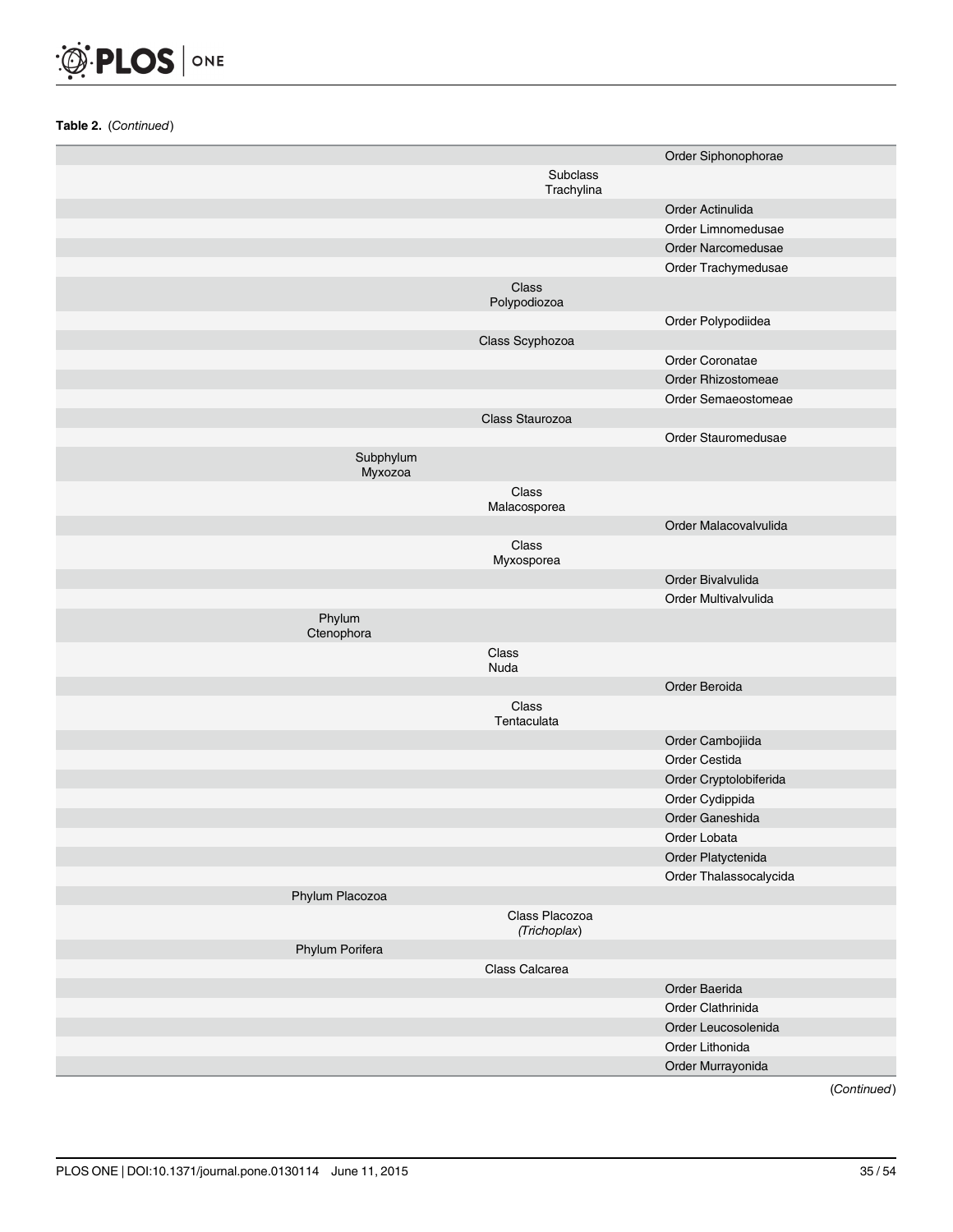**Table 2.** (*Continued*)

| | | | |
|---|---|---|---|
| | | | Order Siphonophorae |
| | | Subclass Trachylina | |
| | | | Order Actinulida |
| | | | Order Limnomedusae |
| | | | Order Narcomedusae |
| | | | Order Trachymedusae |
| | | Class Polypodiozoa | |
| | | | Order Polypodiidea |
| | | Class Scyphozoa | |
| | | | Order Coronatae |
| | | | Order Rhizostomeae |
| | | | Order Semaeostomeae |
| | | Class Staurozoa | |
| | | | Order Stauromedusae |
| | Subphylum Myxozoa | | |
| | | Class Malacosporea | |
| | | | Order Malacovalvulida |
| | | Class Myxosporea | |
| | | | Order Bivalvulida |
| | | | Order Multivalvulida |
| | Phylum Ctenophora | | |
| | | Class Nuda | |
| | | | Order Beroida |
| | | Class Tentaculata | |
| | | | Order Cambojiida |
| | | | Order Cestida |
| | | | Order Cryptolobiferida |
| | | | Order Cydippida |
| | | | Order Ganeshida |
| | | | Order Lobata |
| | | | Order Platyctenida |
| | | | Order Thalassocalycida |
| | Phylum Placozoa | | |
| | | Class Placozoa (*Trichoplax*) | |
| | Phylum Porifera | | |
| | | Class Calcarea | |
| | | | Order Baerida |
| | | | Order Clathrinida |
| | | | Order Leucosolenida |
| | | | Order Lithonida |
| | | | Order Murrayonida |

(*Continued*)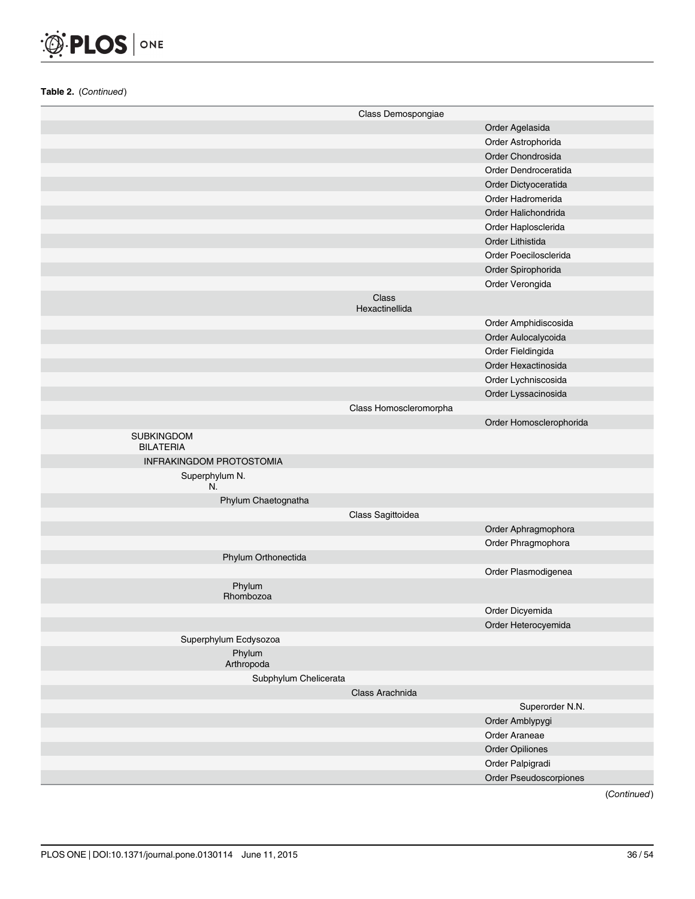**Table 2.** (*Continued*)

| | | | |
|---|---|---|---|
| | | Class Demospongiae | |
| | | | Order Agelasida |
| | | | Order Astrophorida |
| | | | Order Chondrosida |
| | | | Order Dendroceratida |
| | | | Order Dictyoceratida |
| | | | Order Hadromerida |
| | | | Order Halichondrida |
| | | | Order Haplosclerida |
| | | | Order Lithistida |
| | | | Order Poecilosclerida |
| | | | Order Spirophorida |
| | | | Order Verongida |
| | | Class Hexactinellida | |
| | | | Order Amphidiscosida |
| | | | Order Aulocalycoida |
| | | | Order Fieldingida |
| | | | Order Hexactinosida |
| | | | Order Lychniscosida |
| | | | Order Lyssacinosida |
| | | Class Homoscleromorpha | |
| | | | Order Homosclerophorida |
| SUBKINGDOM BILATERIA | | | |
| INFRAKINGDOM PROTOSTOMIA | | | |
| Superphylum N. N. | | | |
| Phylum Chaetognatha | | | |
| | | Class Sagittoidea | |
| | | | Order Aphragmophora |
| | | | Order Phragmophora |
| Phylum Orthonectida | | | |
| | | | Order Plasmodigenea |
| Phylum Rhombozoa | | | |
| | | | Order Dicyemida |
| | | | Order Heterocyemida |
| Superphylum Ecdysozoa | | | |
| Phylum Arthropoda | | | |
| | Subphylum Chelicerata | | |
| | | Class Arachnida | |
| | | | Superorder N.N. |
| | | | Order Amblypygi |
| | | | Order Araneae |
| | | | Order Opiliones |
| | | | Order Palpigradi |
| | | | Order Pseudoscorpiones |

(*Continued*)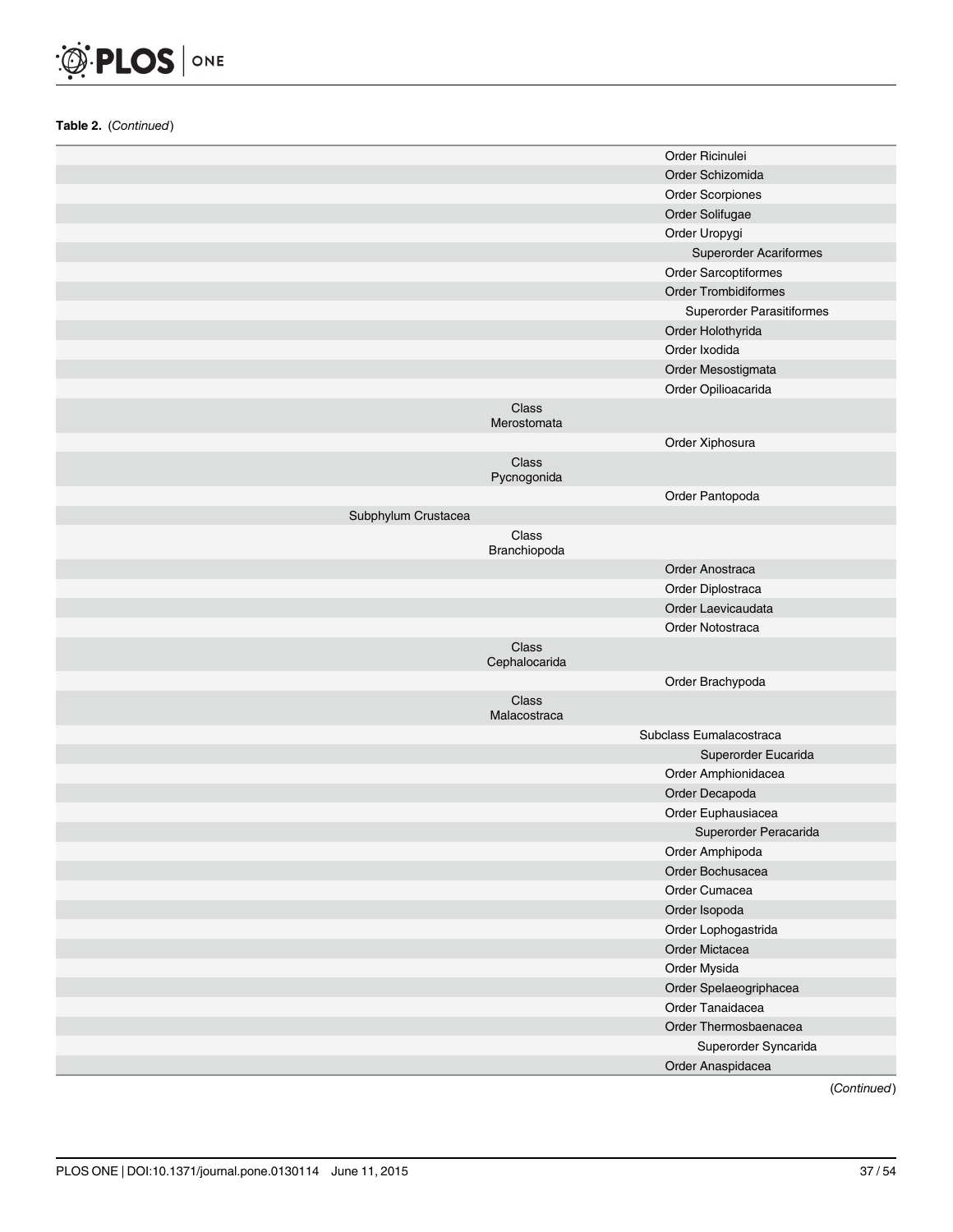**Table 2.** (*Continued*)

| | | |
|---|---|---|
| | | Order Ricinulei |
| | | Order Schizomida |
| | | Order Scorpiones |
| | | Order Solifugae |
| | | Order Uropygi |
| | | Superorder Acariformes |
| | | Order Sarcoptiformes |
| | | Order Trombidiformes |
| | | Superorder Parasitiformes |
| | | Order Holothyrida |
| | | Order Ixodida |
| | | Order Mesostigmata |
| | | Order Opilioacarida |
| | Class Merostomata | |
| | | Order Xiphosura |
| | Class Pycnogonida | |
| | | Order Pantopoda |
| Subphylum Crustacea | | |
| | Class Branchiopoda | |
| | | Order Anostraca |
| | | Order Diplostraca |
| | | Order Laevicaudata |
| | | Order Notostraca |
| | Class Cephalocarida | |
| | | Order Brachypoda |
| | Class Malacostraca | |
| | | Subclass Eumalacostraca |
| | | Superorder Eucarida |
| | | Order Amphionidacea |
| | | Order Decapoda |
| | | Order Euphausiacea |
| | | Superorder Peracarida |
| | | Order Amphipoda |
| | | Order Bochusacea |
| | | Order Cumacea |
| | | Order Isopoda |
| | | Order Lophogastrida |
| | | Order Mictacea |
| | | Order Mysida |
| | | Order Spelaeogriphacea |
| | | Order Tanaidacea |
| | | Order Thermosbaenacea |
| | | Superorder Syncarida |
| | | Order Anaspidacea |

(*Continued*)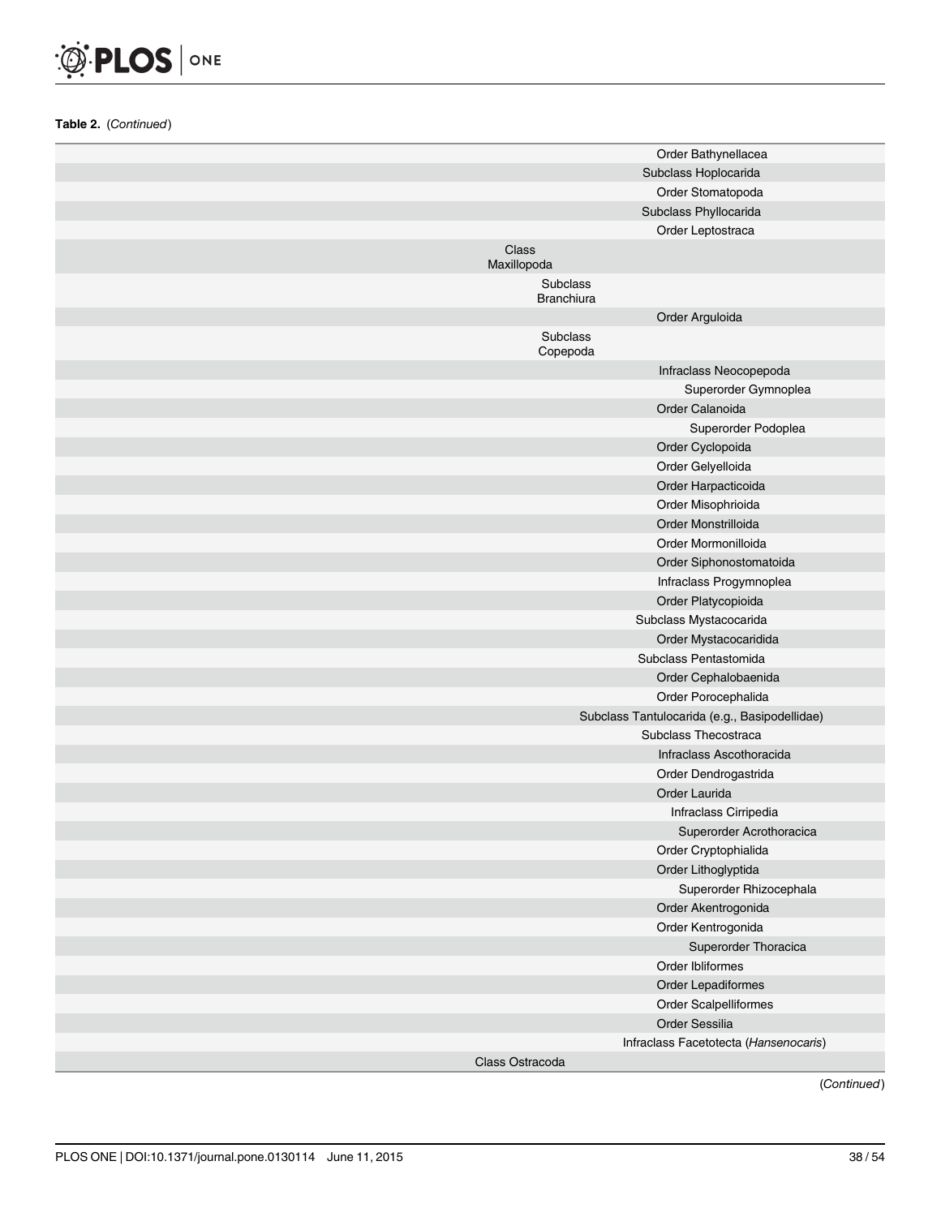**Table 2.** (*Continued*)

| | | |
|---|---|---|
| | | Order Bathynellacea |
| | | Subclass Hoplocarida |
| | | Order Stomatopoda |
| | | Subclass Phyllocarida |
| | | Order Leptostraca |
| | Class Maxillopoda | |
| | Subclass Branchiura | |
| | | Order Arguloida |
| | Subclass Copepoda | |
| | | Infraclass Neocopepoda |
| | | Superorder Gymnoplea |
| | | Order Calanoida |
| | | Superorder Podoplea |
| | | Order Cyclopoida |
| | | Order Gelyelloida |
| | | Order Harpacticoida |
| | | Order Misophrioida |
| | | Order Monstrilloida |
| | | Order Mormonilloida |
| | | Order Siphonostomatoida |
| | | Infraclass Progymnoplea |
| | | Order Platycopioida |
| | | Subclass Mystacocarida |
| | | Order Mystacocaridida |
| | | Subclass Pentastomida |
| | | Order Cephalobaenida |
| | | Order Porocephalida |
| | | Subclass Tantulocarida (e.g., Basipodellidae) |
| | | Subclass Thecostraca |
| | | Infraclass Ascothoracida |
| | | Order Dendrogastrida |
| | | Order Laurida |
| | | Infraclass Cirripedia |
| | | Superorder Acrothoracica |
| | | Order Cryptophialida |
| | | Order Lithoglyptida |
| | | Superorder Rhizocephala |
| | | Order Akentrogonida |
| | | Order Kentrogonida |
| | | Superorder Thoracica |
| | | Order Ibliformes |
| | | Order Lepadiformes |
| | | Order Scalpelliformes |
| | | Order Sessilia |
| | | Infraclass Facetotecta (*Hansenocaris*) |
| | Class Ostracoda | |

(*Continued*)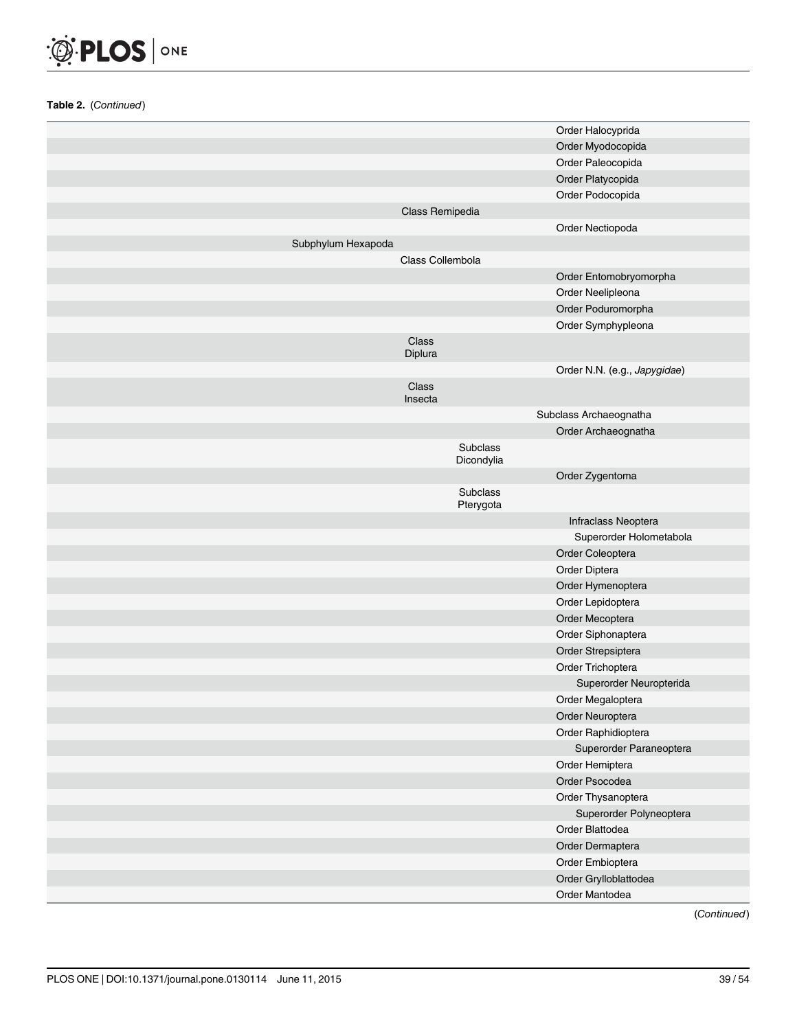**Table 2.** (*Continued*)

| | | | |
|---|---|---|---|
| | | | Order Halocyprida |
| | | | Order Myodocopida |
| | | | Order Paleocopida |
| | | | Order Platycopida |
| | | | Order Podocopida |
| | | Class Remipedia | |
| | | | Order Nectiopoda |
| | Subphylum Hexapoda | | |
| | | Class Collembola | |
| | | | Order Entomobryomorpha |
| | | | Order Neelipleona |
| | | | Order Poduromorpha |
| | | | Order Symphypleona |
| | | Class Diplura | |
| | | | Order N.N. (e.g., *Japygidae*) |
| | | Class Insecta | |
| | | | Subclass Archaeognatha |
| | | | Order Archaeognatha |
| | | Subclass Dicondylia | |
| | | | Order Zygentoma |
| | | Subclass Pterygota | |
| | | | Infraclass Neoptera |
| | | | Superorder Holometabola |
| | | | Order Coleoptera |
| | | | Order Diptera |
| | | | Order Hymenoptera |
| | | | Order Lepidoptera |
| | | | Order Mecoptera |
| | | | Order Siphonaptera |
| | | | Order Strepsiptera |
| | | | Order Trichoptera |
| | | | Superorder Neuropterida |
| | | | Order Megaloptera |
| | | | Order Neuroptera |
| | | | Order Raphidioptera |
| | | | Superorder Paraneoptera |
| | | | Order Hemiptera |
| | | | Order Psocodea |
| | | | Order Thysanoptera |
| | | | Superorder Polyneoptera |
| | | | Order Blattodea |
| | | | Order Dermaptera |
| | | | Order Embioptera |
| | | | Order Grylloblattodea |
| | | | Order Mantodea |

(*Continued*)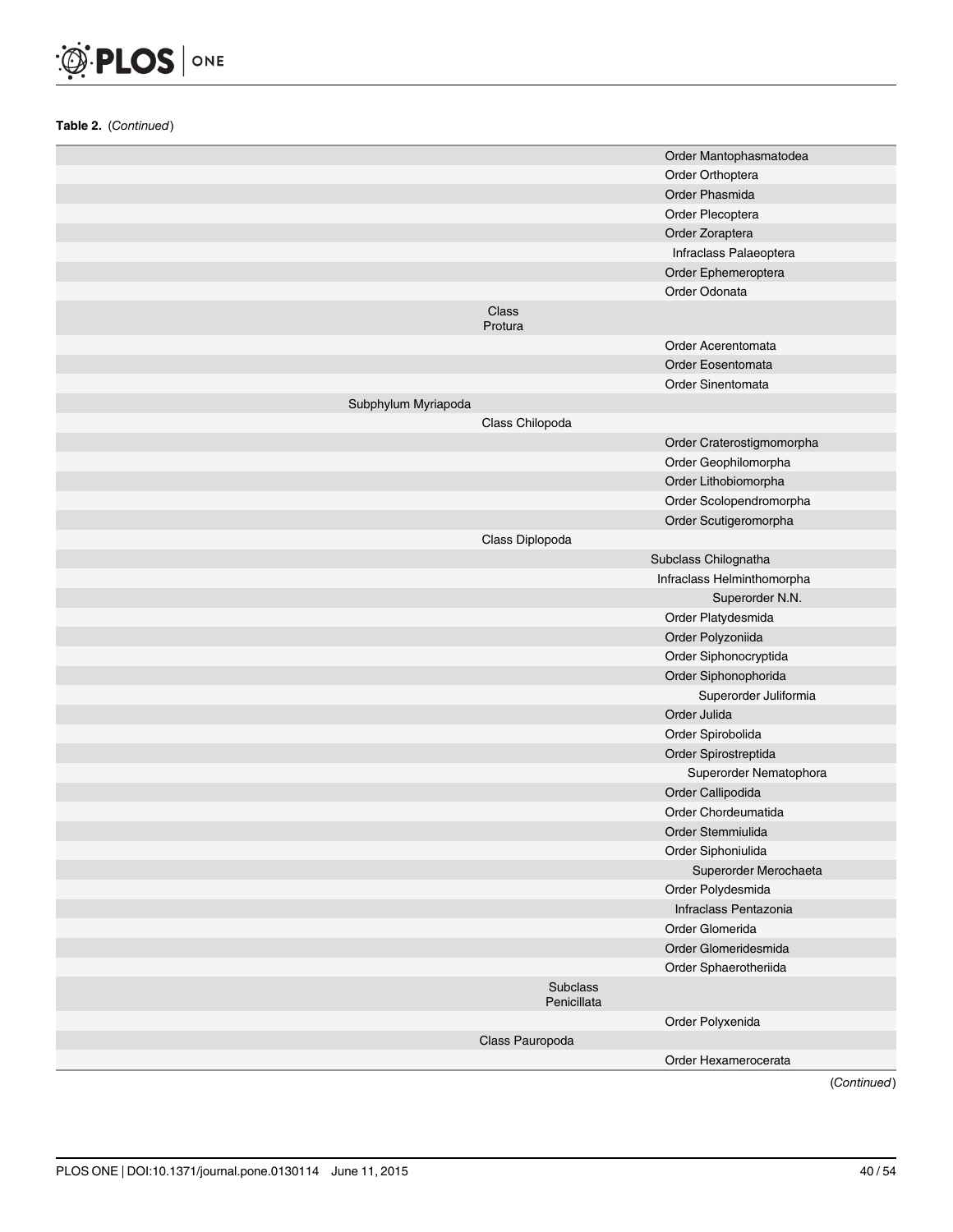**Table 2.** (*Continued*)

| | | |
|---|---|---|
| | | Order Mantophasmatodea |
| | | Order Orthoptera |
| | | Order Phasmida |
| | | Order Plecoptera |
| | | Order Zoraptera |
| | | Infraclass Palaeoptera |
| | | Order Ephemeroptera |
| | | Order Odonata |
| | Class Protura | |
| | | Order Acerentomata |
| | | Order Eosentomata |
| | | Order Sinentomata |
| Subphylum Myriapoda | | |
| | Class Chilopoda | |
| | | Order Craterostigmomorpha |
| | | Order Geophilomorpha |
| | | Order Lithobiomorpha |
| | | Order Scolopendromorpha |
| | | Order Scutigeromorpha |
| | Class Diplopoda | |
| | | Subclass Chilognatha |
| | | Infraclass Helminthomorpha |
| | | Superorder N.N. |
| | | Order Platydesmida |
| | | Order Polyzoniida |
| | | Order Siphonocryptida |
| | | Order Siphonophorida |
| | | Superorder Juliformia |
| | | Order Julida |
| | | Order Spirobolida |
| | | Order Spirostreptida |
| | | Superorder Nematophora |
| | | Order Callipodida |
| | | Order Chordeumatida |
| | | Order Stemmiulida |
| | | Order Siphoniulida |
| | | Superorder Merochaeta |
| | | Order Polydesmida |
| | | Infraclass Pentazonia |
| | | Order Glomerida |
| | | Order Glomeridesmida |
| | | Order Sphaerotheriida |
| | Subclass Penicillata | |
| | | Order Polyxenida |
| | Class Pauropoda | |
| | | Order Hexamerocerata |

(*Continued*)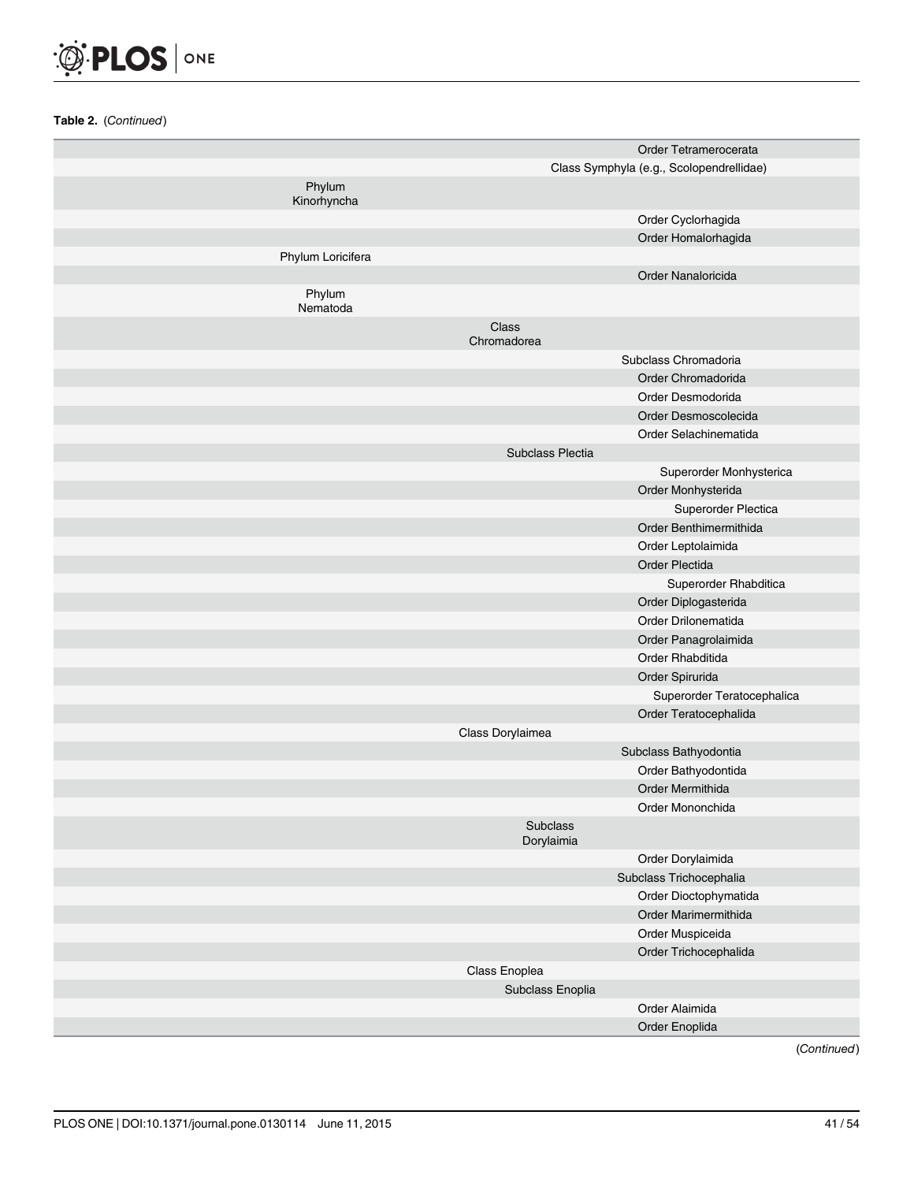**Table 2.** (*Continued*)

| | | |
|---|---|---|
| | | Order Tetramerocerata |
| | | Class Symphyla (e.g., Scolopendrellidae) |
| Phylum Kinorhyncha | | |
| | | Order Cyclorhagida |
| | | Order Homalorhagida |
| Phylum Loricifera | | |
| | | Order Nanaloricida |
| Phylum Nematoda | | |
| | Class Chromadorea | |
| | | Subclass Chromadoria |
| | | Order Chromadorida |
| | | Order Desmodorida |
| | | Order Desmoscolecida |
| | | Order Selachinematida |
| | Subclass Plectia | |
| | | Superorder Monhysterica |
| | | Order Monhysterida |
| | | Superorder Plectica |
| | | Order Benthimermithida |
| | | Order Leptolaimida |
| | | Order Plectida |
| | | Superorder Rhabditica |
| | | Order Diplogasterida |
| | | Order Drilonematida |
| | | Order Panagrolaimida |
| | | Order Rhabditida |
| | | Order Spirurida |
| | | Superorder Teratocephalica |
| | | Order Teratocephalida |
| | Class Dorylaimea | |
| | | Subclass Bathyodontia |
| | | Order Bathyodontida |
| | | Order Mermithida |
| | | Order Mononchida |
| | Subclass Dorylaimia | |
| | | Order Dorylaimida |
| | | Subclass Trichocephalia |
| | | Order Dioctophymatida |
| | | Order Marimermithida |
| | | Order Muspiceida |
| | | Order Trichocephalida |
| | Class Enoplea | |
| | Subclass Enoplia | |
| | | Order Alaimida |
| | | Order Enoplida |

(*Continued*)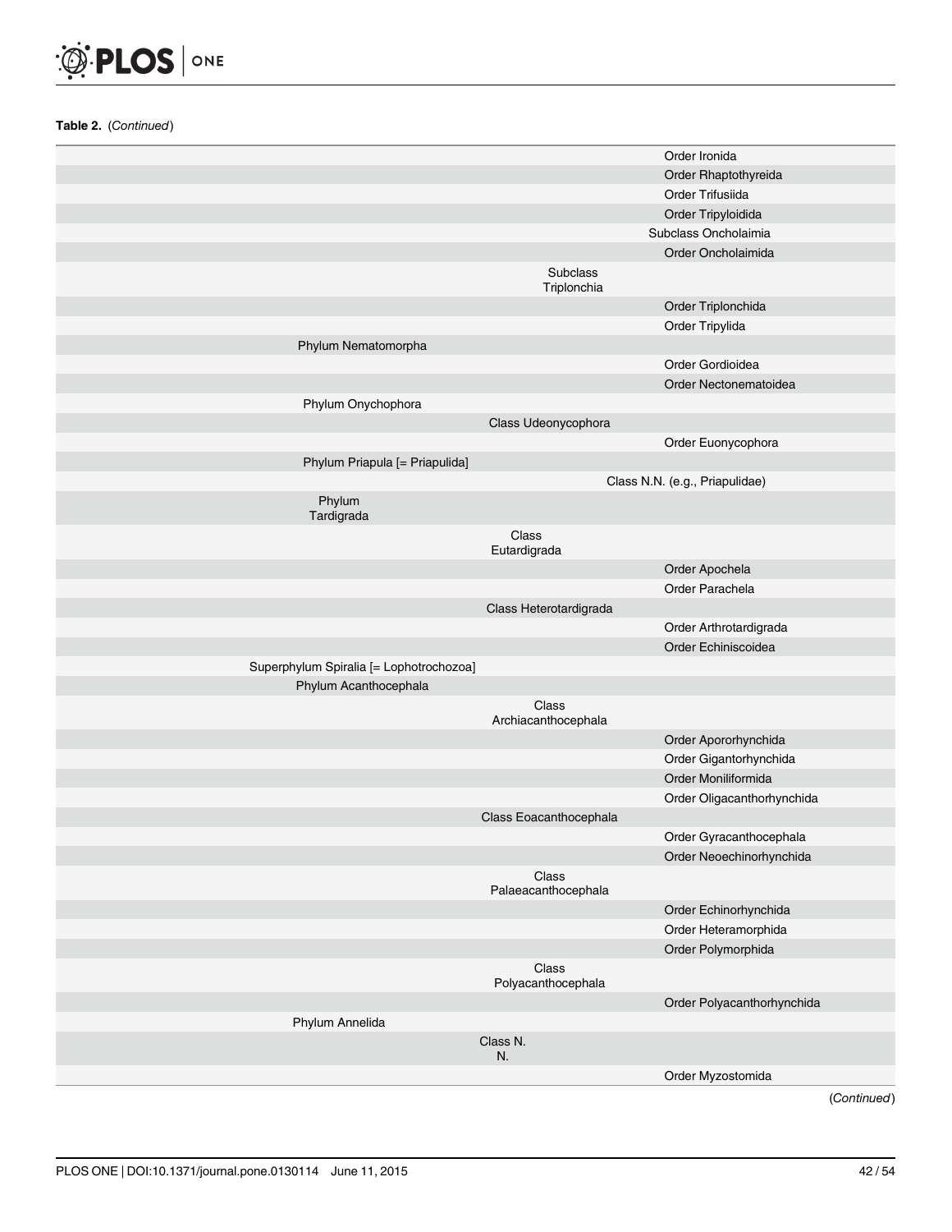**Table 2.** (*Continued*)

| | | | | |
|---|---|---|---|---|
| | | | | Order Ironida |
| | | | | Order Rhaptothyreida |
| | | | | Order Trifusiida |
| | | | | Order Tripyloidida |
| | | | Subclass Oncholaimia | |
| | | | | Order Oncholaimida |
| | | | Subclass Triplonchia | |
| | | | | Order Triplonchida |
| | | | | Order Tripylida |
| | Phylum Nematomorpha | | | |
| | | | | Order Gordioidea |
| | | | | Order Nectonematoidea |
| | Phylum Onychophora | | | |
| | | Class Udeonycophora | | |
| | | | | Order Euonycophora |
| | Phylum Priapula [= Priapulida] | | | |
| | | Class N.N. (e.g., Priapulidae) | | |
| | Phylum Tardigrada | | | |
| | | Class Eutardigrada | | |
| | | | | Order Apochela |
| | | | | Order Parachela |
| | | Class Heterotardigrada | | |
| | | | | Order Arthrotardigrada |
| | | | | Order Echiniscoidea |
| Superphylum Spiralia [= Lophotrochozoa] | | | | |
| | Phylum Acanthocephala | | | |
| | | Class Archiacanthocephala | | |
| | | | | Order Apororhynchida |
| | | | | Order Gigantorhynchida |
| | | | | Order Moniliformida |
| | | | | Order Oligacanthorhynchida |
| | | Class Eoacanthocephala | | |
| | | | | Order Gyracanthocephala |
| | | | | Order Neoechinorhynchida |
| | | Class Palaeacanthocephala | | |
| | | | | Order Echinorhynchida |
| | | | | Order Heteramorphida |
| | | | | Order Polymorphida |
| | | Class Polyacanthocephala | | |
| | | | | Order Polyacanthorhynchida |
| | Phylum Annelida | | | |
| | | Class N. N. | | |
| | | | | Order Myzostomida |

(*Continued*)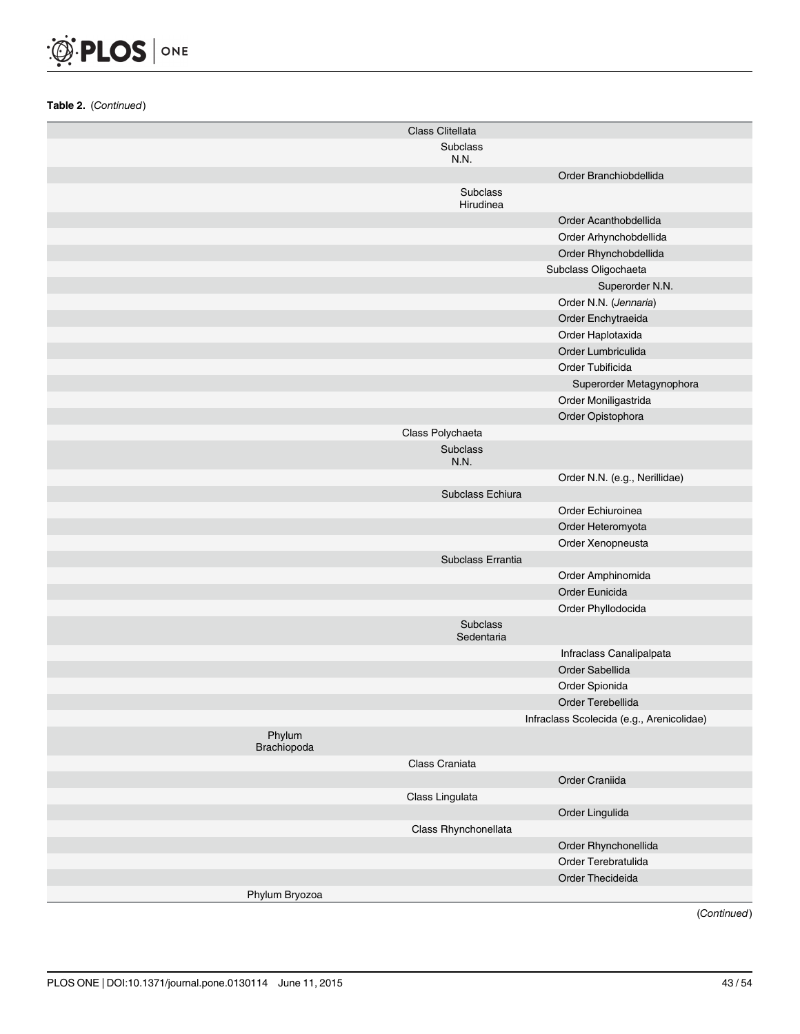**Table 2.** (*Continued*)

| | | |
|---|---|---|
| | Class Clitellata | |
| | Subclass N.N. | |
| | | Order Branchiobdellida |
| | Subclass Hirudinea | |
| | | Order Acanthobdellida |
| | | Order Arhynchobdellida |
| | | Order Rhynchobdellida |
| | | Subclass Oligochaeta |
| | | Superorder N.N. |
| | | Order N.N. (*Jennaria*) |
| | | Order Enchytraeida |
| | | Order Haplotaxida |
| | | Order Lumbriculida |
| | | Order Tubificida |
| | | Superorder Metagynophora |
| | | Order Moniligastrida |
| | | Order Opistophora |
| | Class Polychaeta | |
| | Subclass N.N. | |
| | | Order N.N. (e.g., Nerillidae) |
| | Subclass Echiura | |
| | | Order Echiuroinea |
| | | Order Heteromyota |
| | | Order Xenopneusta |
| | Subclass Errantia | |
| | | Order Amphinomida |
| | | Order Eunicida |
| | | Order Phyllodocida |
| | Subclass Sedentaria | |
| | | Infraclass Canalipalpata |
| | | Order Sabellida |
| | | Order Spionida |
| | | Order Terebellida |
| | | Infraclass Scolecida (e.g., Arenicolidae) |
| Phylum Brachiopoda | | |
| | Class Craniata | |
| | | Order Craniida |
| | Class Lingulata | |
| | | Order Lingulida |
| | Class Rhynchonellata | |
| | | Order Rhynchonellida |
| | | Order Terebratulida |
| | | Order Thecideida |
| Phylum Bryozoa | | |

(*Continued*)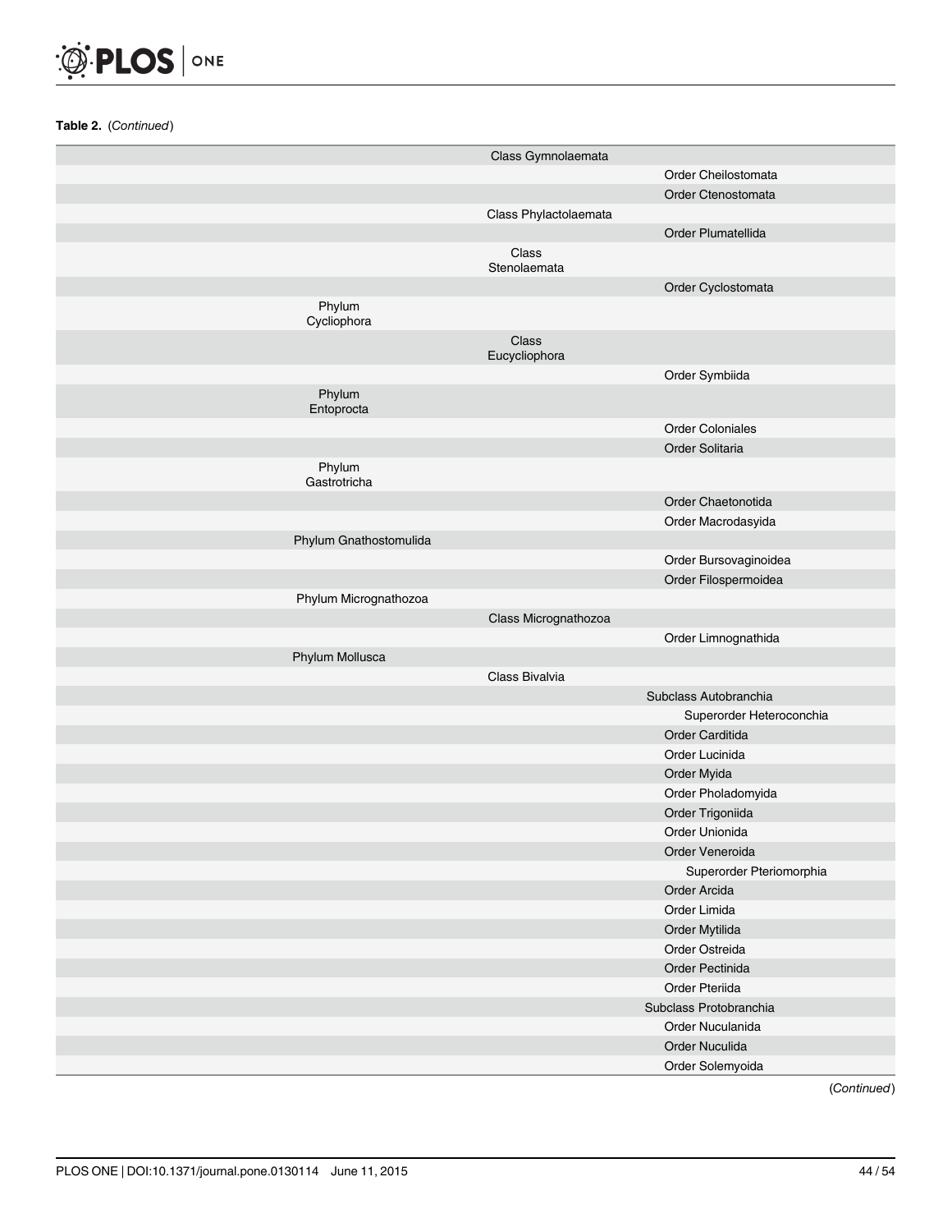**Table 2.** (*Continued*)

| | | | |
|---|---|---|---|
| | | Class Gymnolaemata | |
| | | | Order Cheilostomata |
| | | | Order Ctenostomata |
| | | Class Phylactolaemata | |
| | | | Order Plumatellida |
| | | Class Stenolaemata | |
| | | | Order Cyclostomata |
| | Phylum Cycliophora | | |
| | | Class Eucycliophora | |
| | | | Order Symbiida |
| | Phylum Entoprocta | | |
| | | | Order Coloniales |
| | | | Order Solitaria |
| | Phylum Gastrotricha | | |
| | | | Order Chaetonotida |
| | | | Order Macrodasyida |
| | Phylum Gnathostomulida | | |
| | | | Order Bursovaginoidea |
| | | | Order Filospermoidea |
| | Phylum Micrognathozoa | | |
| | | Class Micrognathozoa | |
| | | | Order Limnognathida |
| | Phylum Mollusca | | |
| | | Class Bivalvia | |
| | | | Subclass Autobranchia |
| | | | Superorder Heteroconchia |
| | | | Order Carditida |
| | | | Order Lucinida |
| | | | Order Myida |
| | | | Order Pholadomyida |
| | | | Order Trigoniida |
| | | | Order Unionida |
| | | | Order Veneroida |
| | | | Superorder Pteriomorphia |
| | | | Order Arcida |
| | | | Order Limida |
| | | | Order Mytilida |
| | | | Order Ostreida |
| | | | Order Pectinida |
| | | | Order Pteriida |
| | | | Subclass Protobranchia |
| | | | Order Nuculanida |
| | | | Order Nuculida |
| | | | Order Solemyoida |

(*Continued*)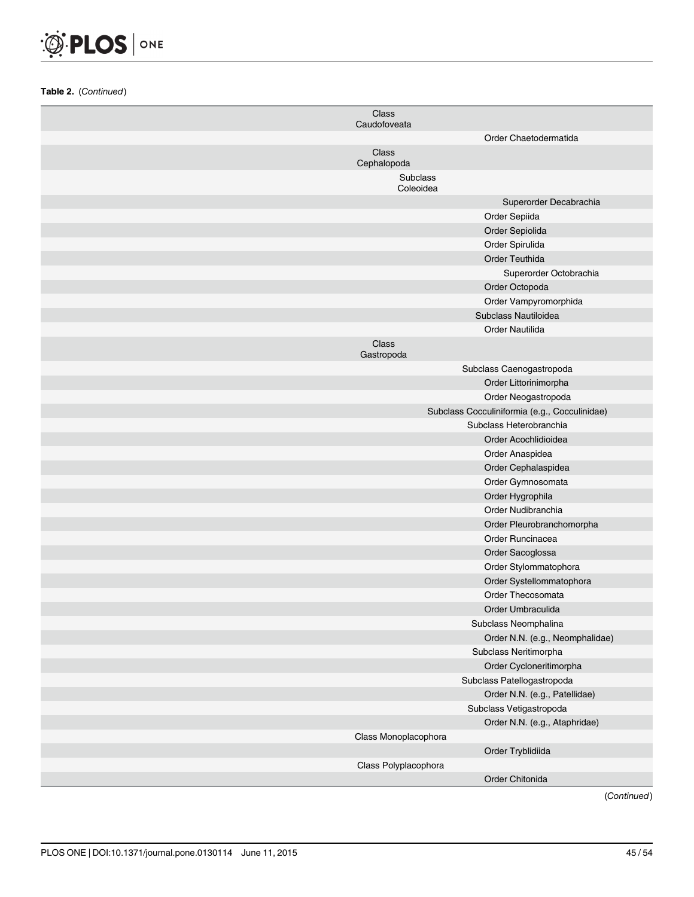**Table 2.** (*Continued*)

| | | |
|---|---|---|
| | Class Caudofoveata | |
| | | Order Chaetodermatida |
| | Class Cephalopoda | |
| | Subclass Coleoidea | |
| | | Superorder Decabrachia |
| | | Order Sepiida |
| | | Order Sepiolida |
| | | Order Spirulida |
| | | Order Teuthida |
| | | Superorder Octobrachia |
| | | Order Octopoda |
| | | Order Vampyromorphida |
| | | Subclass Nautiloidea |
| | | Order Nautilida |
| | Class Gastropoda | |
| | | Subclass Caenogastropoda |
| | | Order Littorinimorpha |
| | | Order Neogastropoda |
| | | Subclass Cocculiniformia (e.g., Cocculinidae) |
| | | Subclass Heterobranchia |
| | | Order Acochlidioidea |
| | | Order Anaspidea |
| | | Order Cephalaspidea |
| | | Order Gymnosomata |
| | | Order Hygrophila |
| | | Order Nudibranchia |
| | | Order Pleurobranchomorpha |
| | | Order Runcinacea |
| | | Order Sacoglossa |
| | | Order Stylommatophora |
| | | Order Systellommatophora |
| | | Order Thecosomata |
| | | Order Umbraculida |
| | | Subclass Neomphalina |
| | | Order N.N. (e.g., Neomphalidae) |
| | | Subclass Neritimorpha |
| | | Order Cycloneritimorpha |
| | | Subclass Patellogastropoda |
| | | Order N.N. (e.g., Patellidae) |
| | | Subclass Vetigastropoda |
| | | Order N.N. (e.g., Ataphridae) |
| | Class Monoplacophora | |
| | | Order Tryblidiida |
| | Class Polyplacophora | |
| | | Order Chitonida |

(*Continued*)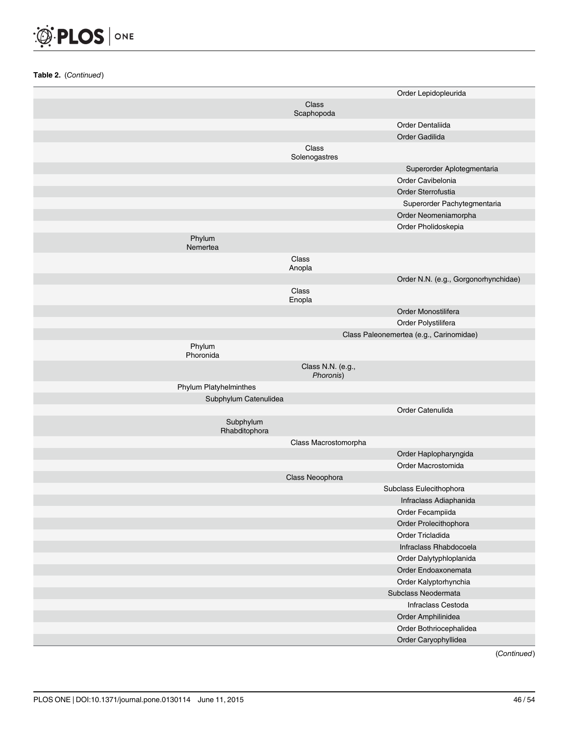**Table 2.** (*Continued*)

| | | | |
|---|---|---|---|
| | | | Order Lepidopleurida |
| | | Class Scaphopoda | |
| | | | Order Dentaliida |
| | | | Order Gadilida |
| | | Class Solenogastres | |
| | | | Superorder Aplotegmentaria |
| | | | Order Cavibelonia |
| | | | Order Sterrofustia |
| | | | Superorder Pachytegmentaria |
| | | | Order Neomeniamorpha |
| | | | Order Pholidoskepia |
| | Phylum Nemertea | | |
| | | Class Anopla | |
| | | | Order N.N. (e.g., Gorgonorhynchidae) |
| | | Class Enopla | |
| | | | Order Monostilifera |
| | | | Order Polystilifera |
| | | Class Paleonemertea (e.g., Carinomidae) | |
| | Phylum Phoronida | | |
| | | Class N.N. (e.g., *Phoronis*) | |
| | Phylum Platyhelminthes | | |
| | Subphylum Catenulidea | | |
| | | | Order Catenulida |
| | Subphylum Rhabditophora | | |
| | | Class Macrostomorpha | |
| | | | Order Haplopharyngida |
| | | | Order Macrostomida |
| | | Class Neoophora | |
| | | | Subclass Eulecithophora |
| | | | Infraclass Adiaphanida |
| | | | Order Fecampiida |
| | | | Order Prolecithophora |
| | | | Order Tricladida |
| | | | Infraclass Rhabdocoela |
| | | | Order Dalytyphloplanida |
| | | | Order Endoaxonemata |
| | | | Order Kalyptorhynchia |
| | | | Subclass Neodermata |
| | | | Infraclass Cestoda |
| | | | Order Amphilinidea |
| | | | Order Bothriocephalidea |
| | | | Order Caryophyllidea |

(*Continued*)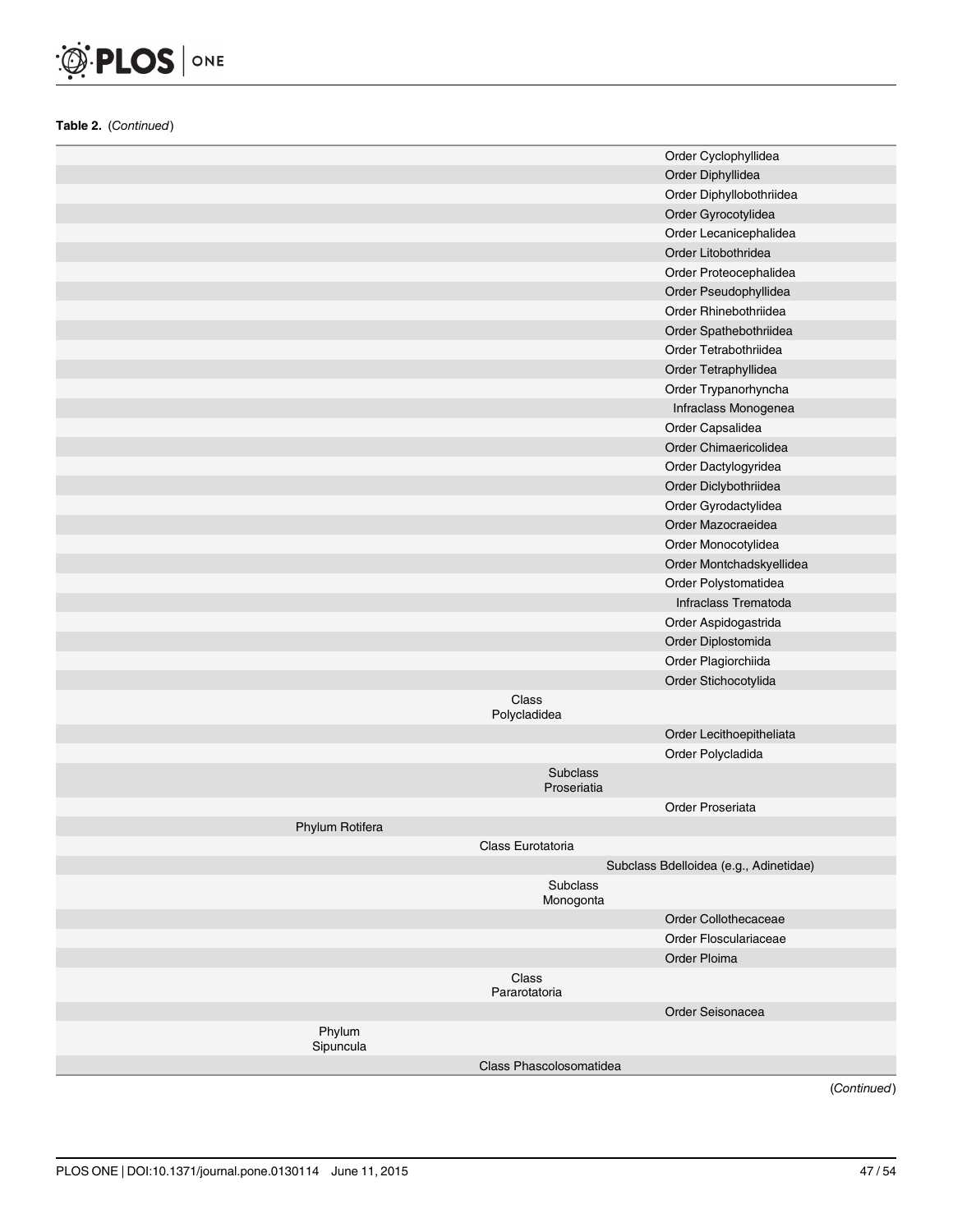**Table 2.** (*Continued*)

| | | | |
|---|---|---|---|
| | | | Order Cyclophyllidea |
| | | | Order Diphyllidea |
| | | | Order Diphyllobothriidea |
| | | | Order Gyrocotylidea |
| | | | Order Lecanicephalidea |
| | | | Order Litobothridea |
| | | | Order Proteocephalidea |
| | | | Order Pseudophyllidea |
| | | | Order Rhinebothriidea |
| | | | Order Spathebothriidea |
| | | | Order Tetrabothriidea |
| | | | Order Tetraphyllidea |
| | | | Order Trypanorhyncha |
| | | | Infraclass Monogenea |
| | | | Order Capsalidea |
| | | | Order Chimaericolidea |
| | | | Order Dactylogyridea |
| | | | Order Diclybothriidea |
| | | | Order Gyrodactylidea |
| | | | Order Mazocraeidea |
| | | | Order Monocotylidea |
| | | | Order Montchadskyellidea |
| | | | Order Polystomatidea |
| | | | Infraclass Trematoda |
| | | | Order Aspidogastrida |
| | | | Order Diplostomida |
| | | | Order Plagiorchiida |
| | | | Order Stichocotylida |
| | | Class Polycladidea | |
| | | | Order Lecithoepitheliata |
| | | | Order Polycladida |
| | | Subclass Proseriatia | |
| | | | Order Proseriata |
| | Phylum Rotifera | | |
| | | Class Eurotatoria | |
| | | Subclass Bdelloidea (e.g., Adinetidae) | |
| | | Subclass Monogonta | |
| | | | Order Collothecaceae |
| | | | Order Flosculariaceae |
| | | | Order Ploima |
| | | Class Pararotatoria | |
| | | | Order Seisonacea |
| | Phylum Sipuncula | | |
| | | Class Phascolosomatidea | |

(*Continued*)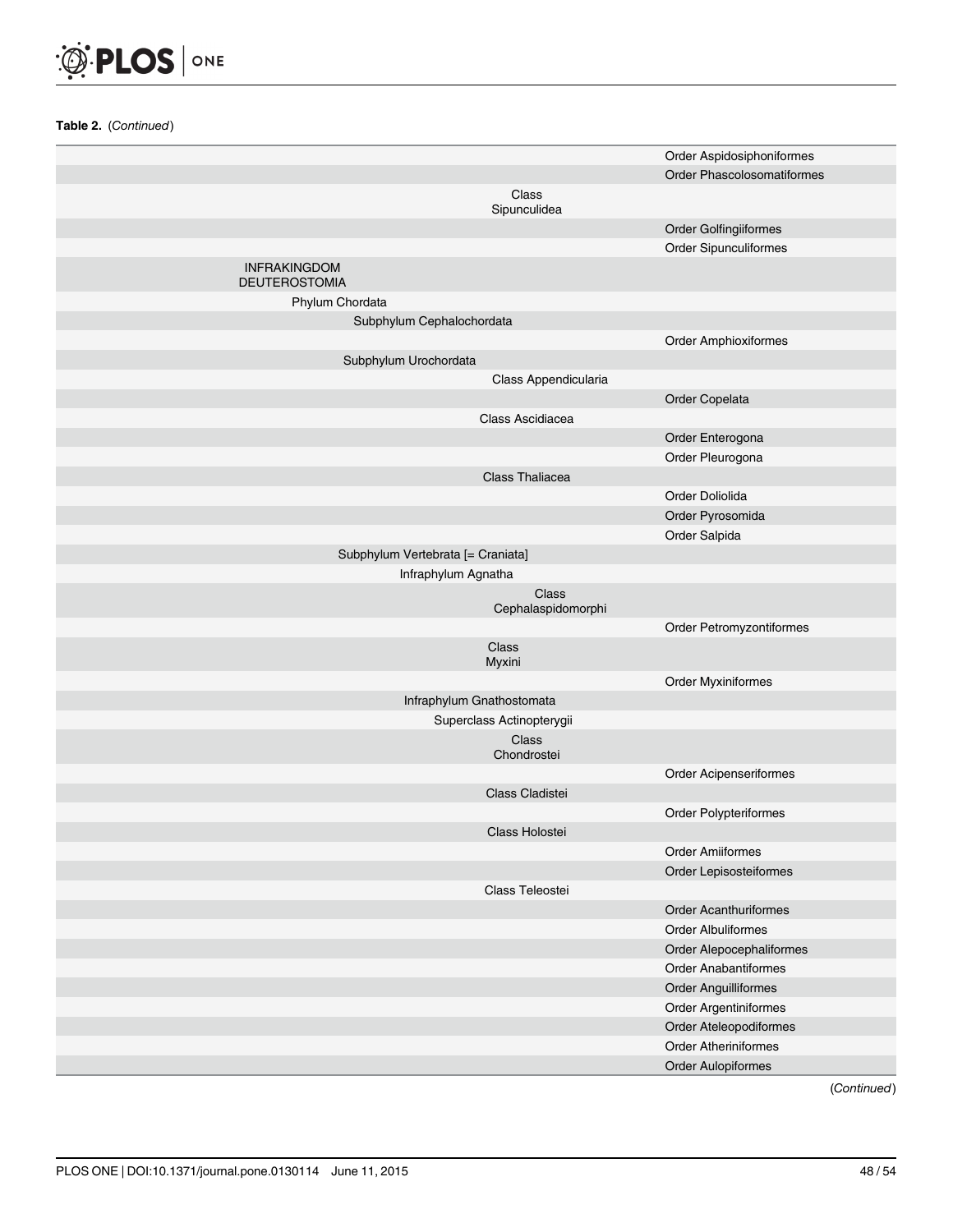**Table 2.** (*Continued*)

| | | | |
|---|---|---|---|
| | | | Order Aspidosiphoniformes |
| | | | Order Phascolosomatiformes |
| | | Class Sipunculidea | |
| | | | Order Golfingiiformes |
| | | | Order Sipunculiformes |
| INFRAKINGDOM DEUTEROSTOMIA | | | |
| Phylum Chordata | | | |
| | Subphylum Cephalochordata | | |
| | | | Order Amphioxiformes |
| | Subphylum Urochordata | | |
| | | Class Appendicularia | |
| | | | Order Copelata |
| | | Class Ascidiacea | |
| | | | Order Enterogona |
| | | | Order Pleurogona |
| | | Class Thaliacea | |
| | | | Order Doliolida |
| | | | Order Pyrosomida |
| | | | Order Salpida |
| | Subphylum Vertebrata [= Craniata] | | |
| | Infraphylum Agnatha | | |
| | | Class Cephalaspidomorphi | |
| | | | Order Petromyzontiformes |
| | | Class Myxini | |
| | | | Order Myxiniformes |
| | Infraphylum Gnathostomata | | |
| | Superclass Actinopterygii | | |
| | | Class Chondrostei | |
| | | | Order Acipenseriformes |
| | | Class Cladistei | |
| | | | Order Polypteriformes |
| | | Class Holostei | |
| | | | Order Amiiformes |
| | | | Order Lepisosteiformes |
| | | Class Teleostei | |
| | | | Order Acanthuriformes |
| | | | Order Albuliformes |
| | | | Order Alepocephaliformes |
| | | | Order Anabantiformes |
| | | | Order Anguilliformes |
| | | | Order Argentiniformes |
| | | | Order Ateleopodiformes |
| | | | Order Atheriniformes |
| | | | Order Aulopiformes |

(*Continued*)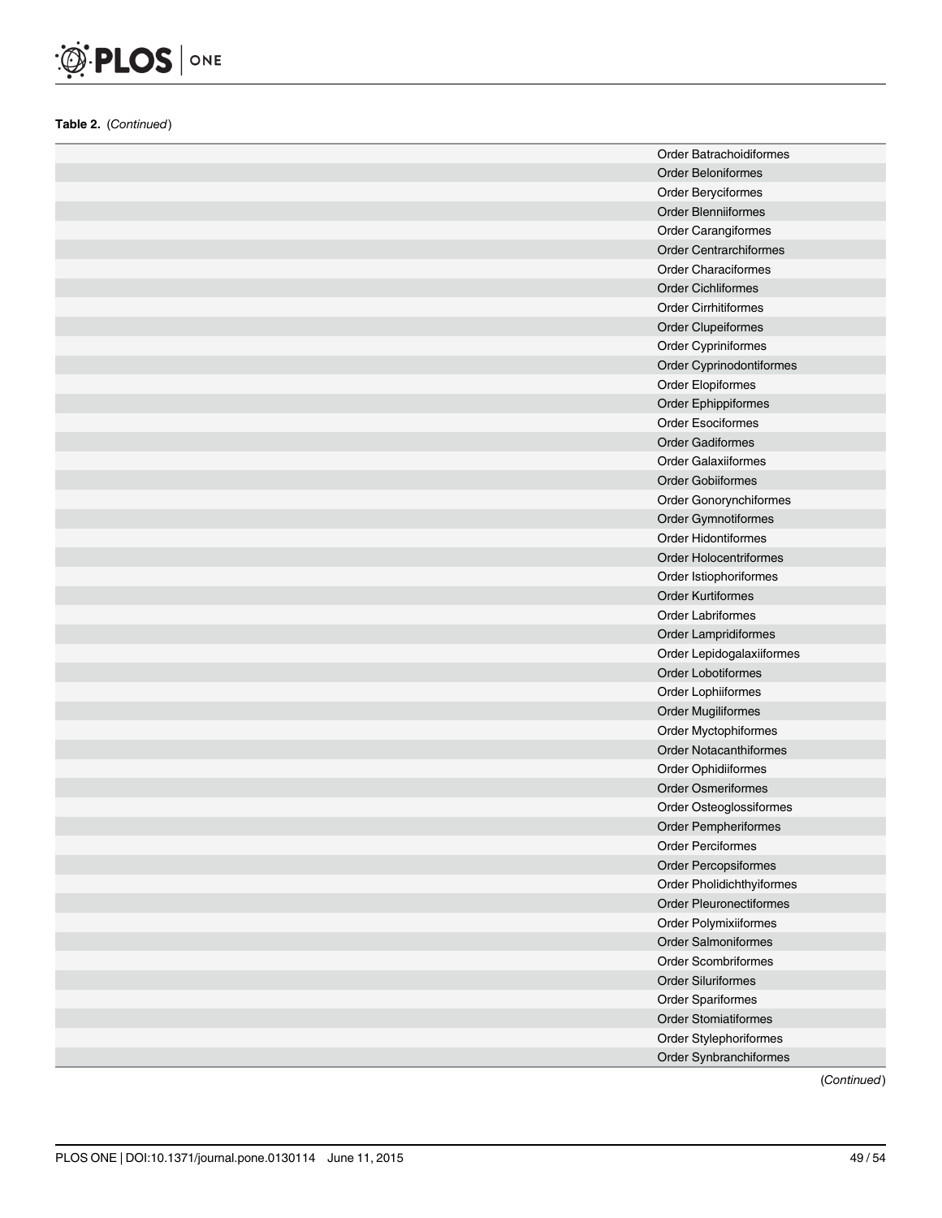**Table 2.** (*Continued*)

| | |
|---|---|
| | Order Batrachoidiformes |
| | Order Beloniformes |
| | Order Beryciformes |
| | Order Blenniiformes |
| | Order Carangiformes |
| | Order Centrarchiformes |
| | Order Characiformes |
| | Order Cichliformes |
| | Order Cirrhitiformes |
| | Order Clupeiformes |
| | Order Cypriniformes |
| | Order Cyprinodontiformes |
| | Order Elopiformes |
| | Order Ephippiformes |
| | Order Esociformes |
| | Order Gadiformes |
| | Order Galaxiiformes |
| | Order Gobiiformes |
| | Order Gonorynchiformes |
| | Order Gymnotiformes |
| | Order Hidontiformes |
| | Order Holocentriformes |
| | Order Istiophoriformes |
| | Order Kurtiformes |
| | Order Labriformes |
| | Order Lampridiformes |
| | Order Lepidogalaxiiformes |
| | Order Lobotiformes |
| | Order Lophiiformes |
| | Order Mugiliformes |
| | Order Myctophiformes |
| | Order Notacanthiformes |
| | Order Ophidiiformes |
| | Order Osmeriformes |
| | Order Osteoglossiformes |
| | Order Pempheriformes |
| | Order Perciformes |
| | Order Percopsiformes |
| | Order Pholidichthyiformes |
| | Order Pleuronectiformes |
| | Order Polymixiiformes |
| | Order Salmoniformes |
| | Order Scombriformes |
| | Order Siluriformes |
| | Order Spariformes |
| | Order Stomiatiformes |
| | Order Stylephoriformes |
| | Order Synbranchiformes |

(*Continued*)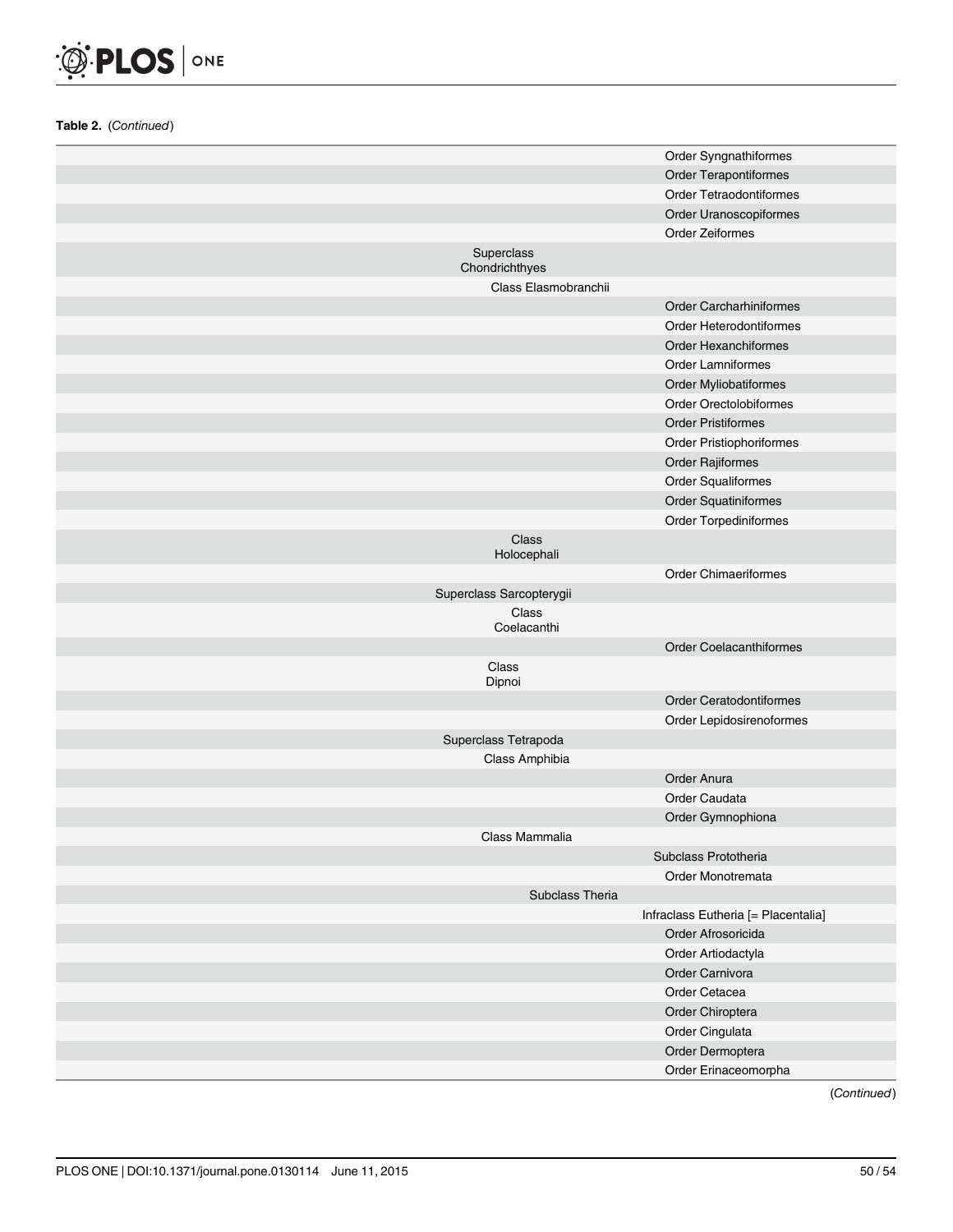**Table 2.** (*Continued*)

| | | |
|---|---|---|
| | | Order Syngnathiformes |
| | | Order Terapontiformes |
| | | Order Tetraodontiformes |
| | | Order Uranoscopiformes |
| | | Order Zeiformes |
| | Superclass Chondrichthyes | |
| | Class Elasmobranchii | |
| | | Order Carcharhiniformes |
| | | Order Heterodontiformes |
| | | Order Hexanchiformes |
| | | Order Lamniformes |
| | | Order Myliobatiformes |
| | | Order Orectolobiformes |
| | | Order Pristiformes |
| | | Order Pristiophoriformes |
| | | Order Rajiformes |
| | | Order Squaliformes |
| | | Order Squatiniformes |
| | | Order Torpediniformes |
| | Class Holocephali | |
| | | Order Chimaeriformes |
| | Superclass Sarcopterygii | |
| | Class Coelacanthi | |
| | | Order Coelacanthiformes |
| | Class Dipnoi | |
| | | Order Ceratodontiformes |
| | | Order Lepidosirenoformes |
| | Superclass Tetrapoda | |
| | Class Amphibia | |
| | | Order Anura |
| | | Order Caudata |
| | | Order Gymnophiona |
| | Class Mammalia | |
| | | Subclass Prototheria |
| | | Order Monotremata |
| | Subclass Theria | |
| | | Infraclass Eutheria [= Placentalia] |
| | | Order Afrosoricida |
| | | Order Artiodactyla |
| | | Order Carnivora |
| | | Order Cetacea |
| | | Order Chiroptera |
| | | Order Cingulata |
| | | Order Dermoptera |
| | | Order Erinaceomorpha |

(*Continued*)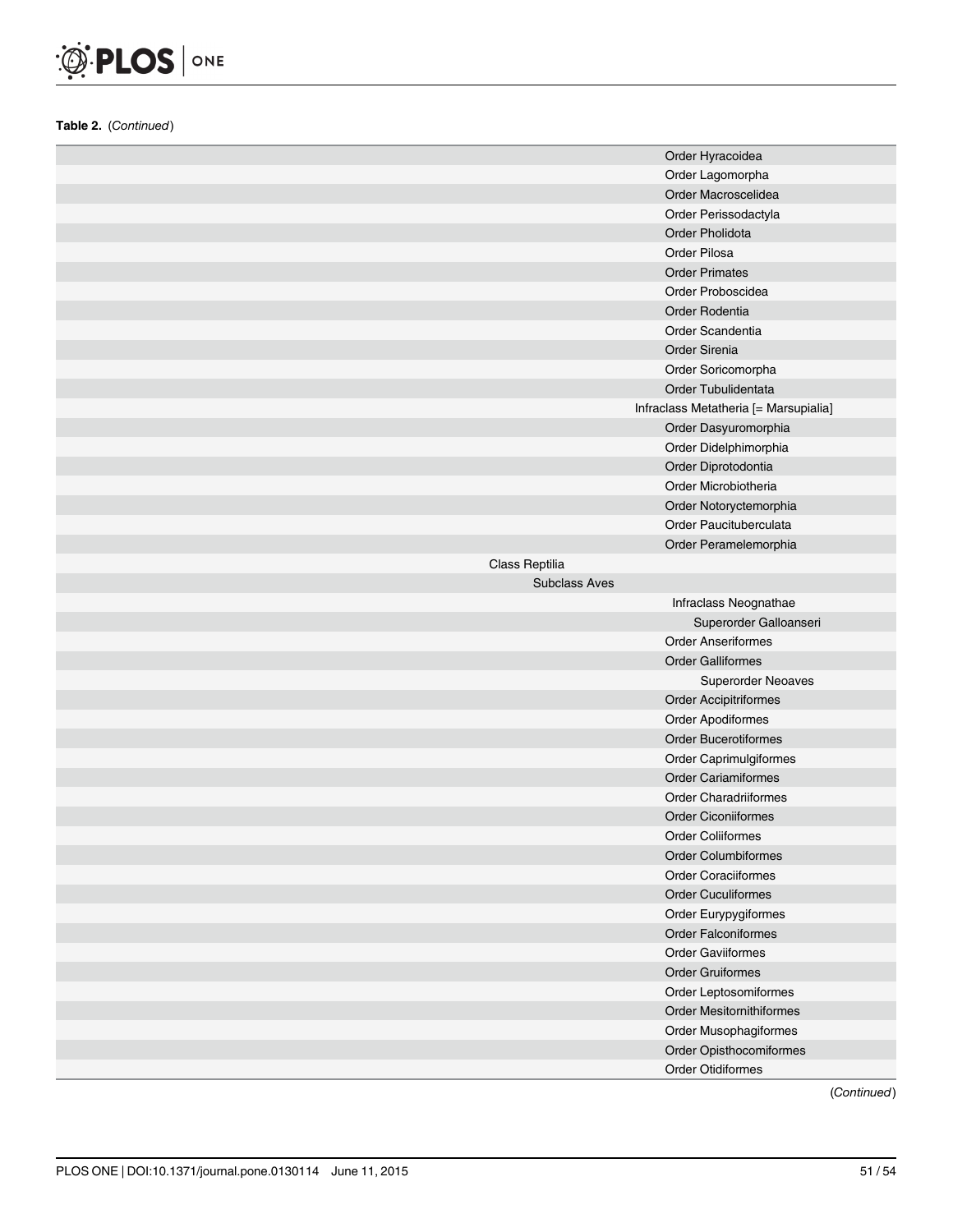**Table 2.** (*Continued*)

| | |
|---|---|
| | Order Hyracoidea |
| | Order Lagomorpha |
| | Order Macroscelidea |
| | Order Perissodactyla |
| | Order Pholidota |
| | Order Pilosa |
| | Order Primates |
| | Order Proboscidea |
| | Order Rodentia |
| | Order Scandentia |
| | Order Sirenia |
| | Order Soricomorpha |
| | Order Tubulidentata |
| | Infraclass Metatheria [= Marsupialia] |
| | Order Dasyuromorphia |
| | Order Didelphimorphia |
| | Order Diprotodontia |
| | Order Microbiotheria |
| | Order Notoryctemorphia |
| | Order Paucituberculata |
| | Order Peramelemorphia |
| Class Reptilia | |
| Subclass Aves | |
| | Infraclass Neognathae |
| | Superorder Galloanseri |
| | Order Anseriformes |
| | Order Galliformes |
| | Superorder Neoaves |
| | Order Accipitriformes |
| | Order Apodiformes |
| | Order Bucerotiformes |
| | Order Caprimulgiformes |
| | Order Cariamiformes |
| | Order Charadriiformes |
| | Order Ciconiiformes |
| | Order Coliiformes |
| | Order Columbiformes |
| | Order Coraciiformes |
| | Order Cuculiformes |
| | Order Eurypygiformes |
| | Order Falconiformes |
| | Order Gaviiformes |
| | Order Gruiformes |
| | Order Leptosomiformes |
| | Order Mesitornithiformes |
| | Order Musophagiformes |
| | Order Opisthocomiformes |
| | Order Otidiformes |

(*Continued*)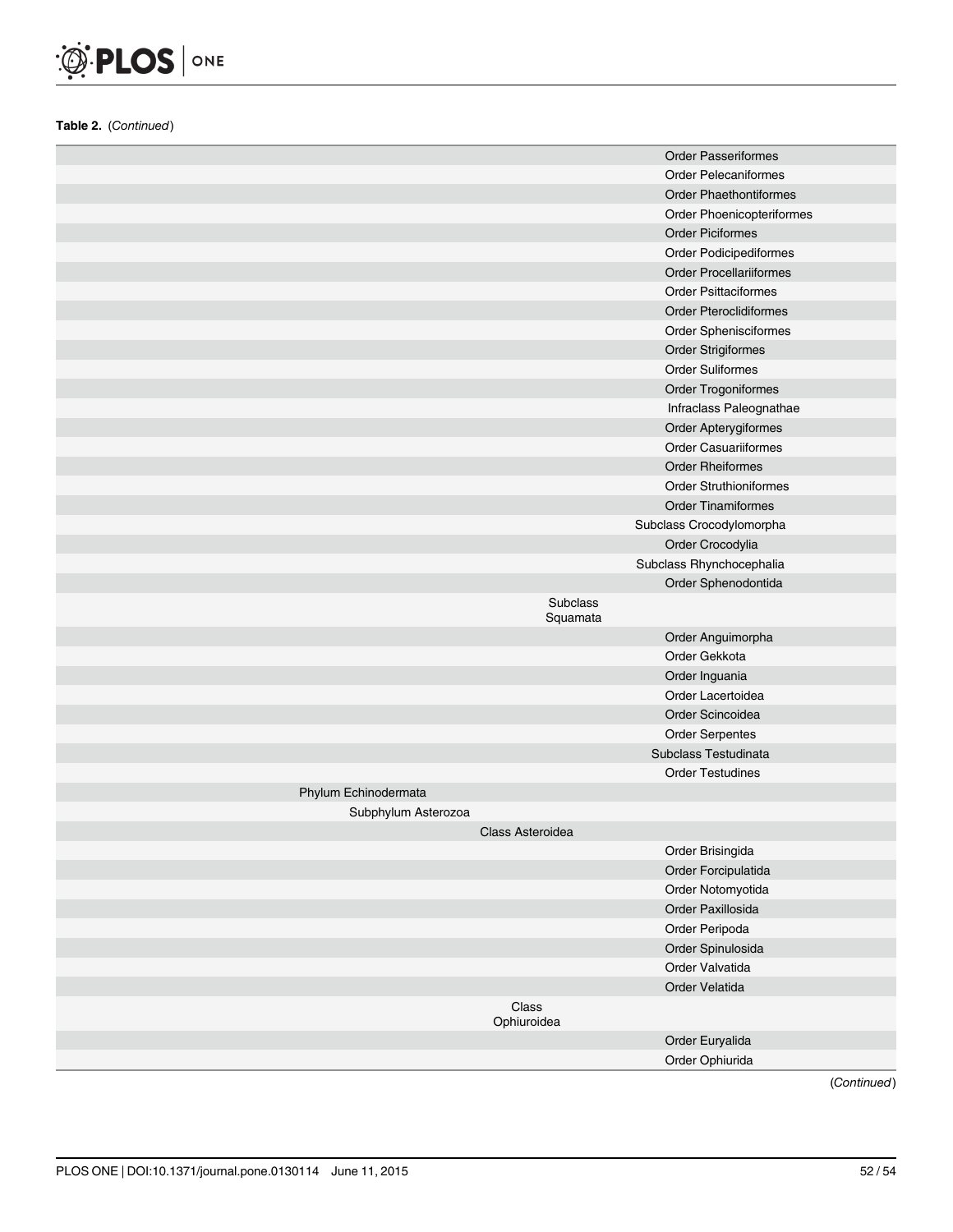**Table 2.** (*Continued*)

| | | | | |
|---|---|---|---|---|
| | | | | Order Passeriformes |
| | | | | Order Pelecaniformes |
| | | | | Order Phaethontiformes |
| | | | | Order Phoenicopteriformes |
| | | | | Order Piciformes |
| | | | | Order Podicipediformes |
| | | | | Order Procellariiformes |
| | | | | Order Psittaciformes |
| | | | | Order Pteroclidiformes |
| | | | | Order Sphenisciformes |
| | | | | Order Strigiformes |
| | | | | Order Suliformes |
| | | | | Order Trogoniformes |
| | | | | Infraclass Paleognathae |
| | | | | Order Apterygiformes |
| | | | | Order Casuariiformes |
| | | | | Order Rheiformes |
| | | | | Order Struthioniformes |
| | | | | Order Tinamiformes |
| | | | Subclass Crocodylomorpha | |
| | | | | Order Crocodylia |
| | | | Subclass Rhynchocephalia | |
| | | | | Order Sphenodontida |
| | | | Subclass Squamata | |
| | | | | Order Anguimorpha |
| | | | | Order Gekkota |
| | | | | Order Inguania |
| | | | | Order Lacertoidea |
| | | | | Order Scincoidea |
| | | | | Order Serpentes |
| | | | Subclass Testudinata | |
| | | | | Order Testudines |
| Phylum Echinodermata | | | | |
| | Subphylum Asterozoa | | | |
| | | Class Asteroidea | | |
| | | | | Order Brisingida |
| | | | | Order Forcipulatida |
| | | | | Order Notomyotida |
| | | | | Order Paxillosida |
| | | | | Order Peripoda |
| | | | | Order Spinulosida |
| | | | | Order Valvatida |
| | | | | Order Velatida |
| | | Class Ophiuroidea | | |
| | | | | Order Euryalida |
| | | | | Order Ophiurida |

(*Continued*)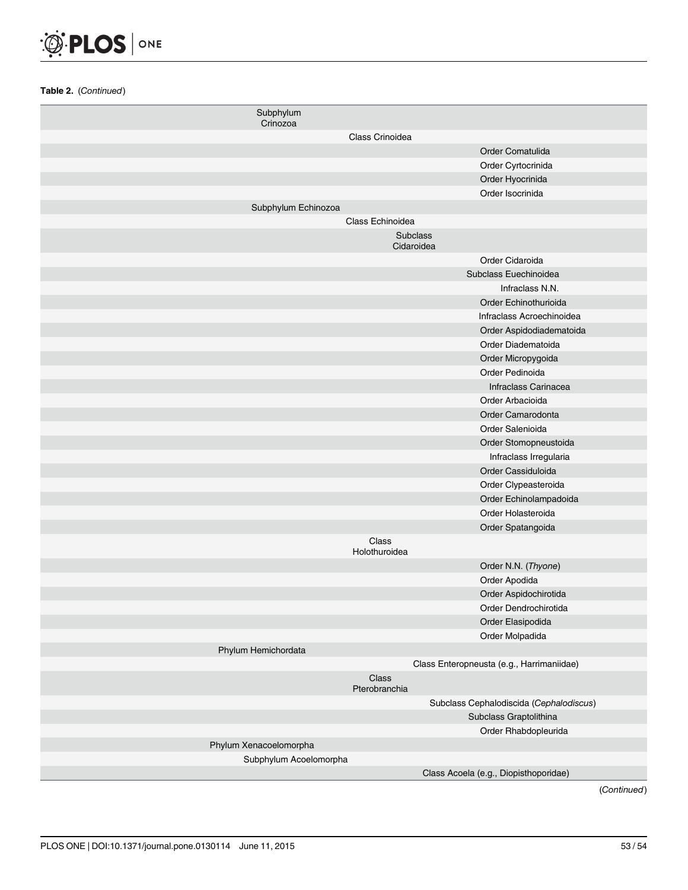**Table 2.** (*Continued*)

| Phylum | Subphylum | Class | Subclass/Infraclass | Order |
|---|---|---|---|---|
| | Subphylum Crinozoa | | | |
| | | Class Crinoidea | | |
| | | | | Order Comatulida |
| | | | | Order Cyrtocrinida |
| | | | | Order Hyocrinida |
| | | | | Order Isocrinida |
| | Subphylum Echinozoa | | | |
| | | Class Echinoidea | | |
| | | | Subclass Cidaroidea | |
| | | | | Order Cidaroida |
| | | | Subclass Euechinoidea | |
| | | | Infraclass N.N. | |
| | | | | Order Echinothurioida |
| | | | Infraclass Acroechinoidea | |
| | | | | Order Aspidodiadematoida |
| | | | | Order Diadematoida |
| | | | | Order Micropygoida |
| | | | | Order Pedinoida |
| | | | Infraclass Carinacea | |
| | | | | Order Arbacioida |
| | | | | Order Camarodonta |
| | | | | Order Salenioida |
| | | | | Order Stomopneustoida |
| | | | Infraclass Irregularia | |
| | | | | Order Cassiduloida |
| | | | | Order Clypeasteroida |
| | | | | Order Echinolampadoida |
| | | | | Order Holasteroida |
| | | | | Order Spatangoida |
| | | Class Holothuroidea | | |
| | | | | Order N.N. (*Thyone*) |
| | | | | Order Apodida |
| | | | | Order Aspidochirotida |
| | | | | Order Dendrochirotida |
| | | | | Order Elasipodida |
| | | | | Order Molpadida |
| Phylum Hemichordata | | | | |
| | | | Class Enteropneusta (e.g., Harrimaniidae) | |
| | | Class Pterobranchia | | |
| | | | Subclass Cephalodiscida (*Cephalodiscus*) | |
| | | | Subclass Graptolithina | |
| | | | | Order Rhabdopleurida |
| Phylum Xenacoelomorpha | | | | |
| | Subphylum Acoelomorpha | | | |
| | | | Class Acoela (e.g., Diopisthoporidae) | |

(*Continued*)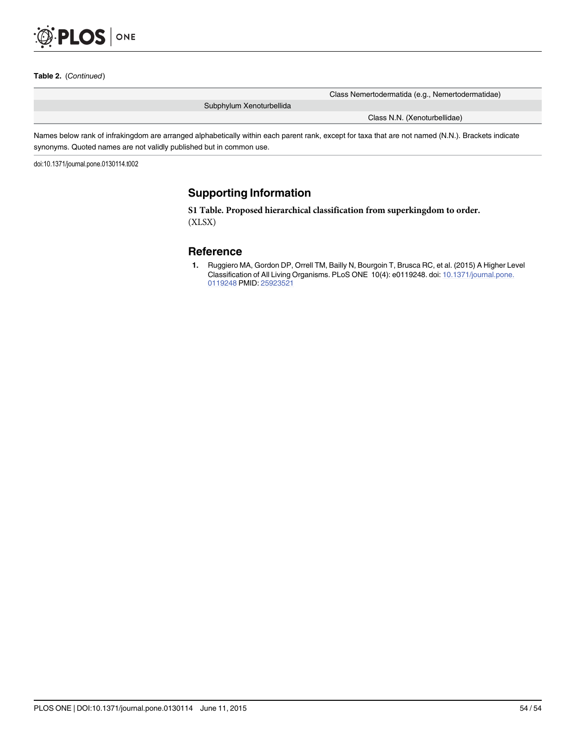**Table 2.** (*Continued*)

| | | |
|---|---|---|
| | | Class Nemertodermatida (e.g., Nemertodermatidae) |
| | Subphylum Xenoturbellida | |
| | | Class N.N. (Xenoturbellidae) |

Names below rank of infrakingdom are arranged alphabetically within each parent rank, except for taxa that are not named (N.N.). Brackets indicate synonyms. Quoted names are not validly published but in common use.

doi:10.1371/journal.pone.0130114.t002

## Supporting Information

**S1 Table. Proposed hierarchical classification from superkingdom to order.**
(XLSX)

## Reference

1. Ruggiero MA, Gordon DP, Orrell TM, Bailly N, Bourgoin T, Brusca RC, et al. (2015) A Higher Level Classification of All Living Organisms. PLoS ONE 10(4): e0119248. doi: 10.1371/journal.pone.0119248 PMID: 25923521